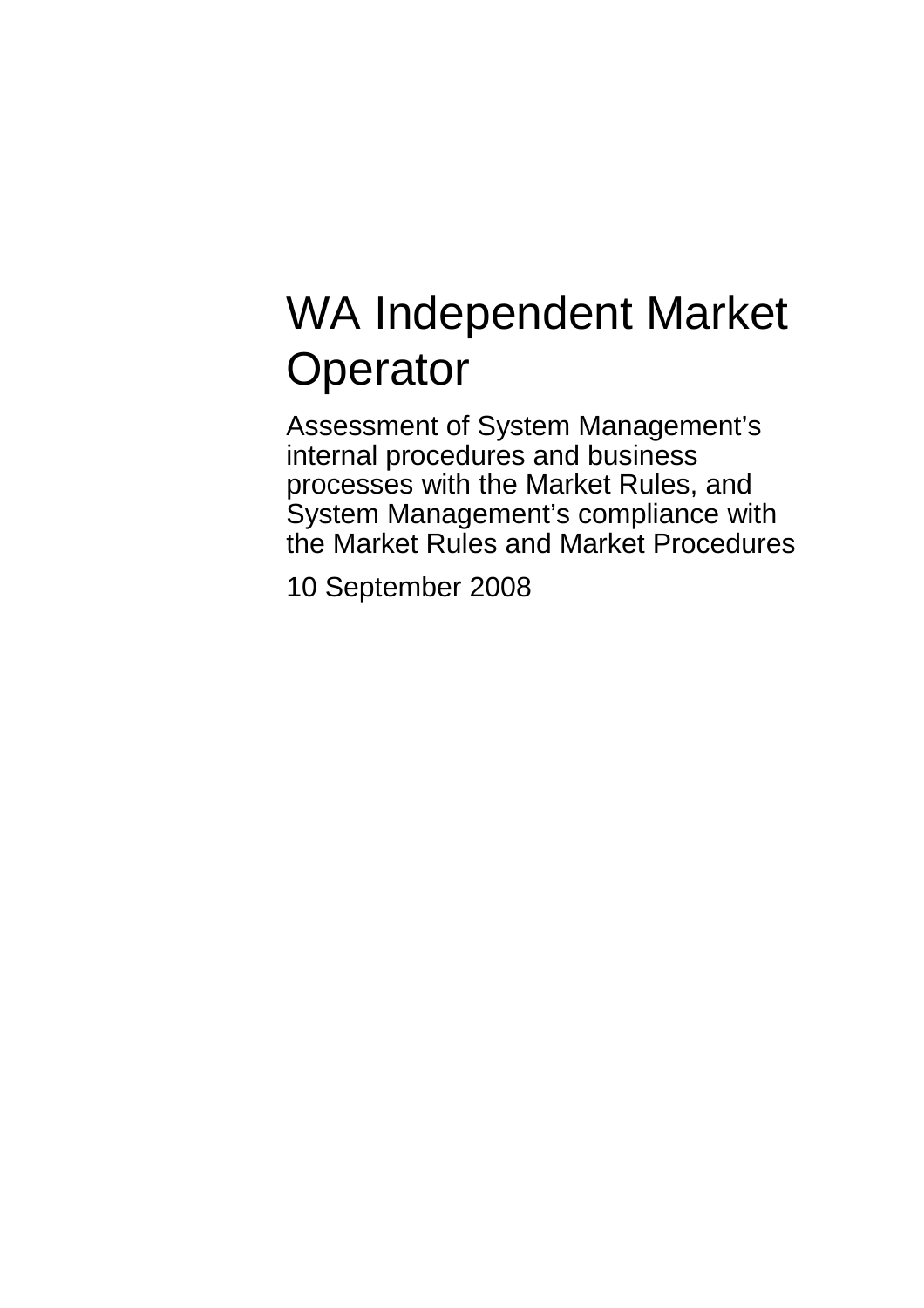# WA Independent Market Operator

Assessment of System Management’s internal procedures and business processes with the Market Rules, and System Management’s compliance with the Market Rules and Market Procedures

10 September 2008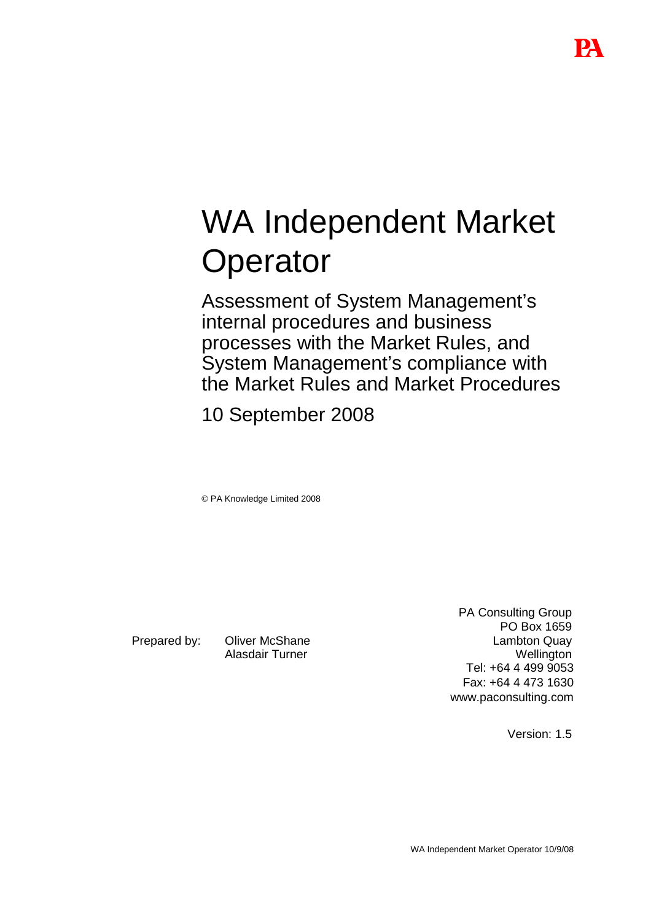# WA Independent Market Operator

## Assessment of System Management's internal procedures and business processes with the Market Rules, and System Management's compliance with the Market Rules and Market Procedures

10 September 2008

© PA Knowledge Limited 2008

Prepared by: Oliver McShane
Alasdair Turner

PA Consulting Group
PO Box 1659
Lambton Quay
Wellington
Tel: +64 4 499 9053
Fax: +64 4 473 1630
www.paconsulting.com

Version: 1.5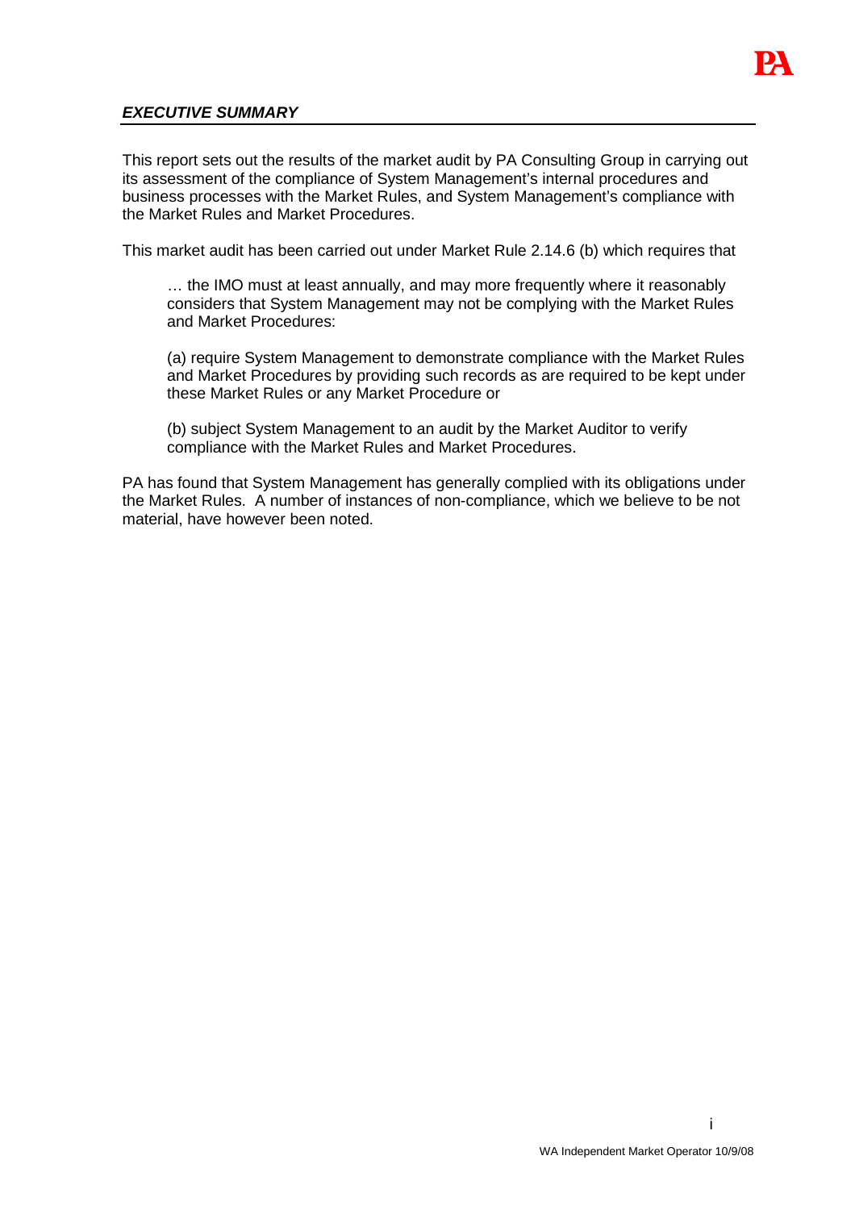## *EXECUTIVE SUMMARY*

This report sets out the results of the market audit by PA Consulting Group in carrying out its assessment of the compliance of System Management's internal procedures and business processes with the Market Rules, and System Management's compliance with the Market Rules and Market Procedures.

This market audit has been carried out under Market Rule 2.14.6 (b) which requires that

> … the IMO must at least annually, and may more frequently where it reasonably considers that System Management may not be complying with the Market Rules and Market Procedures:
>
> (a) require System Management to demonstrate compliance with the Market Rules and Market Procedures by providing such records as are required to be kept under these Market Rules or any Market Procedure or
>
> (b) subject System Management to an audit by the Market Auditor to verify compliance with the Market Rules and Market Procedures.

PA has found that System Management has generally complied with its obligations under the Market Rules. A number of instances of non-compliance, which we believe to be not material, have however been noted.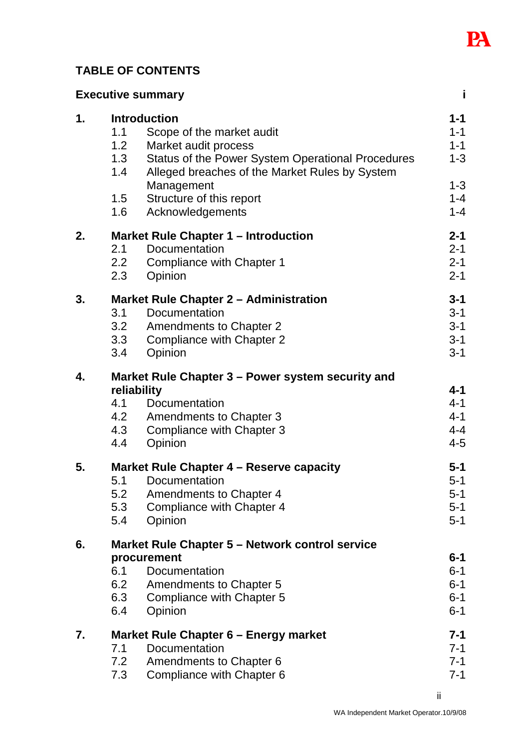## TABLE OF CONTENTS

| | | | |
|---|---|---|---|
| **Executive summary** | | | **i** |
| **1.** | **Introduction** | | **1-1** |
| | 1.1 | Scope of the market audit | 1-1 |
| | 1.2 | Market audit process | 1-1 |
| | 1.3 | Status of the Power System Operational Procedures | 1-3 |
| | 1.4 | Alleged breaches of the Market Rules by System Management | 1-3 |
| | 1.5 | Structure of this report | 1-4 |
| | 1.6 | Acknowledgements | 1-4 |
| **2.** | **Market Rule Chapter 1 – Introduction** | | **2-1** |
| | 2.1 | Documentation | 2-1 |
| | 2.2 | Compliance with Chapter 1 | 2-1 |
| | 2.3 | Opinion | 2-1 |
| **3.** | **Market Rule Chapter 2 – Administration** | | **3-1** |
| | 3.1 | Documentation | 3-1 |
| | 3.2 | Amendments to Chapter 2 | 3-1 |
| | 3.3 | Compliance with Chapter 2 | 3-1 |
| | 3.4 | Opinion | 3-1 |
| **4.** | **Market Rule Chapter 3 – Power system security and reliability** | | **4-1** |
| | 4.1 | Documentation | 4-1 |
| | 4.2 | Amendments to Chapter 3 | 4-1 |
| | 4.3 | Compliance with Chapter 3 | 4-4 |
| | 4.4 | Opinion | 4-5 |
| **5.** | **Market Rule Chapter 4 – Reserve capacity** | | **5-1** |
| | 5.1 | Documentation | 5-1 |
| | 5.2 | Amendments to Chapter 4 | 5-1 |
| | 5.3 | Compliance with Chapter 4 | 5-1 |
| | 5.4 | Opinion | 5-1 |
| **6.** | **Market Rule Chapter 5 – Network control service procurement** | | **6-1** |
| | 6.1 | Documentation | 6-1 |
| | 6.2 | Amendments to Chapter 5 | 6-1 |
| | 6.3 | Compliance with Chapter 5 | 6-1 |
| | 6.4 | Opinion | 6-1 |
| **7.** | **Market Rule Chapter 6 – Energy market** | | **7-1** |
| | 7.1 | Documentation | 7-1 |
| | 7.2 | Amendments to Chapter 6 | 7-1 |
| | 7.3 | Compliance with Chapter 6 | 7-1 |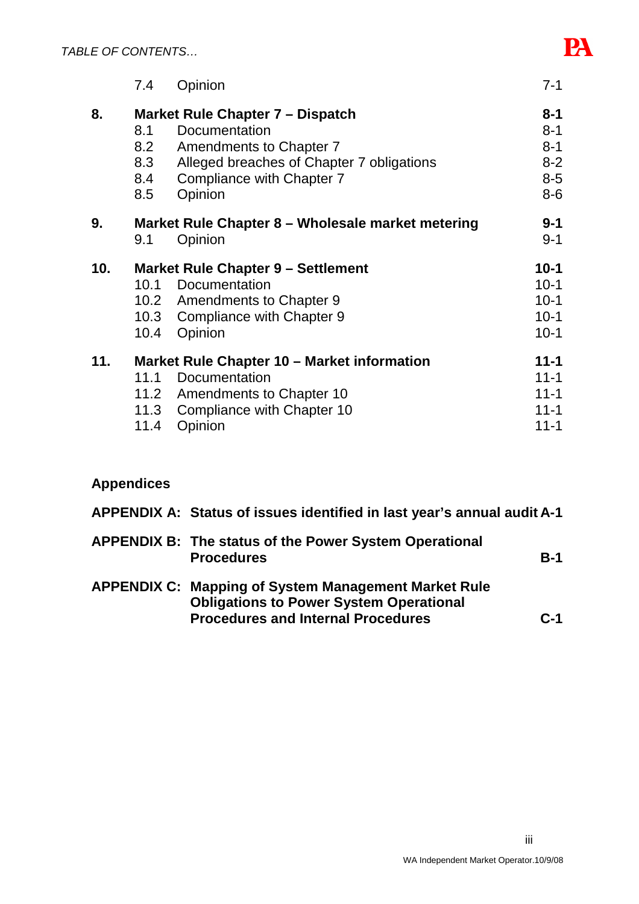| | | | |
|---|---|---|---|
| | 7.4 | Opinion | 7-1 |
| **8.** | **Market Rule Chapter 7 – Dispatch** | | **8-1** |
| | 8.1 | Documentation | 8-1 |
| | 8.2 | Amendments to Chapter 7 | 8-1 |
| | 8.3 | Alleged breaches of Chapter 7 obligations | 8-2 |
| | 8.4 | Compliance with Chapter 7 | 8-5 |
| | 8.5 | Opinion | 8-6 |
| **9.** | **Market Rule Chapter 8 – Wholesale market metering** | | **9-1** |
| | 9.1 | Opinion | 9-1 |
| **10.** | **Market Rule Chapter 9 – Settlement** | | **10-1** |
| | 10.1 | Documentation | 10-1 |
| | 10.2 | Amendments to Chapter 9 | 10-1 |
| | 10.3 | Compliance with Chapter 9 | 10-1 |
| | 10.4 | Opinion | 10-1 |
| **11.** | **Market Rule Chapter 10 – Market information** | | **11-1** |
| | 11.1 | Documentation | 11-1 |
| | 11.2 | Amendments to Chapter 10 | 11-1 |
| | 11.3 | Compliance with Chapter 10 | 11-1 |
| | 11.4 | Opinion | 11-1 |

**Appendices**

| | | |
|---|---|---|
| **APPENDIX A:** | **Status of issues identified in last year's annual audit** | **A-1** |
| **APPENDIX B:** | **The status of the Power System Operational Procedures** | **B-1** |
| **APPENDIX C:** | **Mapping of System Management Market Rule Obligations to Power System Operational Procedures and Internal Procedures** | **C-1** |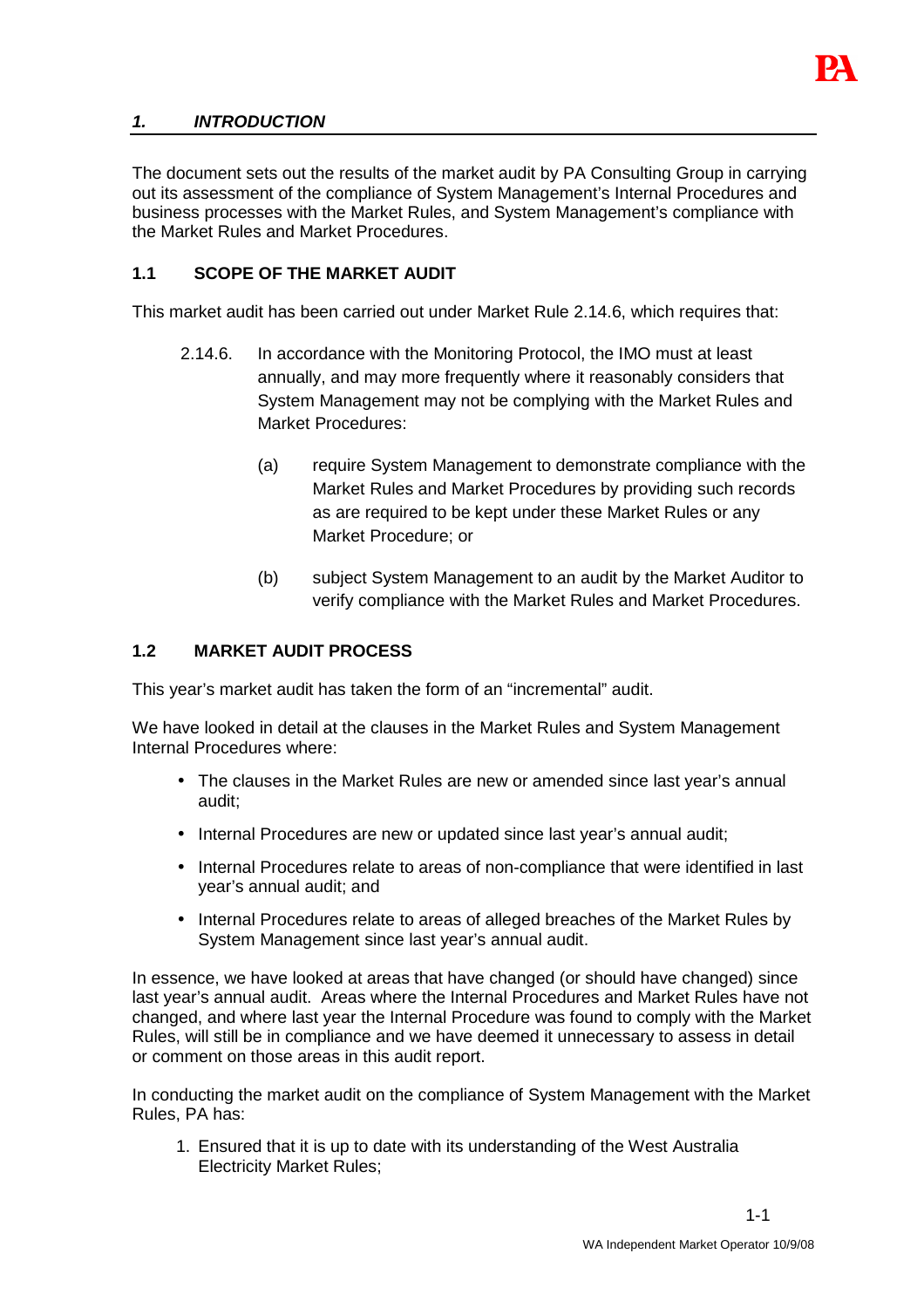## *1. INTRODUCTION*

The document sets out the results of the market audit by PA Consulting Group in carrying out its assessment of the compliance of System Management's Internal Procedures and business processes with the Market Rules, and System Management's compliance with the Market Rules and Market Procedures.

### 1.1 SCOPE OF THE MARKET AUDIT

This market audit has been carried out under Market Rule 2.14.6, which requires that:

> 2.14.6. In accordance with the Monitoring Protocol, the IMO must at least annually, and may more frequently where it reasonably considers that System Management may not be complying with the Market Rules and Market Procedures:
>
> (a) require System Management to demonstrate compliance with the Market Rules and Market Procedures by providing such records as are required to be kept under these Market Rules or any Market Procedure; or
>
> (b) subject System Management to an audit by the Market Auditor to verify compliance with the Market Rules and Market Procedures.

### 1.2 MARKET AUDIT PROCESS

This year's market audit has taken the form of an "incremental" audit.

We have looked in detail at the clauses in the Market Rules and System Management Internal Procedures where:

- The clauses in the Market Rules are new or amended since last year's annual audit;
- Internal Procedures are new or updated since last year's annual audit;
- Internal Procedures relate to areas of non-compliance that were identified in last year's annual audit; and
- Internal Procedures relate to areas of alleged breaches of the Market Rules by System Management since last year's annual audit.

In essence, we have looked at areas that have changed (or should have changed) since last year's annual audit. Areas where the Internal Procedures and Market Rules have not changed, and where last year the Internal Procedure was found to comply with the Market Rules, will still be in compliance and we have deemed it unnecessary to assess in detail or comment on those areas in this audit report.

In conducting the market audit on the compliance of System Management with the Market Rules, PA has:

1. Ensured that it is up to date with its understanding of the West Australia Electricity Market Rules;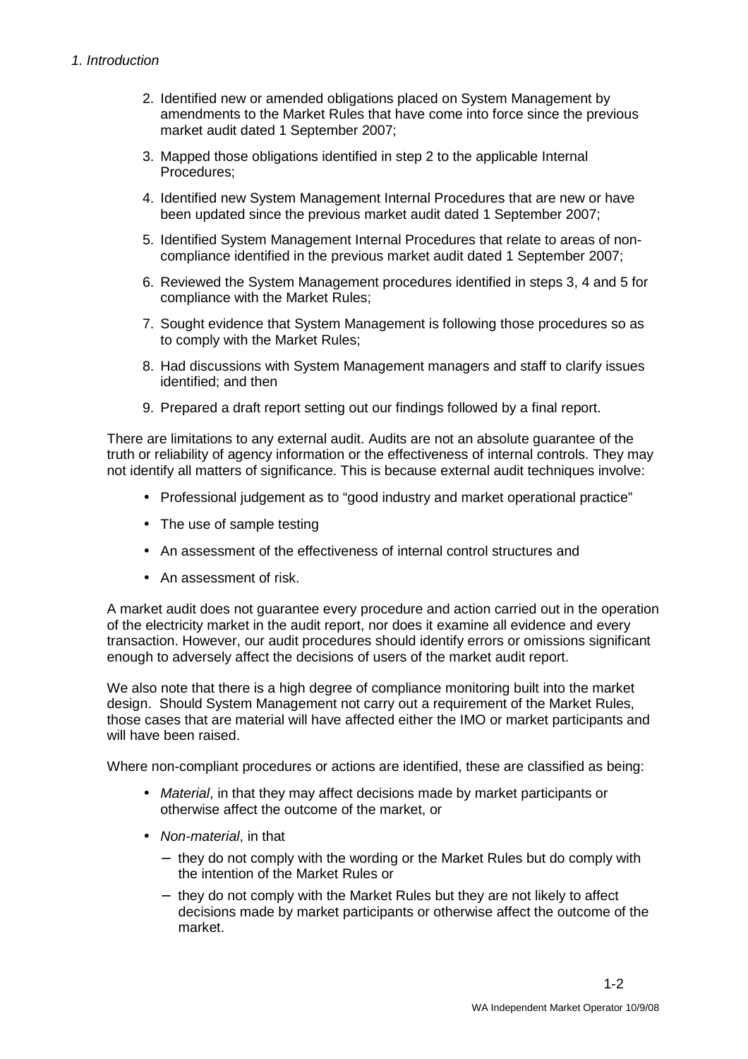2. Identified new or amended obligations placed on System Management by amendments to the Market Rules that have come into force since the previous market audit dated 1 September 2007;
3. Mapped those obligations identified in step 2 to the applicable Internal Procedures;
4. Identified new System Management Internal Procedures that are new or have been updated since the previous market audit dated 1 September 2007;
5. Identified System Management Internal Procedures that relate to areas of non-compliance identified in the previous market audit dated 1 September 2007;
6. Reviewed the System Management procedures identified in steps 3, 4 and 5 for compliance with the Market Rules;
7. Sought evidence that System Management is following those procedures so as to comply with the Market Rules;
8. Had discussions with System Management managers and staff to clarify issues identified; and then
9. Prepared a draft report setting out our findings followed by a final report.

There are limitations to any external audit. Audits are not an absolute guarantee of the truth or reliability of agency information or the effectiveness of internal controls. They may not identify all matters of significance. This is because external audit techniques involve:

- Professional judgement as to "good industry and market operational practice"
- The use of sample testing
- An assessment of the effectiveness of internal control structures and
- An assessment of risk.

A market audit does not guarantee every procedure and action carried out in the operation of the electricity market in the audit report, nor does it examine all evidence and every transaction. However, our audit procedures should identify errors or omissions significant enough to adversely affect the decisions of users of the market audit report.

We also note that there is a high degree of compliance monitoring built into the market design. Should System Management not carry out a requirement of the Market Rules, those cases that are material will have affected either the IMO or market participants and will have been raised.

Where non-compliant procedures or actions are identified, these are classified as being:

- *Material*, in that they may affect decisions made by market participants or otherwise affect the outcome of the market, or
- *Non-material*, in that
  - they do not comply with the wording or the Market Rules but do comply with the intention of the Market Rules or
  - they do not comply with the Market Rules but they are not likely to affect decisions made by market participants or otherwise affect the outcome of the market.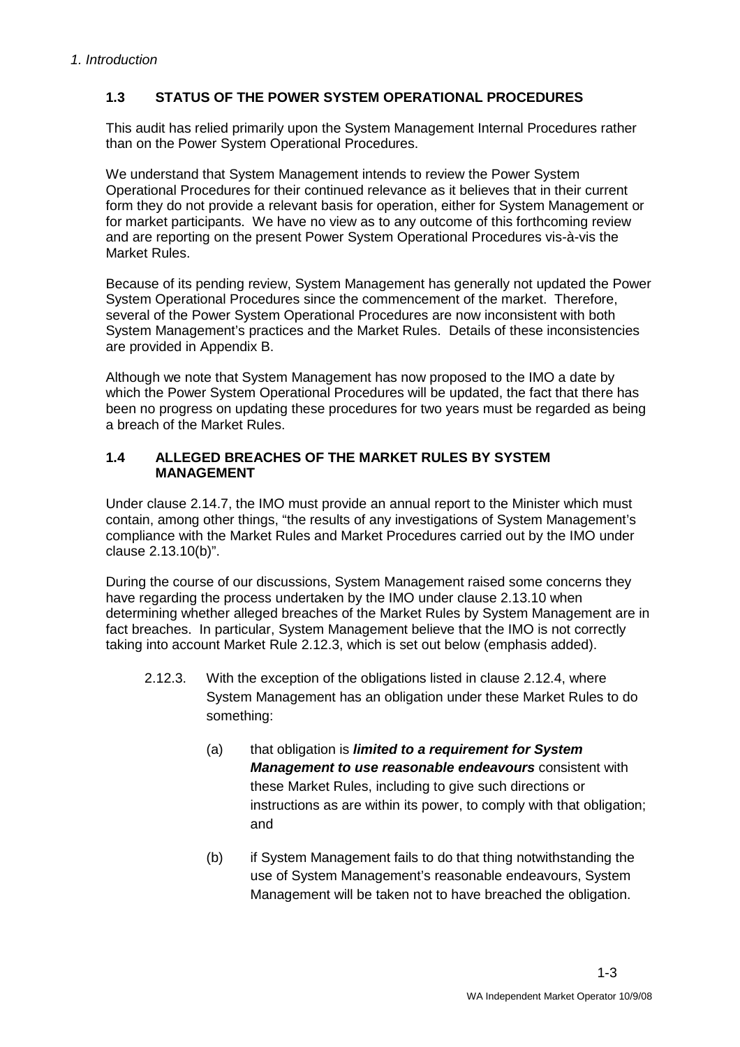## 1.3 STATUS OF THE POWER SYSTEM OPERATIONAL PROCEDURES

This audit has relied primarily upon the System Management Internal Procedures rather than on the Power System Operational Procedures.

We understand that System Management intends to review the Power System Operational Procedures for their continued relevance as it believes that in their current form they do not provide a relevant basis for operation, either for System Management or for market participants. We have no view as to any outcome of this forthcoming review and are reporting on the present Power System Operational Procedures vis-à-vis the Market Rules.

Because of its pending review, System Management has generally not updated the Power System Operational Procedures since the commencement of the market. Therefore, several of the Power System Operational Procedures are now inconsistent with both System Management's practices and the Market Rules. Details of these inconsistencies are provided in Appendix B.

Although we note that System Management has now proposed to the IMO a date by which the Power System Operational Procedures will be updated, the fact that there has been no progress on updating these procedures for two years must be regarded as being a breach of the Market Rules.

## 1.4 ALLEGED BREACHES OF THE MARKET RULES BY SYSTEM MANAGEMENT

Under clause 2.14.7, the IMO must provide an annual report to the Minister which must contain, among other things, "the results of any investigations of System Management's compliance with the Market Rules and Market Procedures carried out by the IMO under clause 2.13.10(b)".

During the course of our discussions, System Management raised some concerns they have regarding the process undertaken by the IMO under clause 2.13.10 when determining whether alleged breaches of the Market Rules by System Management are in fact breaches. In particular, System Management believe that the IMO is not correctly taking into account Market Rule 2.12.3, which is set out below (emphasis added).

> 2.12.3. With the exception of the obligations listed in clause 2.12.4, where System Management has an obligation under these Market Rules to do something:
>
> (a) that obligation is ***limited to a requirement for System Management to use reasonable endeavours*** consistent with these Market Rules, including to give such directions or instructions as are within its power, to comply with that obligation; and
>
> (b) if System Management fails to do that thing notwithstanding the use of System Management's reasonable endeavours, System Management will be taken not to have breached the obligation.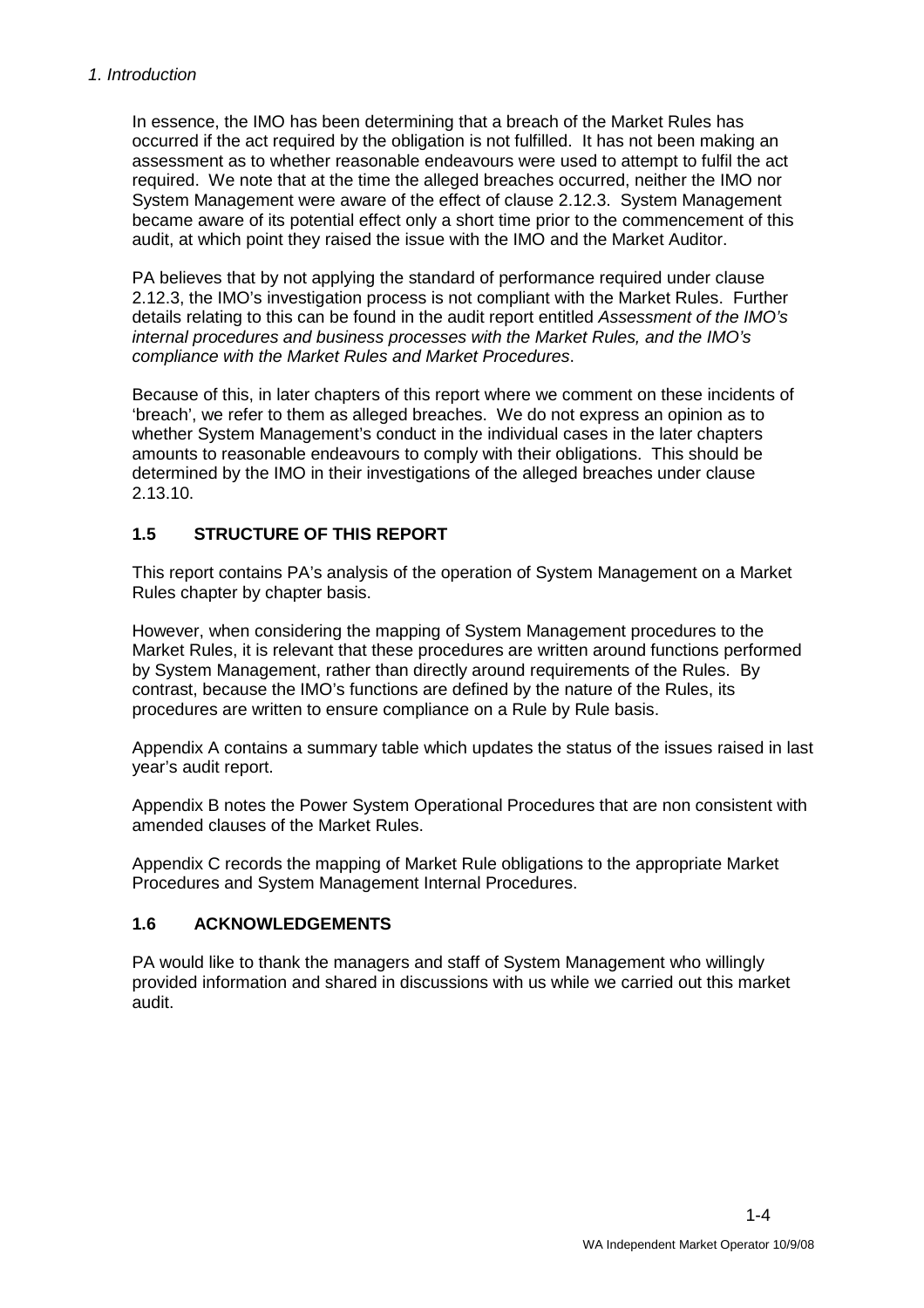In essence, the IMO has been determining that a breach of the Market Rules has occurred if the act required by the obligation is not fulfilled. It has not been making an assessment as to whether reasonable endeavours were used to attempt to fulfil the act required. We note that at the time the alleged breaches occurred, neither the IMO nor System Management were aware of the effect of clause 2.12.3. System Management became aware of its potential effect only a short time prior to the commencement of this audit, at which point they raised the issue with the IMO and the Market Auditor.

PA believes that by not applying the standard of performance required under clause 2.12.3, the IMO's investigation process is not compliant with the Market Rules. Further details relating to this can be found in the audit report entitled *Assessment of the IMO's internal procedures and business processes with the Market Rules, and the IMO's compliance with the Market Rules and Market Procedures*.

Because of this, in later chapters of this report where we comment on these incidents of 'breach', we refer to them as alleged breaches. We do not express an opinion as to whether System Management's conduct in the individual cases in the later chapters amounts to reasonable endeavours to comply with their obligations. This should be determined by the IMO in their investigations of the alleged breaches under clause 2.13.10.

## 1.5 STRUCTURE OF THIS REPORT

This report contains PA's analysis of the operation of System Management on a Market Rules chapter by chapter basis.

However, when considering the mapping of System Management procedures to the Market Rules, it is relevant that these procedures are written around functions performed by System Management, rather than directly around requirements of the Rules. By contrast, because the IMO's functions are defined by the nature of the Rules, its procedures are written to ensure compliance on a Rule by Rule basis.

Appendix A contains a summary table which updates the status of the issues raised in last year's audit report.

Appendix B notes the Power System Operational Procedures that are non consistent with amended clauses of the Market Rules.

Appendix C records the mapping of Market Rule obligations to the appropriate Market Procedures and System Management Internal Procedures.

## 1.6 ACKNOWLEDGEMENTS

PA would like to thank the managers and staff of System Management who willingly provided information and shared in discussions with us while we carried out this market audit.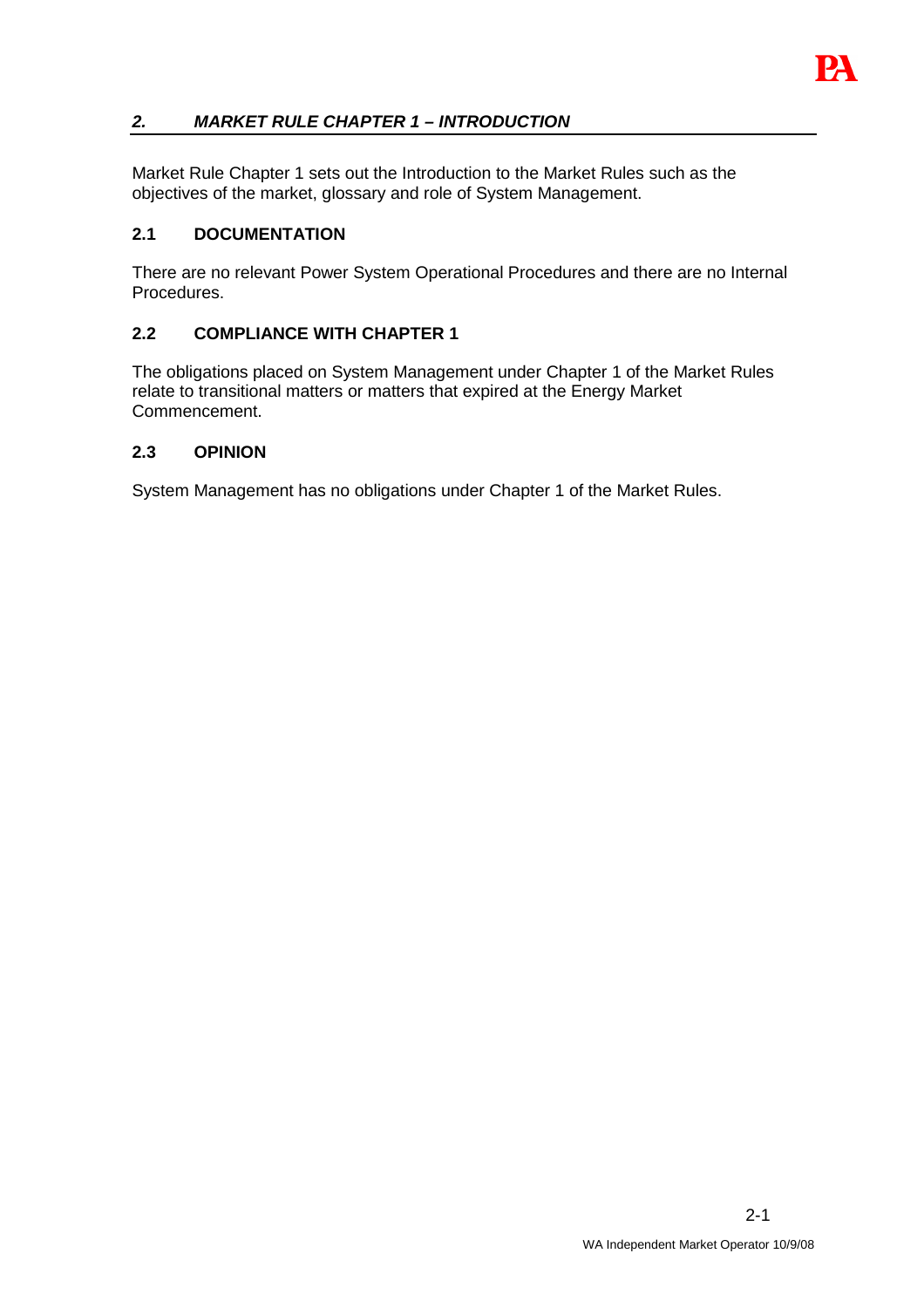## *2. MARKET RULE CHAPTER 1 – INTRODUCTION*

Market Rule Chapter 1 sets out the Introduction to the Market Rules such as the objectives of the market, glossary and role of System Management.

### 2.1 DOCUMENTATION

There are no relevant Power System Operational Procedures and there are no Internal Procedures.

### 2.2 COMPLIANCE WITH CHAPTER 1

The obligations placed on System Management under Chapter 1 of the Market Rules relate to transitional matters or matters that expired at the Energy Market Commencement.

### 2.3 OPINION

System Management has no obligations under Chapter 1 of the Market Rules.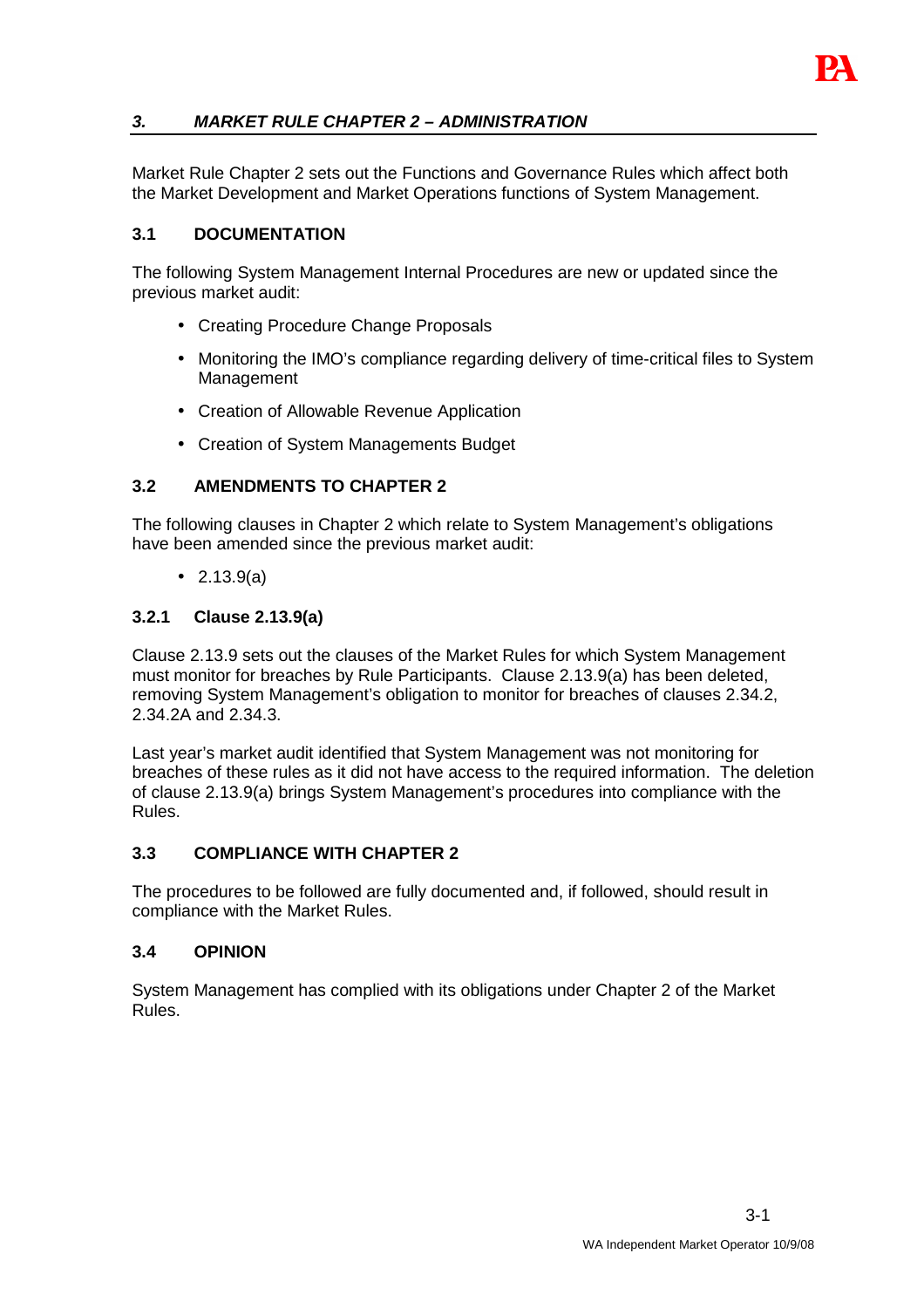## *3. MARKET RULE CHAPTER 2 – ADMINISTRATION*

Market Rule Chapter 2 sets out the Functions and Governance Rules which affect both the Market Development and Market Operations functions of System Management.

### 3.1 DOCUMENTATION

The following System Management Internal Procedures are new or updated since the previous market audit:

- Creating Procedure Change Proposals
- Monitoring the IMO's compliance regarding delivery of time-critical files to System Management
- Creation of Allowable Revenue Application
- Creation of System Managements Budget

### 3.2 AMENDMENTS TO CHAPTER 2

The following clauses in Chapter 2 which relate to System Management's obligations have been amended since the previous market audit:

- 2.13.9(a)

#### 3.2.1 Clause 2.13.9(a)

Clause 2.13.9 sets out the clauses of the Market Rules for which System Management must monitor for breaches by Rule Participants. Clause 2.13.9(a) has been deleted, removing System Management's obligation to monitor for breaches of clauses 2.34.2, 2.34.2A and 2.34.3.

Last year's market audit identified that System Management was not monitoring for breaches of these rules as it did not have access to the required information. The deletion of clause 2.13.9(a) brings System Management's procedures into compliance with the Rules.

### 3.3 COMPLIANCE WITH CHAPTER 2

The procedures to be followed are fully documented and, if followed, should result in compliance with the Market Rules.

### 3.4 OPINION

System Management has complied with its obligations under Chapter 2 of the Market Rules.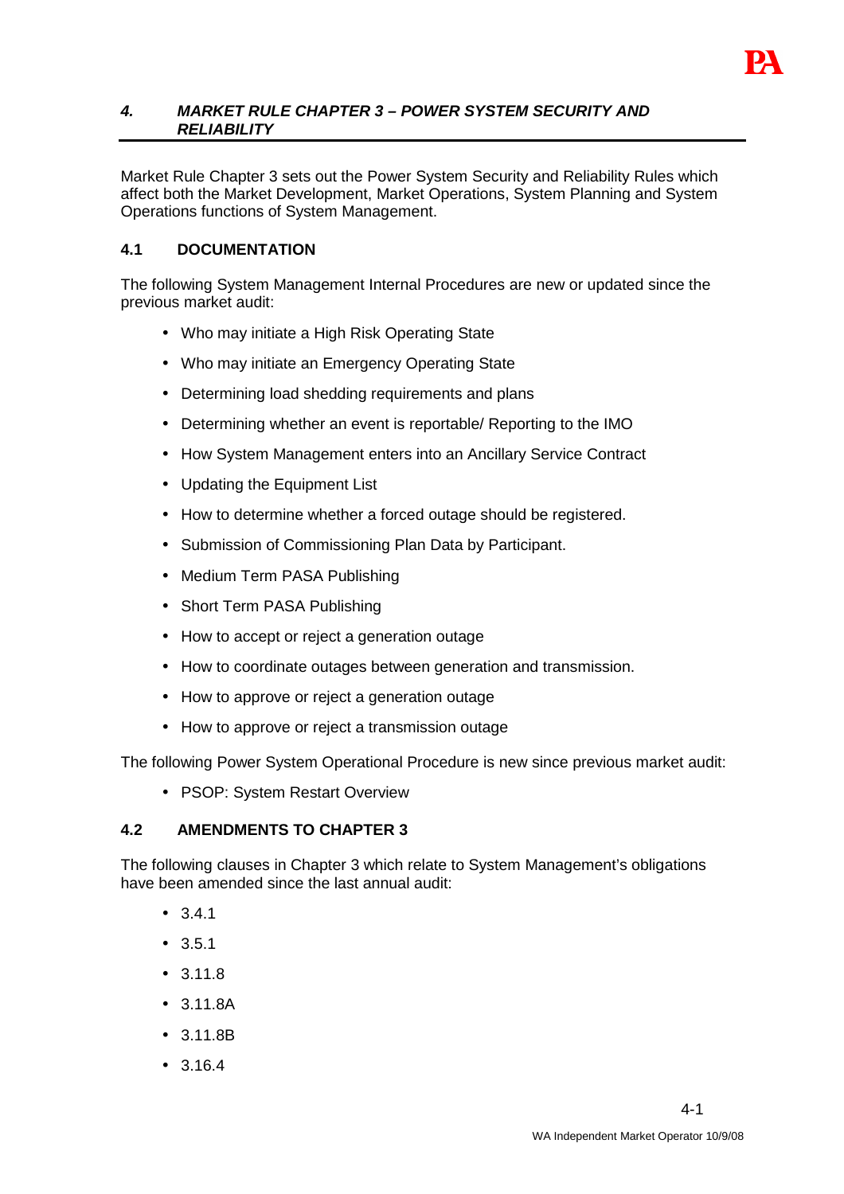## *4. MARKET RULE CHAPTER 3 – POWER SYSTEM SECURITY AND RELIABILITY*

Market Rule Chapter 3 sets out the Power System Security and Reliability Rules which affect both the Market Development, Market Operations, System Planning and System Operations functions of System Management.

### 4.1 DOCUMENTATION

The following System Management Internal Procedures are new or updated since the previous market audit:

- Who may initiate a High Risk Operating State
- Who may initiate an Emergency Operating State
- Determining load shedding requirements and plans
- Determining whether an event is reportable/ Reporting to the IMO
- How System Management enters into an Ancillary Service Contract
- Updating the Equipment List
- How to determine whether a forced outage should be registered.
- Submission of Commissioning Plan Data by Participant.
- Medium Term PASA Publishing
- Short Term PASA Publishing
- How to accept or reject a generation outage
- How to coordinate outages between generation and transmission.
- How to approve or reject a generation outage
- How to approve or reject a transmission outage

The following Power System Operational Procedure is new since previous market audit:

- PSOP: System Restart Overview

### 4.2 AMENDMENTS TO CHAPTER 3

The following clauses in Chapter 3 which relate to System Management's obligations have been amended since the last annual audit:

- 3.4.1
- 3.5.1
- 3.11.8
- 3.11.8A
- 3.11.8B
- 3.16.4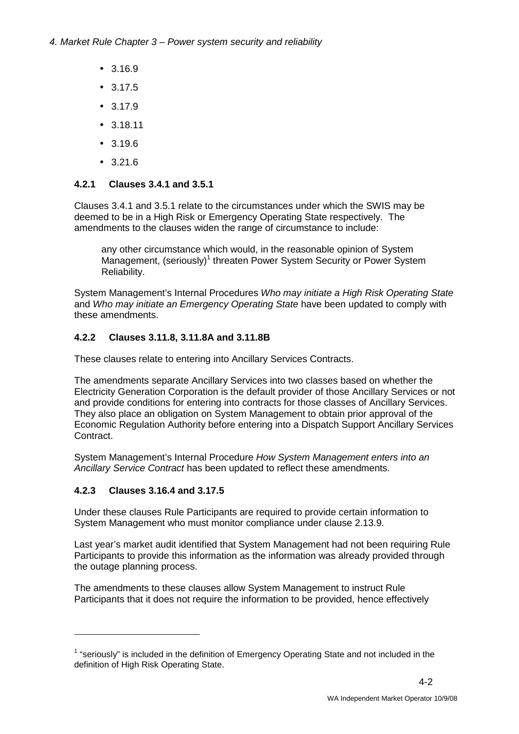- 3.16.9
- 3.17.5
- 3.17.9
- 3.18.11
- 3.19.6
- 3.21.6

### 4.2.1 Clauses 3.4.1 and 3.5.1

Clauses 3.4.1 and 3.5.1 relate to the circumstances under which the SWIS may be deemed to be in a High Risk or Emergency Operating State respectively. The amendments to the clauses widen the range of circumstance to include:

> any other circumstance which would, in the reasonable opinion of System Management, (seriously)[1] threaten Power System Security or Power System Reliability.

System Management's Internal Procedures *Who may initiate a High Risk Operating State* and *Who may initiate an Emergency Operating State* have been updated to comply with these amendments.

### 4.2.2 Clauses 3.11.8, 3.11.8A and 3.11.8B

These clauses relate to entering into Ancillary Services Contracts.

The amendments separate Ancillary Services into two classes based on whether the Electricity Generation Corporation is the default provider of those Ancillary Services or not and provide conditions for entering into contracts for those classes of Ancillary Services. They also place an obligation on System Management to obtain prior approval of the Economic Regulation Authority before entering into a Dispatch Support Ancillary Services Contract.

System Management's Internal Procedure *How System Management enters into an Ancillary Service Contract* has been updated to reflect these amendments.

### 4.2.3 Clauses 3.16.4 and 3.17.5

Under these clauses Rule Participants are required to provide certain information to System Management who must monitor compliance under clause 2.13.9.

Last year's market audit identified that System Management had not been requiring Rule Participants to provide this information as the information was already provided through the outage planning process.

The amendments to these clauses allow System Management to instruct Rule Participants that it does not require the information to be provided, hence effectively

---

[1] "seriously" is included in the definition of Emergency Operating State and not included in the definition of High Risk Operating State.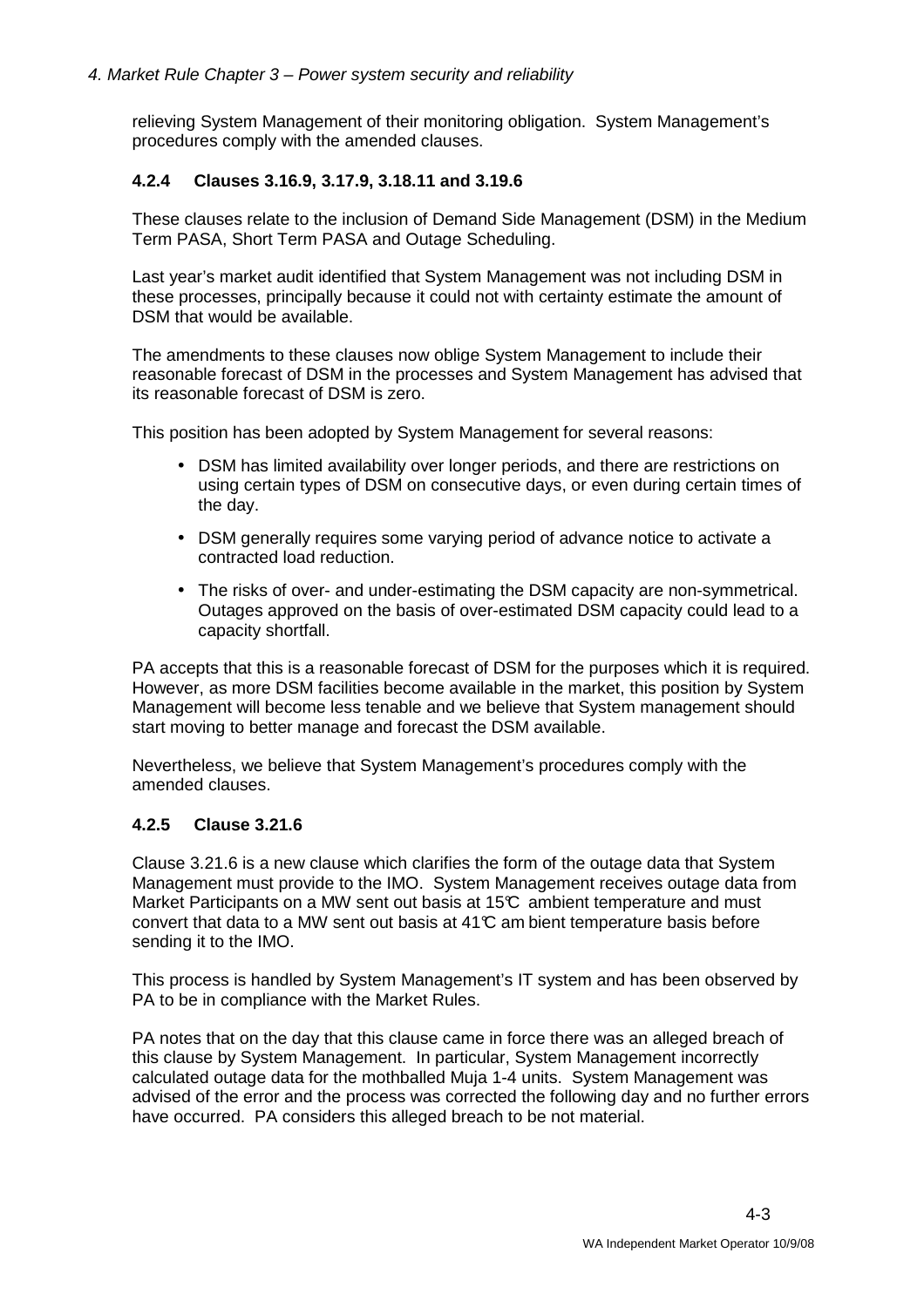relieving System Management of their monitoring obligation. System Management's procedures comply with the amended clauses.

### 4.2.4 Clauses 3.16.9, 3.17.9, 3.18.11 and 3.19.6

These clauses relate to the inclusion of Demand Side Management (DSM) in the Medium Term PASA, Short Term PASA and Outage Scheduling.

Last year's market audit identified that System Management was not including DSM in these processes, principally because it could not with certainty estimate the amount of DSM that would be available.

The amendments to these clauses now oblige System Management to include their reasonable forecast of DSM in the processes and System Management has advised that its reasonable forecast of DSM is zero.

This position has been adopted by System Management for several reasons:

- DSM has limited availability over longer periods, and there are restrictions on using certain types of DSM on consecutive days, or even during certain times of the day.
- DSM generally requires some varying period of advance notice to activate a contracted load reduction.
- The risks of over- and under-estimating the DSM capacity are non-symmetrical. Outages approved on the basis of over-estimated DSM capacity could lead to a capacity shortfall.

PA accepts that this is a reasonable forecast of DSM for the purposes which it is required. However, as more DSM facilities become available in the market, this position by System Management will become less tenable and we believe that System management should start moving to better manage and forecast the DSM available.

Nevertheless, we believe that System Management's procedures comply with the amended clauses.

### 4.2.5 Clause 3.21.6

Clause 3.21.6 is a new clause which clarifies the form of the outage data that System Management must provide to the IMO. System Management receives outage data from Market Participants on a MW sent out basis at 15℃ ambient temperature and must convert that data to a MW sent out basis at 41℃ ambient temperature basis before sending it to the IMO.

This process is handled by System Management's IT system and has been observed by PA to be in compliance with the Market Rules.

PA notes that on the day that this clause came in force there was an alleged breach of this clause by System Management. In particular, System Management incorrectly calculated outage data for the mothballed Muja 1-4 units. System Management was advised of the error and the process was corrected the following day and no further errors have occurred. PA considers this alleged breach to be not material.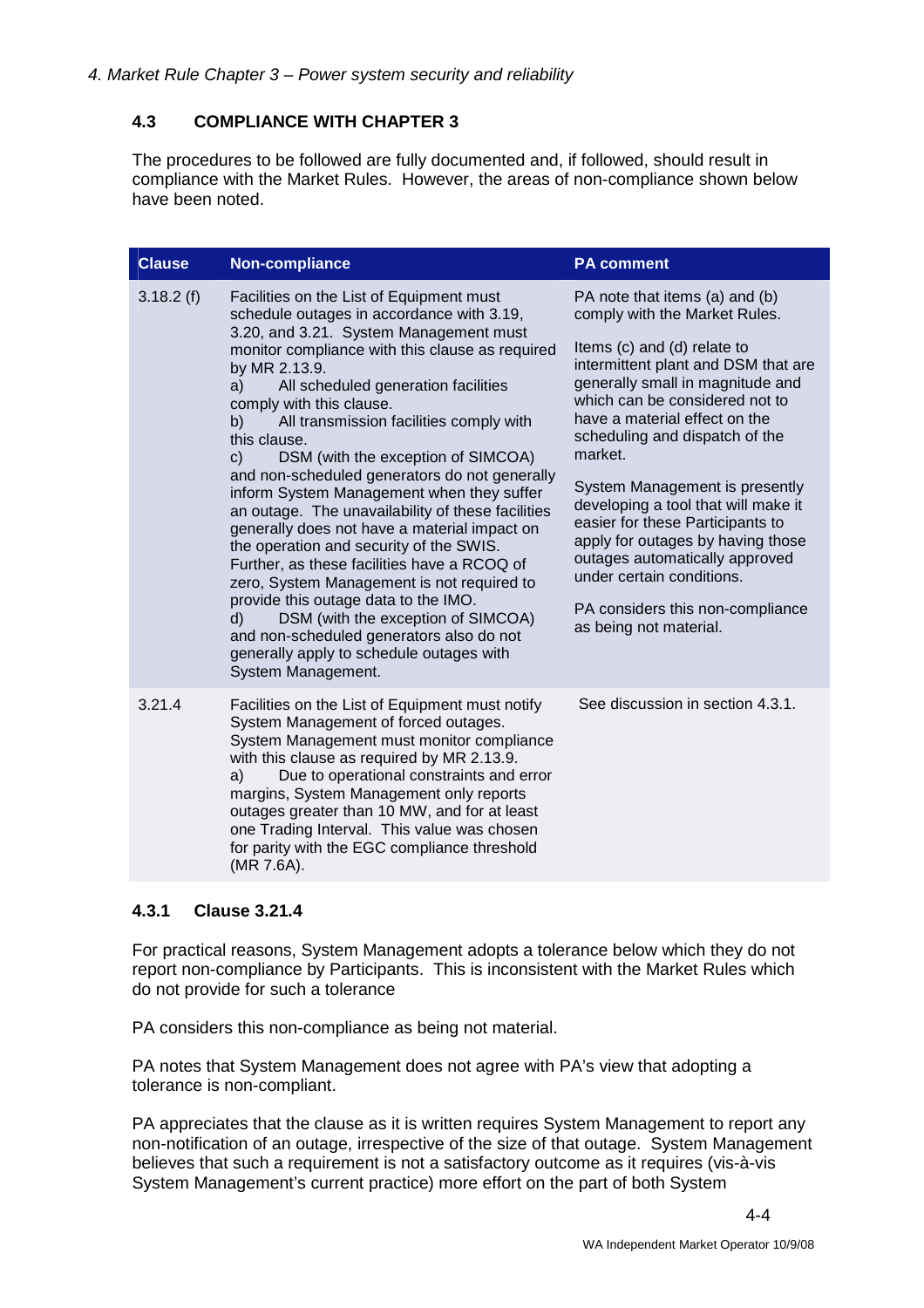*4. Market Rule Chapter 3 – Power system security and reliability*

### 4.3 COMPLIANCE WITH CHAPTER 3

The procedures to be followed are fully documented and, if followed, should result in compliance with the Market Rules. However, the areas of non-compliance shown below have been noted.

| Clause | Non-compliance | PA comment |
|---|---|---|
| 3.18.2 (f) | Facilities on the List of Equipment must schedule outages in accordance with 3.19, 3.20, and 3.21. System Management must monitor compliance with this clause as required by MR 2.13.9.<br>a) All scheduled generation facilities comply with this clause.<br>b) All transmission facilities comply with this clause.<br>c) DSM (with the exception of SIMCOA) and non-scheduled generators do not generally inform System Management when they suffer an outage. The unavailability of these facilities generally does not have a material impact on the operation and security of the SWIS. Further, as these facilities have a RCOQ of zero, System Management is not required to provide this outage data to the IMO.<br>d) DSM (with the exception of SIMCOA) and non-scheduled generators also do not generally apply to schedule outages with System Management. | PA note that items (a) and (b) comply with the Market Rules.<br><br>Items (c) and (d) relate to intermittent plant and DSM that are generally small in magnitude and which can be considered not to have a material effect on the scheduling and dispatch of the market.<br><br>System Management is presently developing a tool that will make it easier for these Participants to apply for outages by having those outages automatically approved under certain conditions.<br><br>PA considers this non-compliance as being not material. |
| 3.21.4 | Facilities on the List of Equipment must notify System Management of forced outages. System Management must monitor compliance with this clause as required by MR 2.13.9.<br>a) Due to operational constraints and error margins, System Management only reports outages greater than 10 MW, and for at least one Trading Interval. This value was chosen for parity with the EGC compliance threshold (MR 7.6A). | See discussion in section 4.3.1. |

#### 4.3.1 Clause 3.21.4

For practical reasons, System Management adopts a tolerance below which they do not report non-compliance by Participants. This is inconsistent with the Market Rules which do not provide for such a tolerance

PA considers this non-compliance as being not material.

PA notes that System Management does not agree with PA's view that adopting a tolerance is non-compliant.

PA appreciates that the clause as it is written requires System Management to report any non-notification of an outage, irrespective of the size of that outage. System Management believes that such a requirement is not a satisfactory outcome as it requires (vis-à-vis System Management's current practice) more effort on the part of both System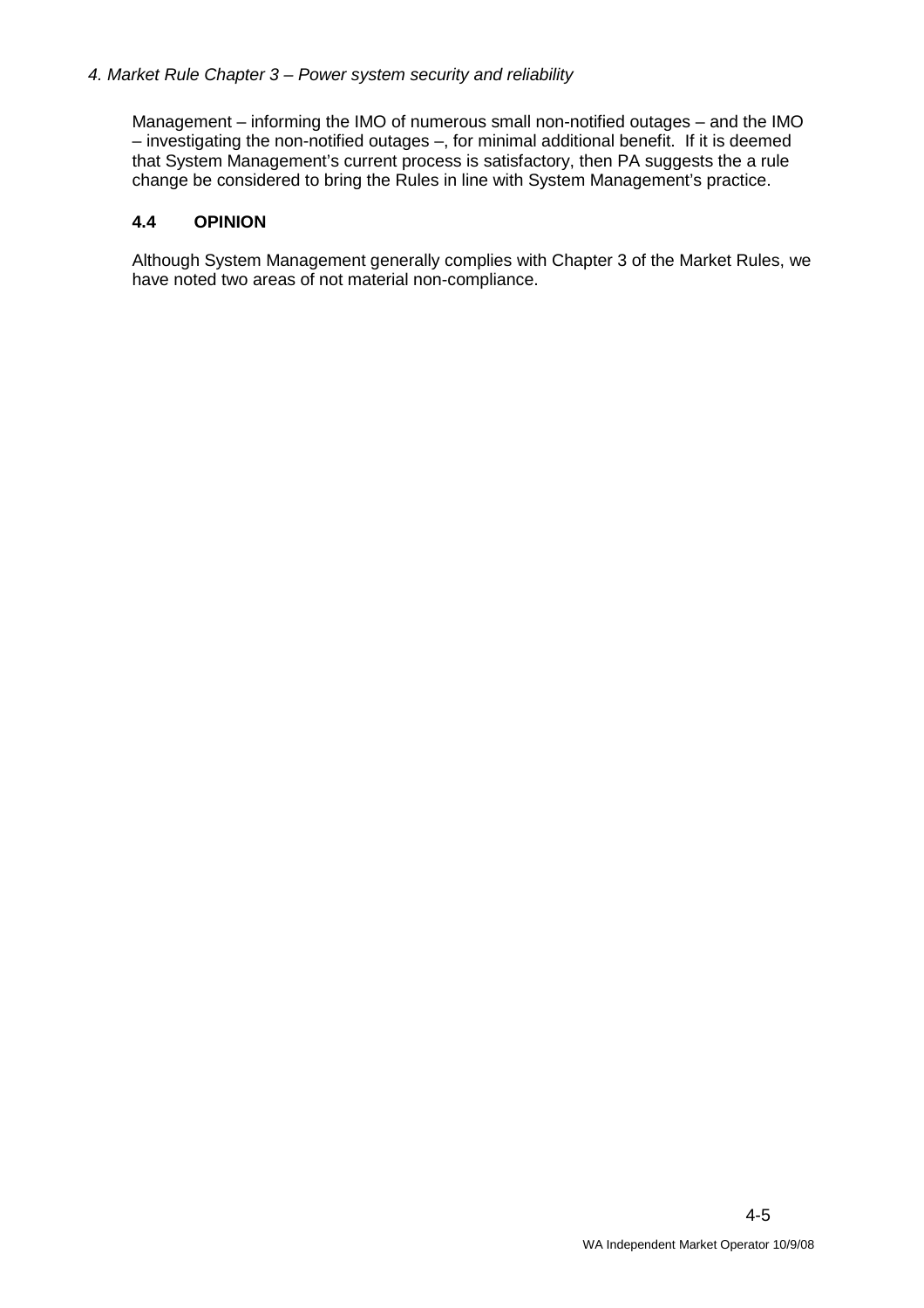Management – informing the IMO of numerous small non-notified outages – and the IMO – investigating the non-notified outages –, for minimal additional benefit. If it is deemed that System Management's current process is satisfactory, then PA suggests the a rule change be considered to bring the Rules in line with System Management's practice.

### 4.4 OPINION

Although System Management generally complies with Chapter 3 of the Market Rules, we have noted two areas of not material non-compliance.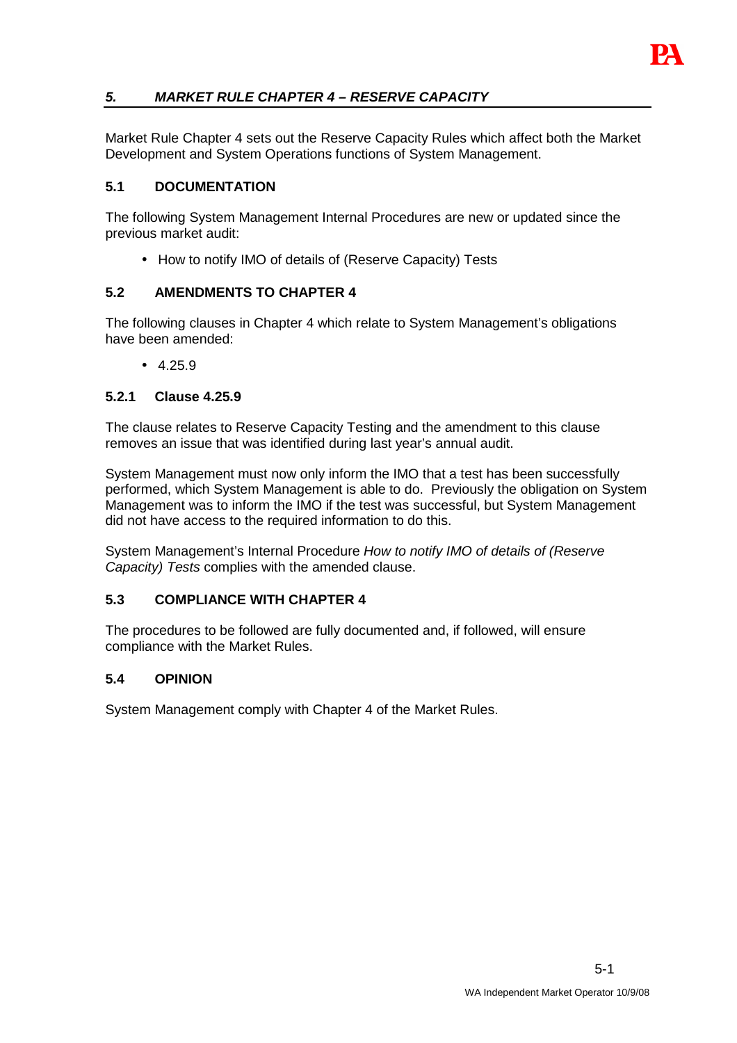## *5. MARKET RULE CHAPTER 4 – RESERVE CAPACITY*

Market Rule Chapter 4 sets out the Reserve Capacity Rules which affect both the Market Development and System Operations functions of System Management.

### 5.1 DOCUMENTATION

The following System Management Internal Procedures are new or updated since the previous market audit:

- How to notify IMO of details of (Reserve Capacity) Tests

### 5.2 AMENDMENTS TO CHAPTER 4

The following clauses in Chapter 4 which relate to System Management's obligations have been amended:

- 4.25.9

#### 5.2.1 Clause 4.25.9

The clause relates to Reserve Capacity Testing and the amendment to this clause removes an issue that was identified during last year's annual audit.

System Management must now only inform the IMO that a test has been successfully performed, which System Management is able to do. Previously the obligation on System Management was to inform the IMO if the test was successful, but System Management did not have access to the required information to do this.

System Management's Internal Procedure *How to notify IMO of details of (Reserve Capacity) Tests* complies with the amended clause.

### 5.3 COMPLIANCE WITH CHAPTER 4

The procedures to be followed are fully documented and, if followed, will ensure compliance with the Market Rules.

### 5.4 OPINION

System Management comply with Chapter 4 of the Market Rules.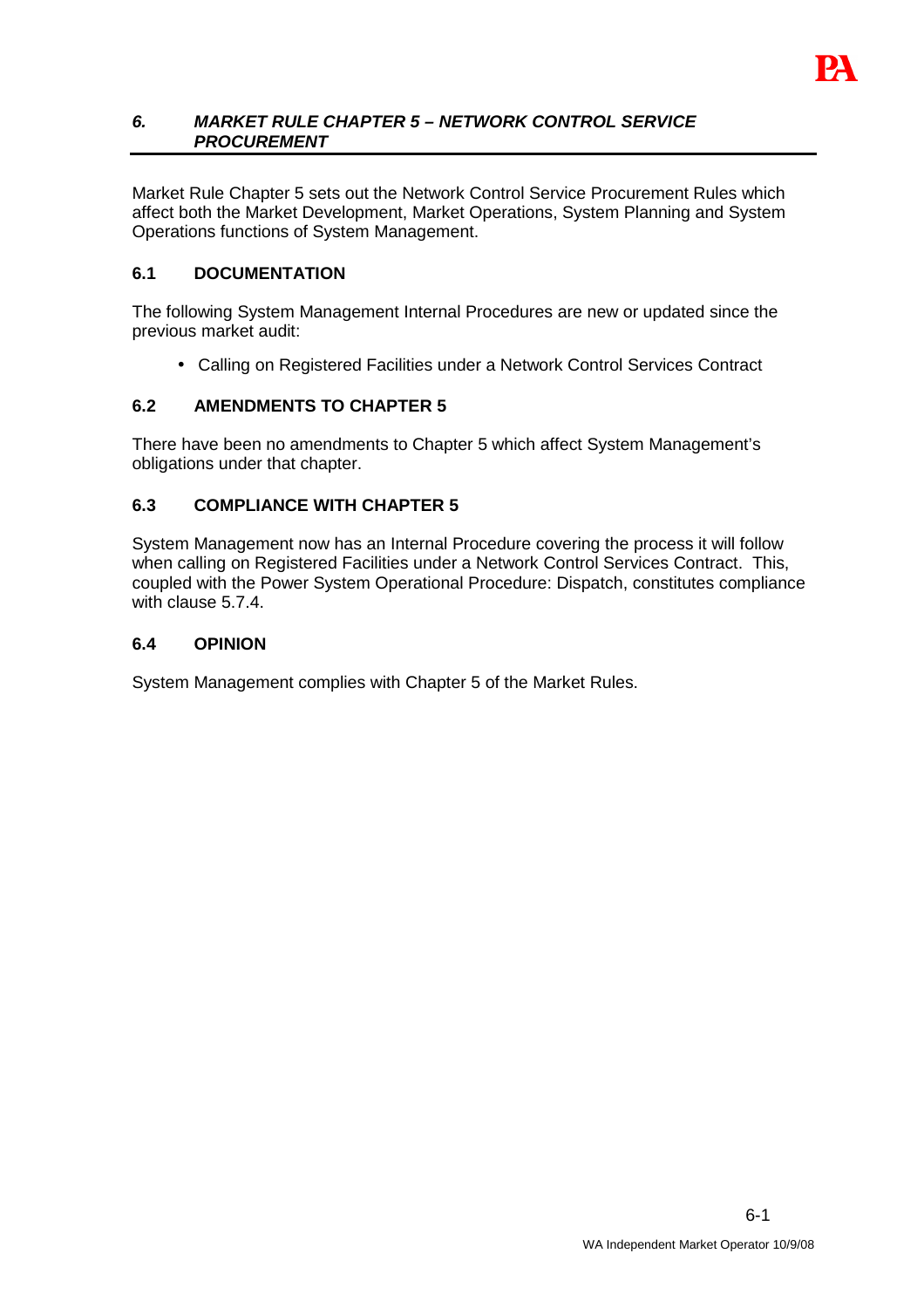## *6. MARKET RULE CHAPTER 5 – NETWORK CONTROL SERVICE PROCUREMENT*

Market Rule Chapter 5 sets out the Network Control Service Procurement Rules which affect both the Market Development, Market Operations, System Planning and System Operations functions of System Management.

### 6.1 DOCUMENTATION

The following System Management Internal Procedures are new or updated since the previous market audit:

- Calling on Registered Facilities under a Network Control Services Contract

### 6.2 AMENDMENTS TO CHAPTER 5

There have been no amendments to Chapter 5 which affect System Management's obligations under that chapter.

### 6.3 COMPLIANCE WITH CHAPTER 5

System Management now has an Internal Procedure covering the process it will follow when calling on Registered Facilities under a Network Control Services Contract. This, coupled with the Power System Operational Procedure: Dispatch, constitutes compliance with clause 5.7.4.

### 6.4 OPINION

System Management complies with Chapter 5 of the Market Rules.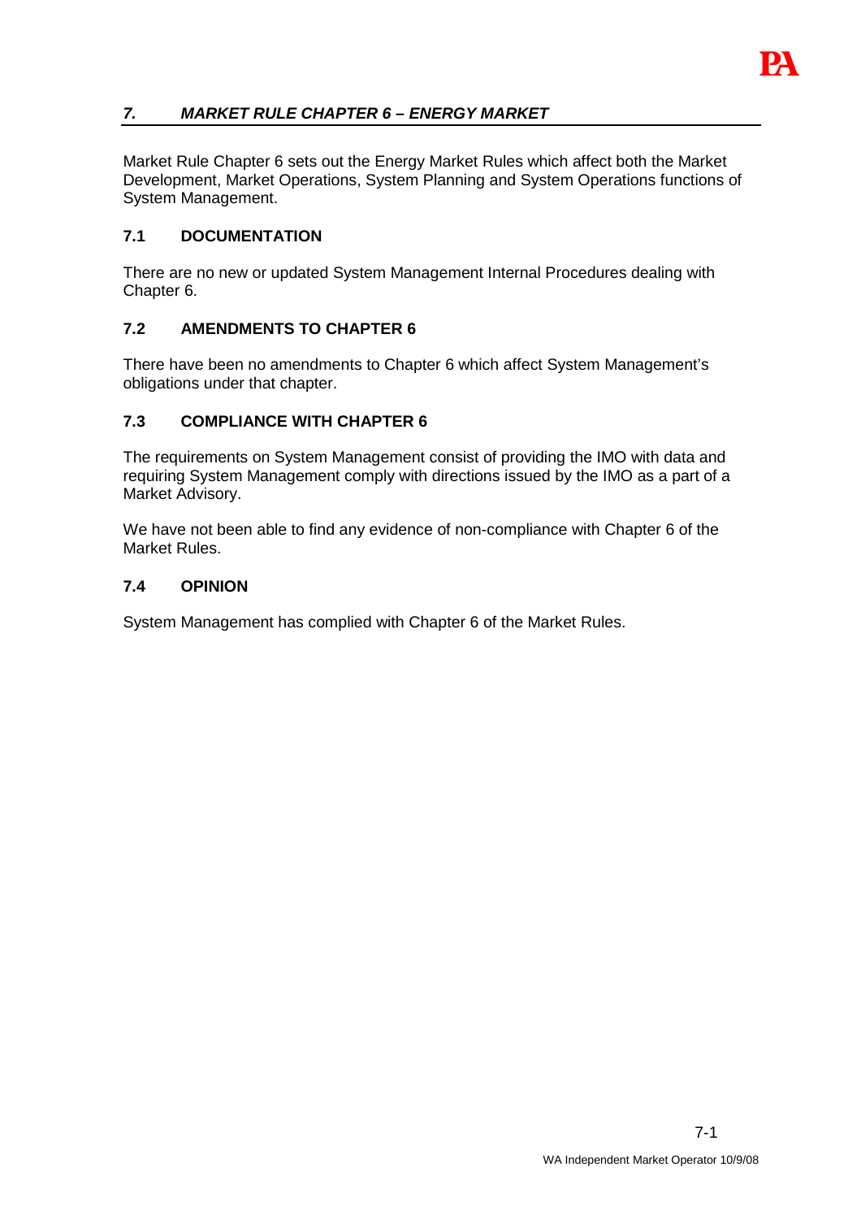## *7. MARKET RULE CHAPTER 6 – ENERGY MARKET*

Market Rule Chapter 6 sets out the Energy Market Rules which affect both the Market Development, Market Operations, System Planning and System Operations functions of System Management.

### 7.1 DOCUMENTATION

There are no new or updated System Management Internal Procedures dealing with Chapter 6.

### 7.2 AMENDMENTS TO CHAPTER 6

There have been no amendments to Chapter 6 which affect System Management's obligations under that chapter.

### 7.3 COMPLIANCE WITH CHAPTER 6

The requirements on System Management consist of providing the IMO with data and requiring System Management comply with directions issued by the IMO as a part of a Market Advisory.

We have not been able to find any evidence of non-compliance with Chapter 6 of the Market Rules.

### 7.4 OPINION

System Management has complied with Chapter 6 of the Market Rules.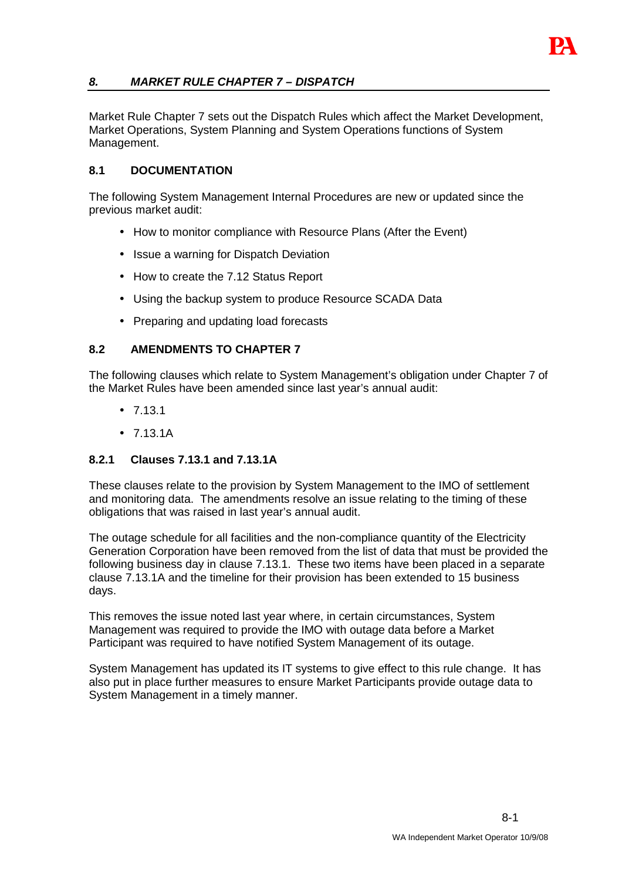## *8. MARKET RULE CHAPTER 7 – DISPATCH*

Market Rule Chapter 7 sets out the Dispatch Rules which affect the Market Development, Market Operations, System Planning and System Operations functions of System Management.

### 8.1 DOCUMENTATION

The following System Management Internal Procedures are new or updated since the previous market audit:

- How to monitor compliance with Resource Plans (After the Event)
- Issue a warning for Dispatch Deviation
- How to create the 7.12 Status Report
- Using the backup system to produce Resource SCADA Data
- Preparing and updating load forecasts

### 8.2 AMENDMENTS TO CHAPTER 7

The following clauses which relate to System Management's obligation under Chapter 7 of the Market Rules have been amended since last year's annual audit:

- 7.13.1
- 7.13.1A

#### 8.2.1 Clauses 7.13.1 and 7.13.1A

These clauses relate to the provision by System Management to the IMO of settlement and monitoring data. The amendments resolve an issue relating to the timing of these obligations that was raised in last year's annual audit.

The outage schedule for all facilities and the non-compliance quantity of the Electricity Generation Corporation have been removed from the list of data that must be provided the following business day in clause 7.13.1. These two items have been placed in a separate clause 7.13.1A and the timeline for their provision has been extended to 15 business days.

This removes the issue noted last year where, in certain circumstances, System Management was required to provide the IMO with outage data before a Market Participant was required to have notified System Management of its outage.

System Management has updated its IT systems to give effect to this rule change. It has also put in place further measures to ensure Market Participants provide outage data to System Management in a timely manner.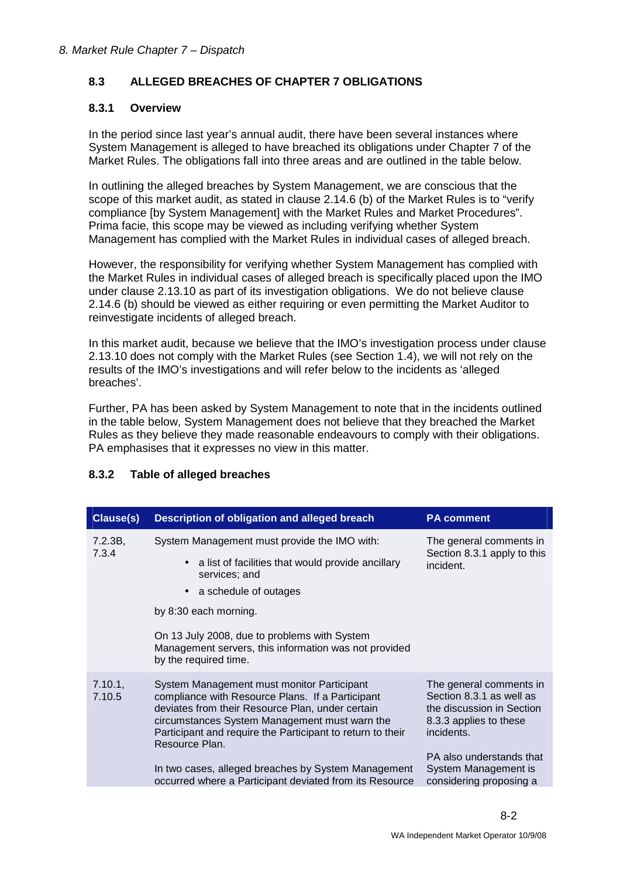## 8.3 ALLEGED BREACHES OF CHAPTER 7 OBLIGATIONS

### 8.3.1 Overview

In the period since last year's annual audit, there have been several instances where System Management is alleged to have breached its obligations under Chapter 7 of the Market Rules. The obligations fall into three areas and are outlined in the table below.

In outlining the alleged breaches by System Management, we are conscious that the scope of this market audit, as stated in clause 2.14.6 (b) of the Market Rules is to "verify compliance [by System Management] with the Market Rules and Market Procedures". Prima facie, this scope may be viewed as including verifying whether System Management has complied with the Market Rules in individual cases of alleged breach.

However, the responsibility for verifying whether System Management has complied with the Market Rules in individual cases of alleged breach is specifically placed upon the IMO under clause 2.13.10 as part of its investigation obligations. We do not believe clause 2.14.6 (b) should be viewed as either requiring or even permitting the Market Auditor to reinvestigate incidents of alleged breach.

In this market audit, because we believe that the IMO's investigation process under clause 2.13.10 does not comply with the Market Rules (see Section 1.4), we will not rely on the results of the IMO's investigations and will refer below to the incidents as 'alleged breaches'.

Further, PA has been asked by System Management to note that in the incidents outlined in the table below, System Management does not believe that they breached the Market Rules as they believe they made reasonable endeavours to comply with their obligations. PA emphasises that it expresses no view in this matter.

### 8.3.2 Table of alleged breaches

| Clause(s) | Description of obligation and alleged breach | PA comment |
|---|---|---|
| 7.2.3B, 7.3.4 | System Management must provide the IMO with:<br>• a list of facilities that would provide ancillary services; and<br>• a schedule of outages<br>by 8:30 each morning.<br><br>On 13 July 2008, due to problems with System Management servers, this information was not provided by the required time. | The general comments in Section 8.3.1 apply to this incident. |
| 7.10.1, 7.10.5 | System Management must monitor Participant compliance with Resource Plans. If a Participant deviates from their Resource Plan, under certain circumstances System Management must warn the Participant and require the Participant to return to their Resource Plan.<br><br>In two cases, alleged breaches by System Management occurred where a Participant deviated from its Resource | The general comments in Section 8.3.1 as well as the discussion in Section 8.3.3 applies to these incidents.<br><br>PA also understands that System Management is considering proposing a |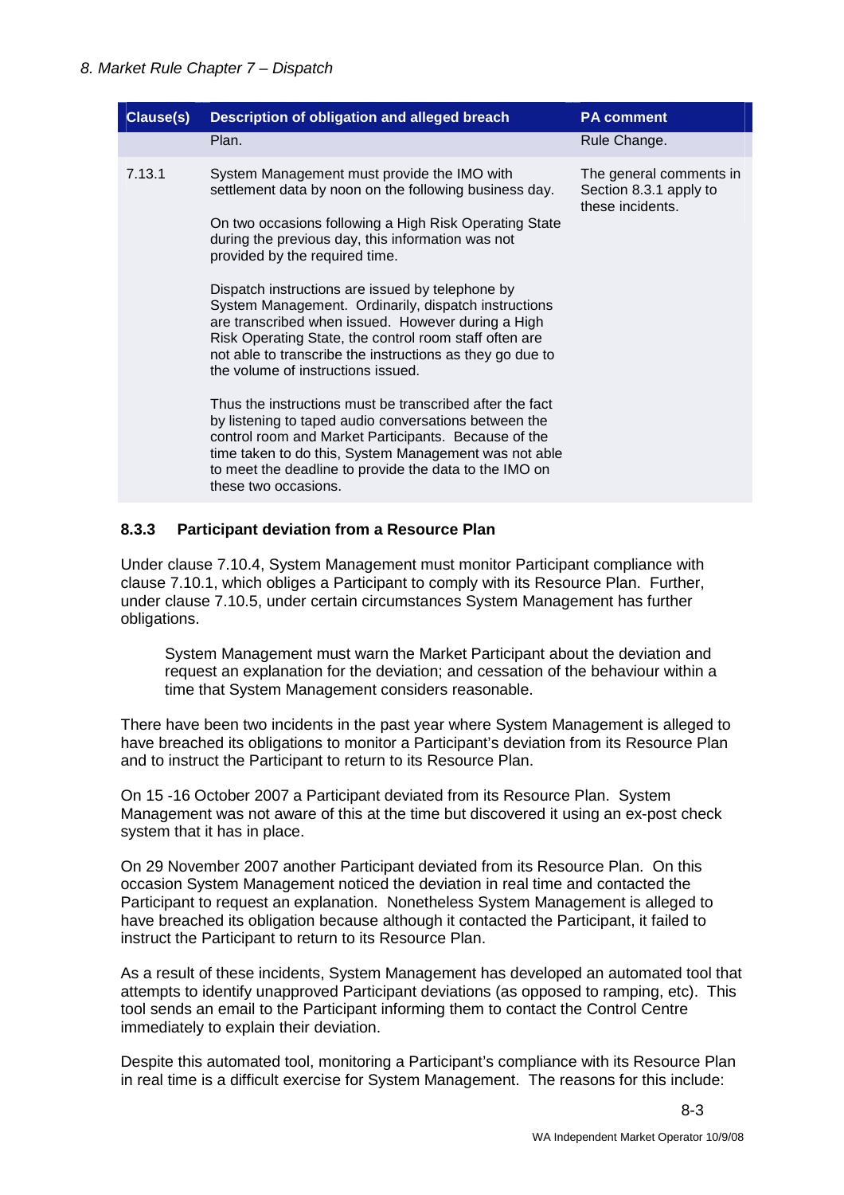| Clause(s) | Description of obligation and alleged breach | PA comment |
|---|---|---|
| | Plan. | Rule Change. |
| 7.13.1 | System Management must provide the IMO with settlement data by noon on the following business day.<br><br>On two occasions following a High Risk Operating State during the previous day, this information was not provided by the required time.<br><br>Dispatch instructions are issued by telephone by System Management. Ordinarily, dispatch instructions are transcribed when issued. However during a High Risk Operating State, the control room staff often are not able to transcribe the instructions as they go due to the volume of instructions issued.<br><br>Thus the instructions must be transcribed after the fact by listening to taped audio conversations between the control room and Market Participants. Because of the time taken to do this, System Management was not able to meet the deadline to provide the data to the IMO on these two occasions. | The general comments in Section 8.3.1 apply to these incidents. |

### 8.3.3 Participant deviation from a Resource Plan

Under clause 7.10.4, System Management must monitor Participant compliance with clause 7.10.1, which obliges a Participant to comply with its Resource Plan. Further, under clause 7.10.5, under certain circumstances System Management has further obligations.

> System Management must warn the Market Participant about the deviation and request an explanation for the deviation; and cessation of the behaviour within a time that System Management considers reasonable.

There have been two incidents in the past year where System Management is alleged to have breached its obligations to monitor a Participant's deviation from its Resource Plan and to instruct the Participant to return to its Resource Plan.

On 15 -16 October 2007 a Participant deviated from its Resource Plan. System Management was not aware of this at the time but discovered it using an ex-post check system that it has in place.

On 29 November 2007 another Participant deviated from its Resource Plan. On this occasion System Management noticed the deviation in real time and contacted the Participant to request an explanation. Nonetheless System Management is alleged to have breached its obligation because although it contacted the Participant, it failed to instruct the Participant to return to its Resource Plan.

As a result of these incidents, System Management has developed an automated tool that attempts to identify unapproved Participant deviations (as opposed to ramping, etc). This tool sends an email to the Participant informing them to contact the Control Centre immediately to explain their deviation.

Despite this automated tool, monitoring a Participant's compliance with its Resource Plan in real time is a difficult exercise for System Management. The reasons for this include: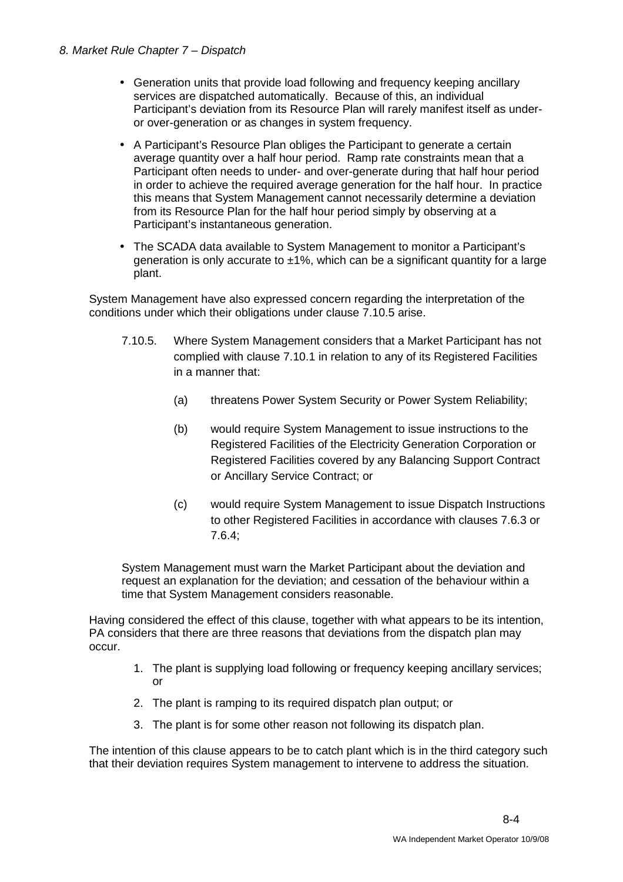- Generation units that provide load following and frequency keeping ancillary services are dispatched automatically. Because of this, an individual Participant's deviation from its Resource Plan will rarely manifest itself as under- or over-generation or as changes in system frequency.
- A Participant's Resource Plan obliges the Participant to generate a certain average quantity over a half hour period. Ramp rate constraints mean that a Participant often needs to under- and over-generate during that half hour period in order to achieve the required average generation for the half hour. In practice this means that System Management cannot necessarily determine a deviation from its Resource Plan for the half hour period simply by observing at a Participant's instantaneous generation.
- The SCADA data available to System Management to monitor a Participant's generation is only accurate to ±1%, which can be a significant quantity for a large plant.

System Management have also expressed concern regarding the interpretation of the conditions under which their obligations under clause 7.10.5 arise.

> 7.10.5. Where System Management considers that a Market Participant has not complied with clause 7.10.1 in relation to any of its Registered Facilities in a manner that:
>
> (a) threatens Power System Security or Power System Reliability;
>
> (b) would require System Management to issue instructions to the Registered Facilities of the Electricity Generation Corporation or Registered Facilities covered by any Balancing Support Contract or Ancillary Service Contract; or
>
> (c) would require System Management to issue Dispatch Instructions to other Registered Facilities in accordance with clauses 7.6.3 or 7.6.4;
>
> System Management must warn the Market Participant about the deviation and request an explanation for the deviation; and cessation of the behaviour within a time that System Management considers reasonable.

Having considered the effect of this clause, together with what appears to be its intention, PA considers that there are three reasons that deviations from the dispatch plan may occur.

1. The plant is supplying load following or frequency keeping ancillary services; or
2. The plant is ramping to its required dispatch plan output; or
3. The plant is for some other reason not following its dispatch plan.

The intention of this clause appears to be to catch plant which is in the third category such that their deviation requires System management to intervene to address the situation.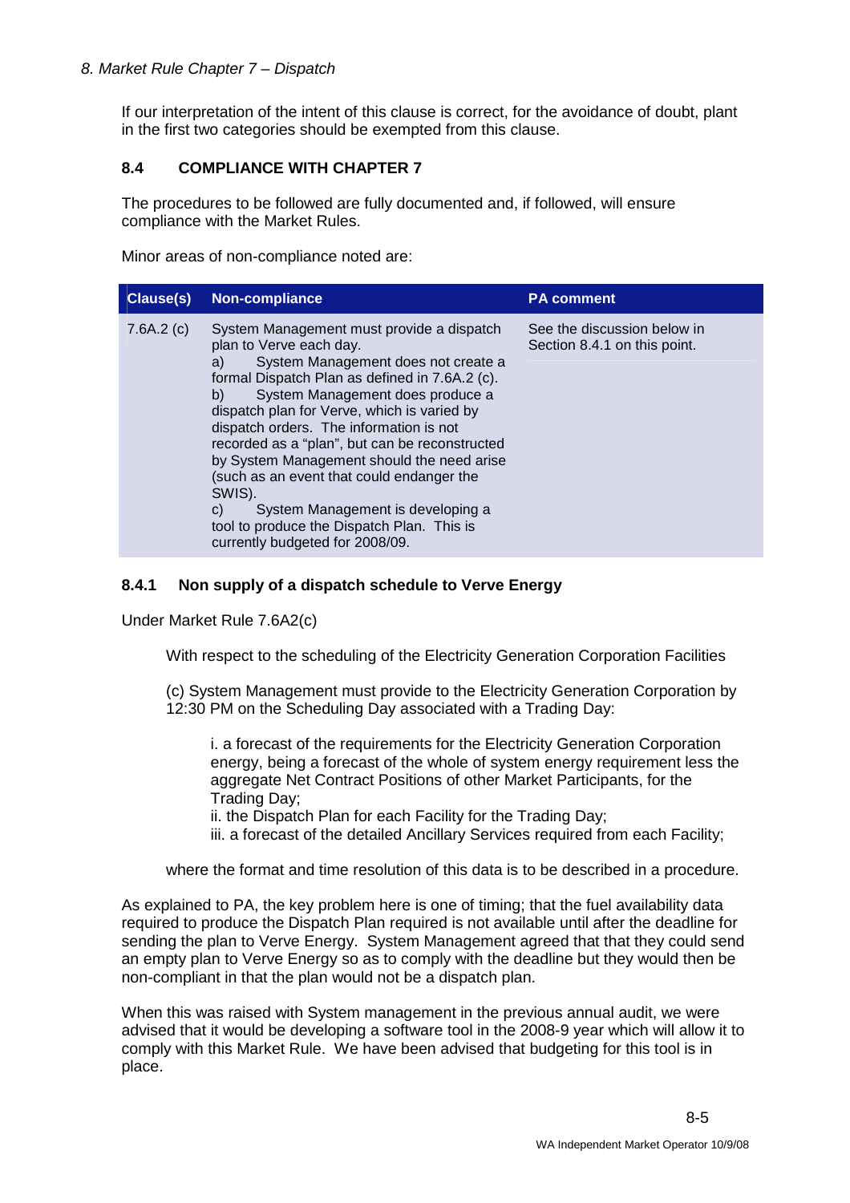If our interpretation of the intent of this clause is correct, for the avoidance of doubt, plant in the first two categories should be exempted from this clause.

### 8.4 COMPLIANCE WITH CHAPTER 7

The procedures to be followed are fully documented and, if followed, will ensure compliance with the Market Rules.

Minor areas of non-compliance noted are:

| Clause(s) | Non-compliance | PA comment |
|---|---|---|
| 7.6A.2 (c) | System Management must provide a dispatch plan to Verve each day.<br>a) System Management does not create a formal Dispatch Plan as defined in 7.6A.2 (c).<br>b) System Management does produce a dispatch plan for Verve, which is varied by dispatch orders. The information is not recorded as a "plan", but can be reconstructed by System Management should the need arise (such as an event that could endanger the SWIS).<br>c) System Management is developing a tool to produce the Dispatch Plan. This is currently budgeted for 2008/09. | See the discussion below in Section 8.4.1 on this point. |

#### 8.4.1 Non supply of a dispatch schedule to Verve Energy

Under Market Rule 7.6A2(c)

> With respect to the scheduling of the Electricity Generation Corporation Facilities
>
> (c) System Management must provide to the Electricity Generation Corporation by 12:30 PM on the Scheduling Day associated with a Trading Day:
>
> > i. a forecast of the requirements for the Electricity Generation Corporation energy, being a forecast of the whole of system energy requirement less the aggregate Net Contract Positions of other Market Participants, for the Trading Day;
> > ii. the Dispatch Plan for each Facility for the Trading Day;
> > iii. a forecast of the detailed Ancillary Services required from each Facility;
>
> where the format and time resolution of this data is to be described in a procedure.

As explained to PA, the key problem here is one of timing; that the fuel availability data required to produce the Dispatch Plan required is not available until after the deadline for sending the plan to Verve Energy. System Management agreed that that they could send an empty plan to Verve Energy so as to comply with the deadline but they would then be non-compliant in that the plan would not be a dispatch plan.

When this was raised with System management in the previous annual audit, we were advised that it would be developing a software tool in the 2008-9 year which will allow it to comply with this Market Rule. We have been advised that budgeting for this tool is in place.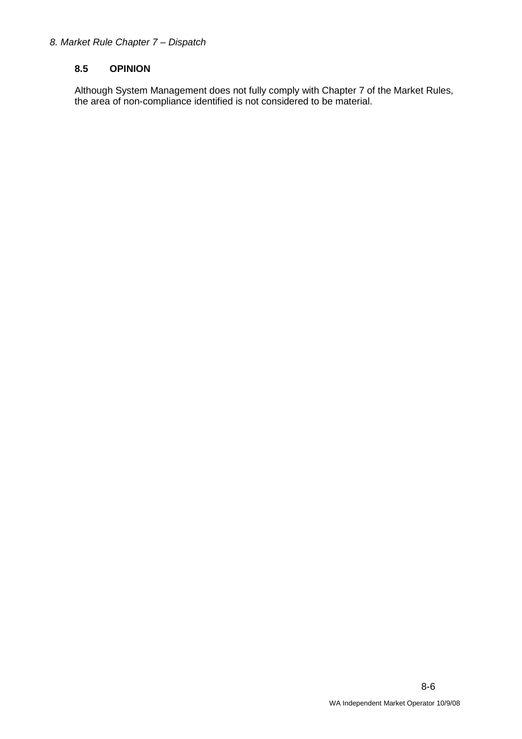### 8.5 OPINION

Although System Management does not fully comply with Chapter 7 of the Market Rules, the area of non-compliance identified is not considered to be material.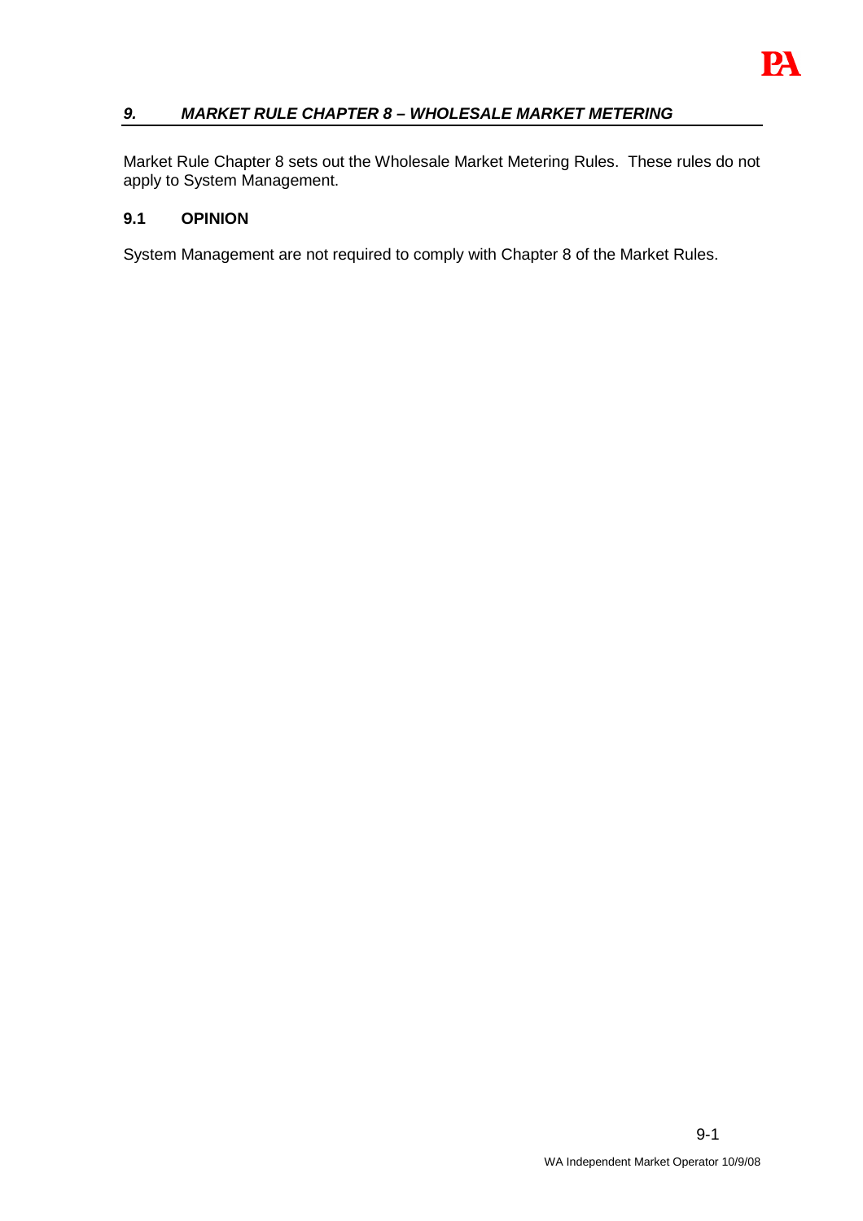## *9. MARKET RULE CHAPTER 8 – WHOLESALE MARKET METERING*

Market Rule Chapter 8 sets out the Wholesale Market Metering Rules. These rules do not apply to System Management.

### 9.1 OPINION

System Management are not required to comply with Chapter 8 of the Market Rules.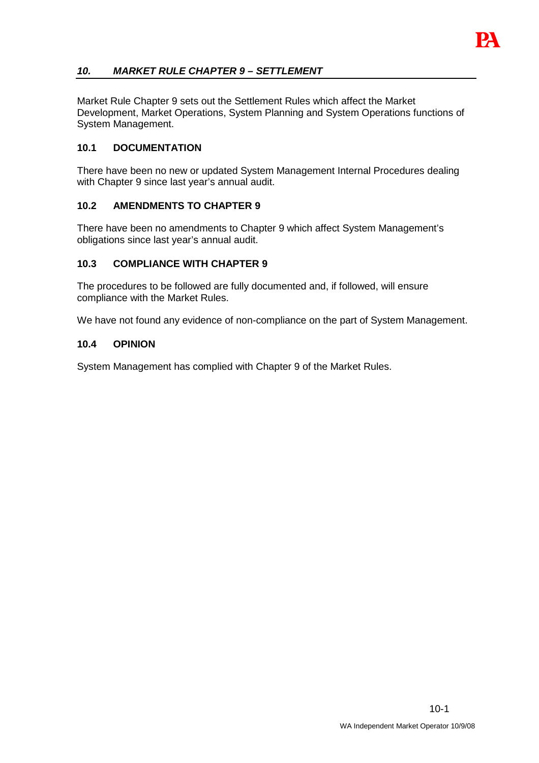## *10. MARKET RULE CHAPTER 9 – SETTLEMENT*

Market Rule Chapter 9 sets out the Settlement Rules which affect the Market Development, Market Operations, System Planning and System Operations functions of System Management.

### 10.1 DOCUMENTATION

There have been no new or updated System Management Internal Procedures dealing with Chapter 9 since last year's annual audit.

### 10.2 AMENDMENTS TO CHAPTER 9

There have been no amendments to Chapter 9 which affect System Management's obligations since last year's annual audit.

### 10.3 COMPLIANCE WITH CHAPTER 9

The procedures to be followed are fully documented and, if followed, will ensure compliance with the Market Rules.

We have not found any evidence of non-compliance on the part of System Management.

### 10.4 OPINION

System Management has complied with Chapter 9 of the Market Rules.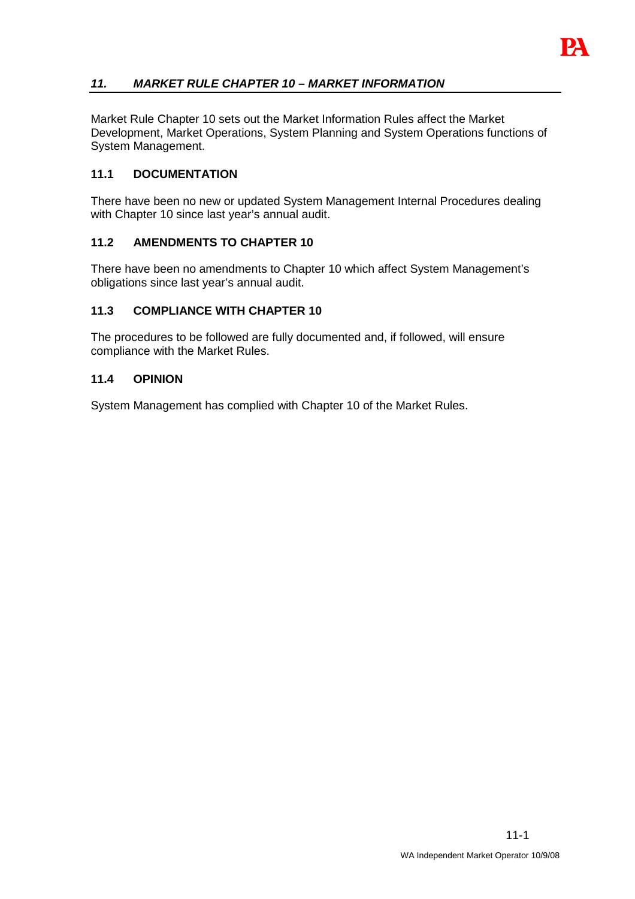## *11. MARKET RULE CHAPTER 10 – MARKET INFORMATION*

Market Rule Chapter 10 sets out the Market Information Rules affect the Market Development, Market Operations, System Planning and System Operations functions of System Management.

### 11.1 DOCUMENTATION

There have been no new or updated System Management Internal Procedures dealing with Chapter 10 since last year's annual audit.

### 11.2 AMENDMENTS TO CHAPTER 10

There have been no amendments to Chapter 10 which affect System Management's obligations since last year's annual audit.

### 11.3 COMPLIANCE WITH CHAPTER 10

The procedures to be followed are fully documented and, if followed, will ensure compliance with the Market Rules.

### 11.4 OPINION

System Management has complied with Chapter 10 of the Market Rules.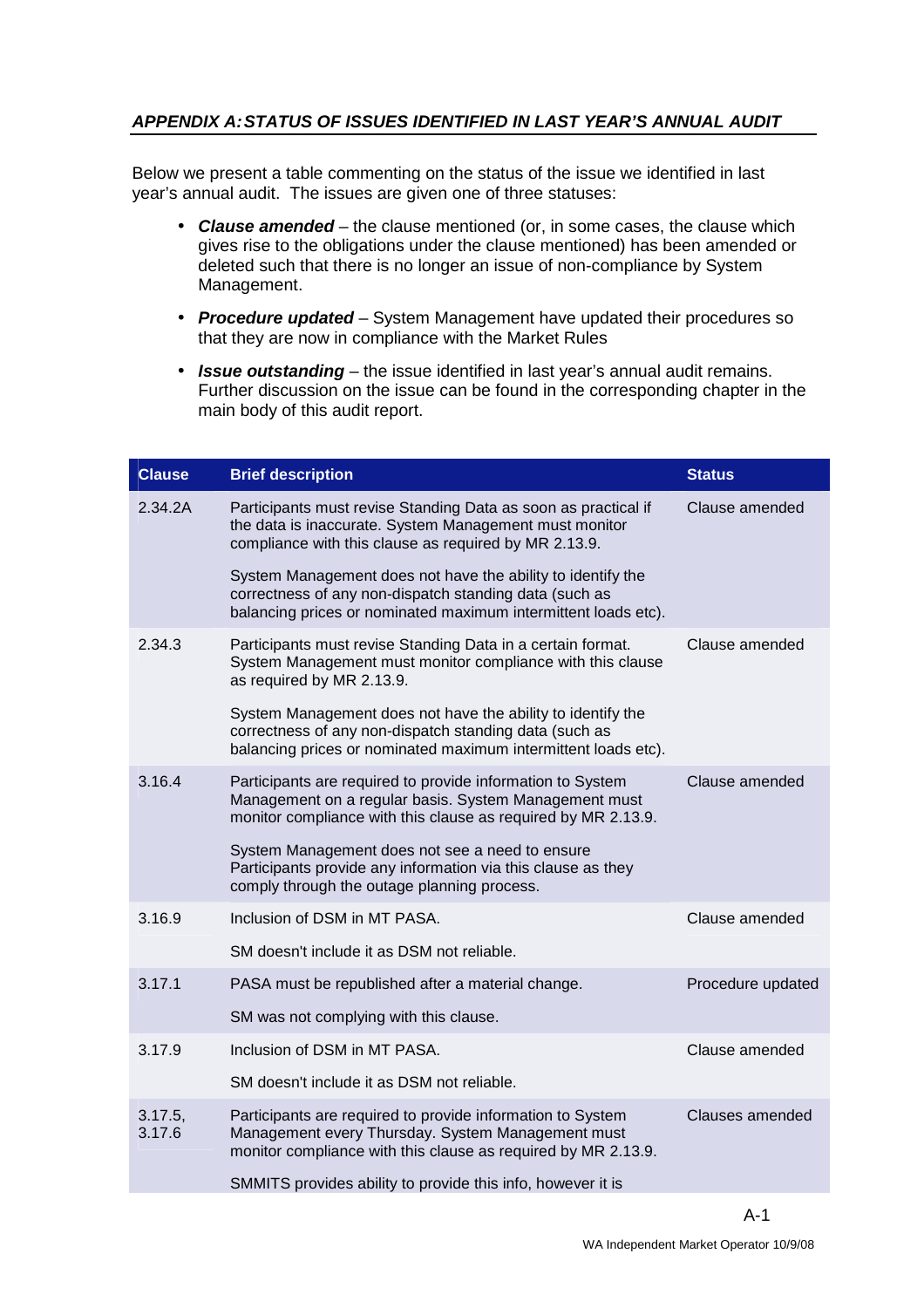## *APPENDIX A: STATUS OF ISSUES IDENTIFIED IN LAST YEAR'S ANNUAL AUDIT*

Below we present a table commenting on the status of the issue we identified in last year's annual audit. The issues are given one of three statuses:

- ***Clause amended*** – the clause mentioned (or, in some cases, the clause which gives rise to the obligations under the clause mentioned) has been amended or deleted such that there is no longer an issue of non-compliance by System Management.
- ***Procedure updated*** – System Management have updated their procedures so that they are now in compliance with the Market Rules
- ***Issue outstanding*** – the issue identified in last year's annual audit remains. Further discussion on the issue can be found in the corresponding chapter in the main body of this audit report.

| Clause | Brief description | Status |
|---|---|---|
| 2.34.2A | Participants must revise Standing Data as soon as practical if the data is inaccurate. System Management must monitor compliance with this clause as required by MR 2.13.9.<br><br>System Management does not have the ability to identify the correctness of any non-dispatch standing data (such as balancing prices or nominated maximum intermittent loads etc). | Clause amended |
| 2.34.3 | Participants must revise Standing Data in a certain format. System Management must monitor compliance with this clause as required by MR 2.13.9.<br><br>System Management does not have the ability to identify the correctness of any non-dispatch standing data (such as balancing prices or nominated maximum intermittent loads etc). | Clause amended |
| 3.16.4 | Participants are required to provide information to System Management on a regular basis. System Management must monitor compliance with this clause as required by MR 2.13.9.<br><br>System Management does not see a need to ensure Participants provide any information via this clause as they comply through the outage planning process. | Clause amended |
| 3.16.9 | Inclusion of DSM in MT PASA.<br><br>SM doesn't include it as DSM not reliable. | Clause amended |
| 3.17.1 | PASA must be republished after a material change.<br><br>SM was not complying with this clause. | Procedure updated |
| 3.17.9 | Inclusion of DSM in MT PASA.<br><br>SM doesn't include it as DSM not reliable. | Clause amended |
| 3.17.5, 3.17.6 | Participants are required to provide information to System Management every Thursday. System Management must monitor compliance with this clause as required by MR 2.13.9.<br><br>SMMITS provides ability to provide this info, however it is | Clauses amended |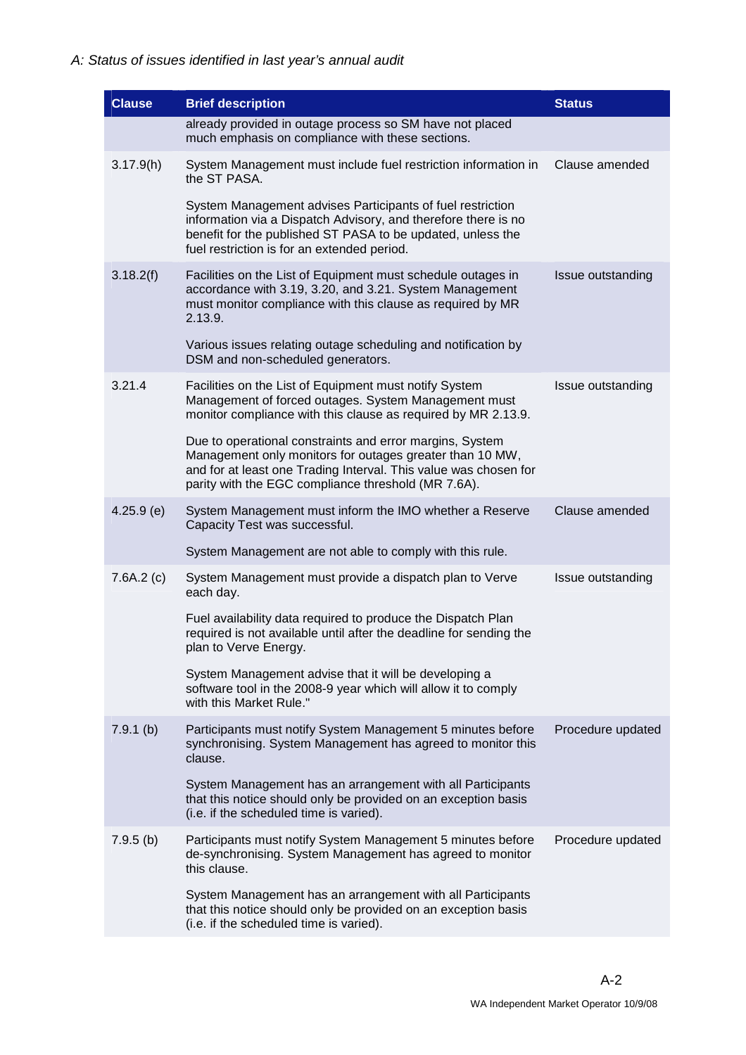*A: Status of issues identified in last year's annual audit*

| Clause | Brief description | Status |
|---|---|---|
| | already provided in outage process so SM have not placed much emphasis on compliance with these sections. | |
| 3.17.9(h) | System Management must include fuel restriction information in the ST PASA.<br><br>System Management advises Participants of fuel restriction information via a Dispatch Advisory, and therefore there is no benefit for the published ST PASA to be updated, unless the fuel restriction is for an extended period. | Clause amended |
| 3.18.2(f) | Facilities on the List of Equipment must schedule outages in accordance with 3.19, 3.20, and 3.21. System Management must monitor compliance with this clause as required by MR 2.13.9.<br><br>Various issues relating outage scheduling and notification by DSM and non-scheduled generators. | Issue outstanding |
| 3.21.4 | Facilities on the List of Equipment must notify System Management of forced outages. System Management must monitor compliance with this clause as required by MR 2.13.9.<br><br>Due to operational constraints and error margins, System Management only monitors for outages greater than 10 MW, and for at least one Trading Interval. This value was chosen for parity with the EGC compliance threshold (MR 7.6A). | Issue outstanding |
| 4.25.9 (e) | System Management must inform the IMO whether a Reserve Capacity Test was successful.<br><br>System Management are not able to comply with this rule. | Clause amended |
| 7.6A.2 (c) | System Management must provide a dispatch plan to Verve each day.<br><br>Fuel availability data required to produce the Dispatch Plan required is not available until after the deadline for sending the plan to Verve Energy.<br><br>System Management advise that it will be developing a software tool in the 2008-9 year which will allow it to comply with this Market Rule." | Issue outstanding |
| 7.9.1 (b) | Participants must notify System Management 5 minutes before synchronising. System Management has agreed to monitor this clause.<br><br>System Management has an arrangement with all Participants that this notice should only be provided on an exception basis (i.e. if the scheduled time is varied). | Procedure updated |
| 7.9.5 (b) | Participants must notify System Management 5 minutes before de-synchronising. System Management has agreed to monitor this clause.<br><br>System Management has an arrangement with all Participants that this notice should only be provided on an exception basis (i.e. if the scheduled time is varied). | Procedure updated |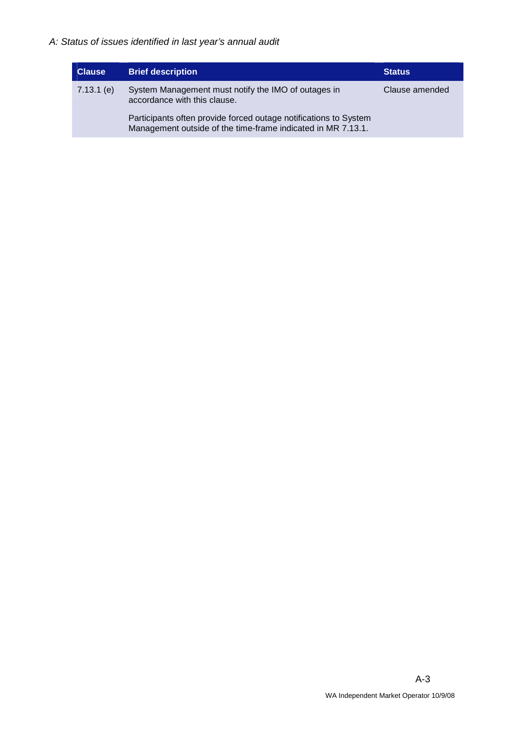*A: Status of issues identified in last year's annual audit*

| Clause | Brief description | Status |
|---|---|---|
| 7.13.1 (e) | System Management must notify the IMO of outages in accordance with this clause.<br><br>Participants often provide forced outage notifications to System Management outside of the time-frame indicated in MR 7.13.1. | Clause amended |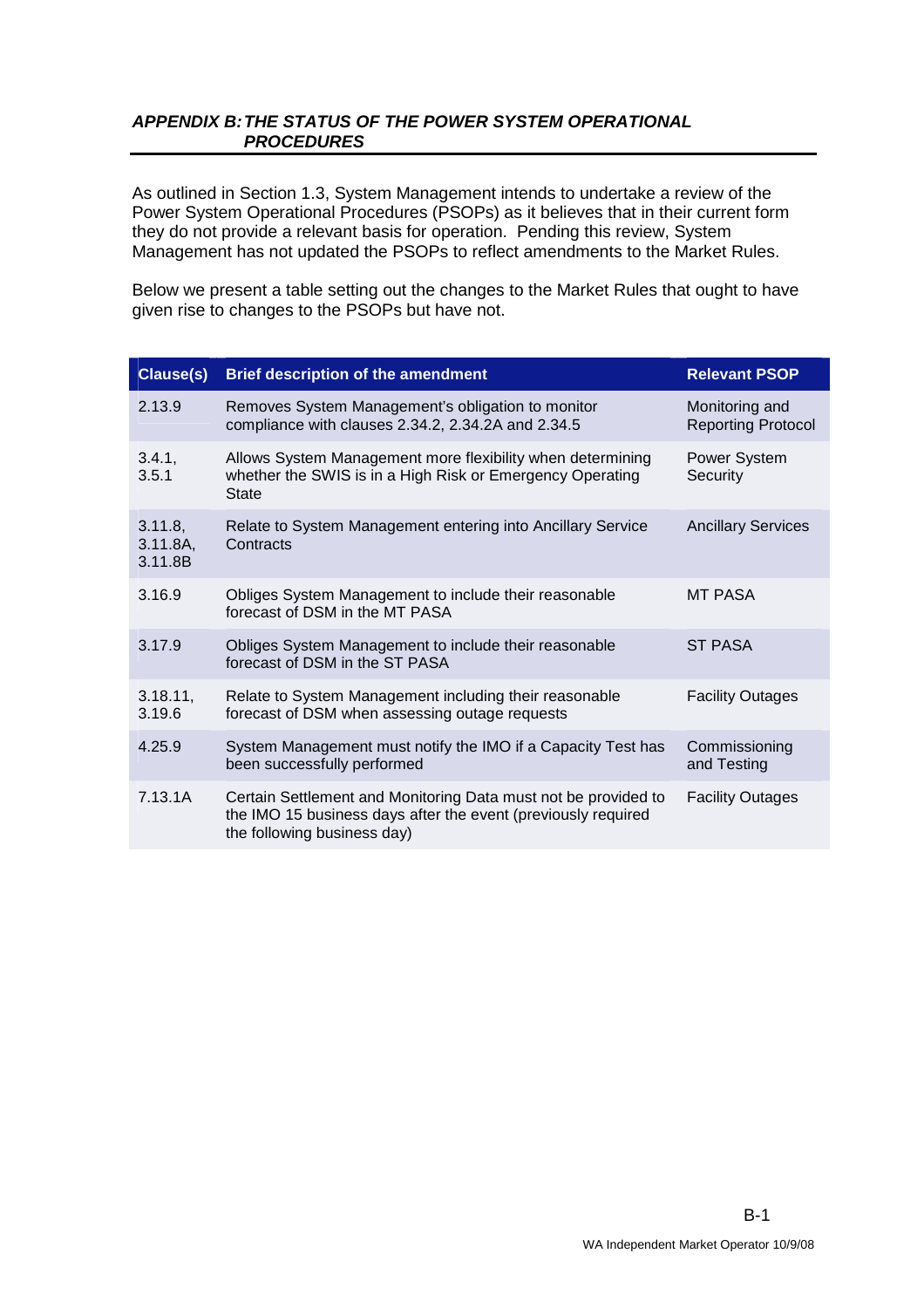## *APPENDIX B: THE STATUS OF THE POWER SYSTEM OPERATIONAL PROCEDURES*

As outlined in Section 1.3, System Management intends to undertake a review of the Power System Operational Procedures (PSOPs) as it believes that in their current form they do not provide a relevant basis for operation. Pending this review, System Management has not updated the PSOPs to reflect amendments to the Market Rules.

Below we present a table setting out the changes to the Market Rules that ought to have given rise to changes to the PSOPs but have not.

| Clause(s) | Brief description of the amendment | Relevant PSOP |
|---|---|---|
| 2.13.9 | Removes System Management's obligation to monitor compliance with clauses 2.34.2, 2.34.2A and 2.34.5 | Monitoring and Reporting Protocol |
| 3.4.1, 3.5.1 | Allows System Management more flexibility when determining whether the SWIS is in a High Risk or Emergency Operating State | Power System Security |
| 3.11.8, 3.11.8A, 3.11.8B | Relate to System Management entering into Ancillary Service Contracts | Ancillary Services |
| 3.16.9 | Obliges System Management to include their reasonable forecast of DSM in the MT PASA | MT PASA |
| 3.17.9 | Obliges System Management to include their reasonable forecast of DSM in the ST PASA | ST PASA |
| 3.18.11, 3.19.6 | Relate to System Management including their reasonable forecast of DSM when assessing outage requests | Facility Outages |
| 4.25.9 | System Management must notify the IMO if a Capacity Test has been successfully performed | Commissioning and Testing |
| 7.13.1A | Certain Settlement and Monitoring Data must not be provided to the IMO 15 business days after the event (previously required the following business day) | Facility Outages |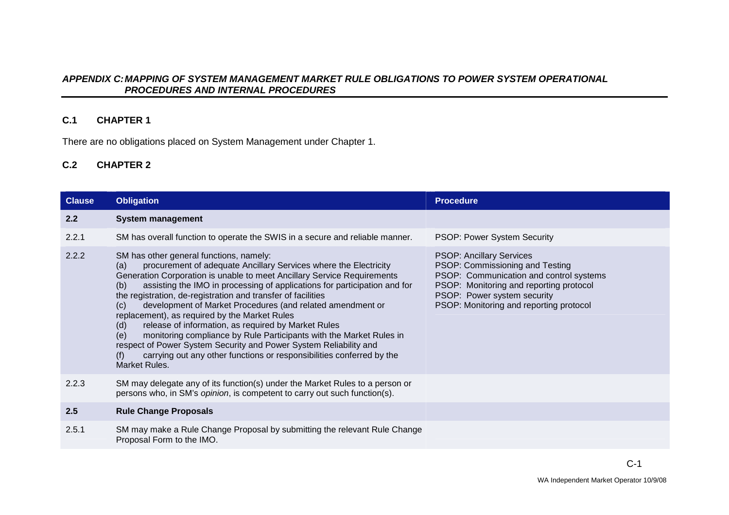## APPENDIX C: MAPPING OF SYSTEM MANAGEMENT MARKET RULE OBLIGATIONS TO POWER SYSTEM OPERATIONAL PROCEDURES AND INTERNAL PROCEDURES

### C.1 CHAPTER 1

There are no obligations placed on System Management under Chapter 1.

### C.2 CHAPTER 2

| Clause | Obligation | Procedure |
|---|---|---|
| **2.2** | **System management** | |
| 2.2.1 | SM has overall function to operate the SWIS in a secure and reliable manner. | PSOP: Power System Security |
| 2.2.2 | SM has other general functions, namely:<br>(a) procurement of adequate Ancillary Services where the Electricity Generation Corporation is unable to meet Ancillary Service Requirements<br>(b) assisting the IMO in processing of applications for participation and for the registration, de-registration and transfer of facilities<br>(c) development of Market Procedures (and related amendment or replacement), as required by the Market Rules<br>(d) release of information, as required by Market Rules<br>(e) monitoring compliance by Rule Participants with the Market Rules in respect of Power System Security and Power System Reliability and<br>(f) carrying out any other functions or responsibilities conferred by the Market Rules. | PSOP: Ancillary Services<br>PSOP: Commissioning and Testing<br>PSOP: Communication and control systems<br>PSOP: Monitoring and reporting protocol<br>PSOP: Power system security<br>PSOP: Monitoring and reporting protocol |
| 2.2.3 | SM may delegate any of its function(s) under the Market Rules to a person or persons who, in SM's *opinion*, is competent to carry out such function(s). | |
| **2.5** | **Rule Change Proposals** | |
| 2.5.1 | SM may make a Rule Change Proposal by submitting the relevant Rule Change Proposal Form to the IMO. | |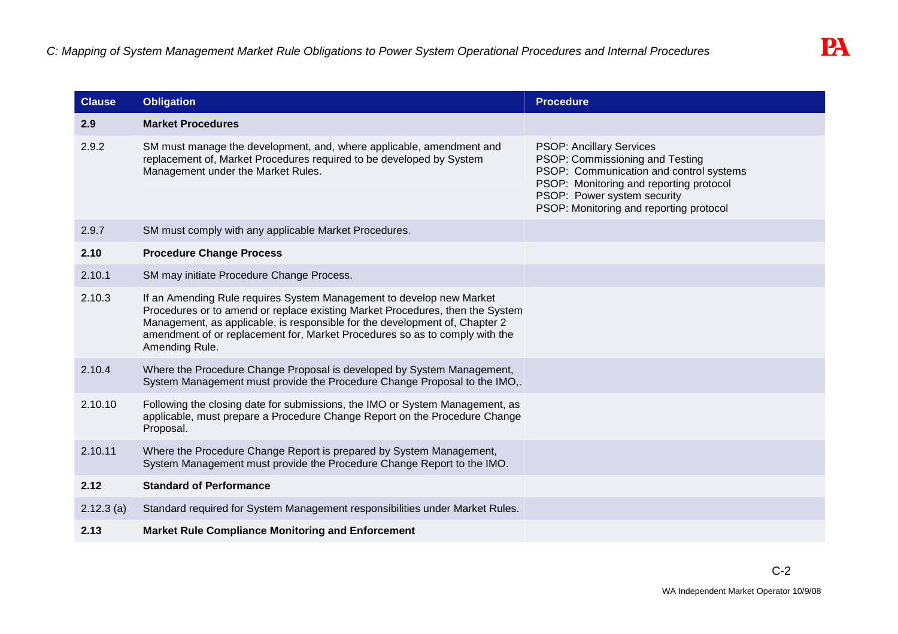*C: Mapping of System Management Market Rule Obligations to Power System Operational Procedures and Internal Procedures*

| Clause | Obligation | Procedure |
|---|---|---|
| **2.9** | **Market Procedures** | |
| 2.9.2 | SM must manage the development, and, where applicable, amendment and replacement of, Market Procedures required to be developed by System Management under the Market Rules. | PSOP: Ancillary Services<br>PSOP: Commissioning and Testing<br>PSOP: Communication and control systems<br>PSOP: Monitoring and reporting protocol<br>PSOP: Power system security<br>PSOP: Monitoring and reporting protocol |
| 2.9.7 | SM must comply with any applicable Market Procedures. | |
| **2.10** | **Procedure Change Process** | |
| 2.10.1 | SM may initiate Procedure Change Process. | |
| 2.10.3 | If an Amending Rule requires System Management to develop new Market Procedures or to amend or replace existing Market Procedures, then the System Management, as applicable, is responsible for the development of, Chapter 2 amendment of or replacement for, Market Procedures so as to comply with the Amending Rule. | |
| 2.10.4 | Where the Procedure Change Proposal is developed by System Management, System Management must provide the Procedure Change Proposal to the IMO,. | |
| 2.10.10 | Following the closing date for submissions, the IMO or System Management, as applicable, must prepare a Procedure Change Report on the Procedure Change Proposal. | |
| 2.10.11 | Where the Procedure Change Report is prepared by System Management, System Management must provide the Procedure Change Report to the IMO. | |
| **2.12** | **Standard of Performance** | |
| 2.12.3 (a) | Standard required for System Management responsibilities under Market Rules. | |
| **2.13** | **Market Rule Compliance Monitoring and Enforcement** | |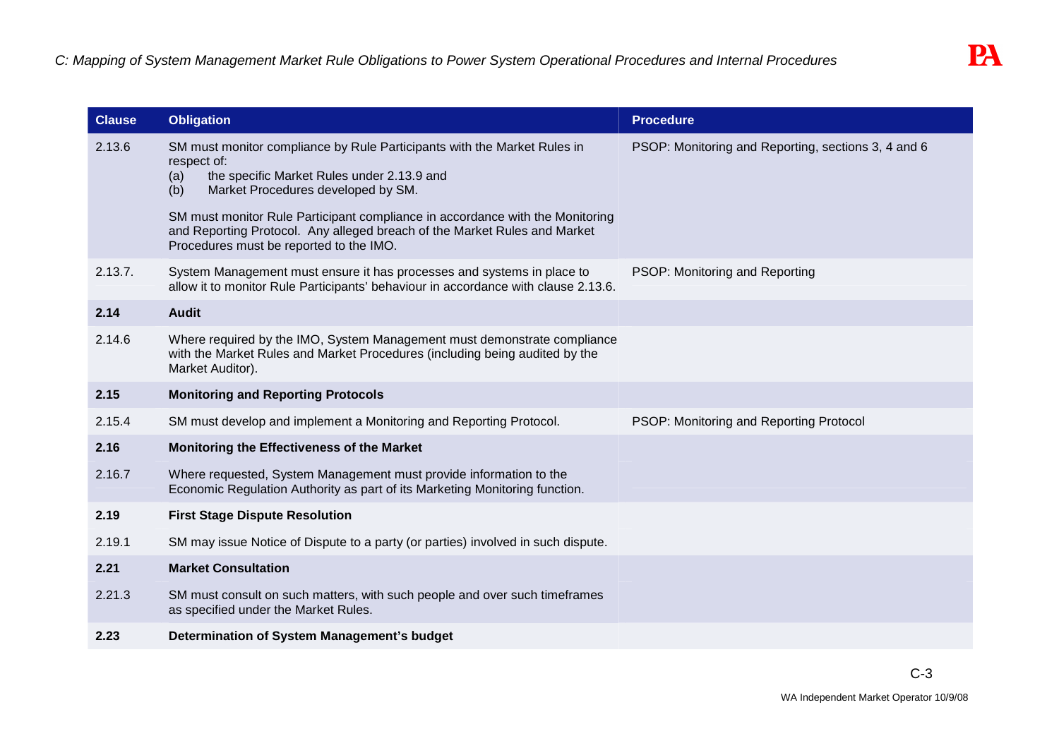| Clause | Obligation | Procedure |
|---|---|---|
| 2.13.6 | SM must monitor compliance by Rule Participants with the Market Rules in respect of:<br>(a) the specific Market Rules under 2.13.9 and<br>(b) Market Procedures developed by SM.<br><br>SM must monitor Rule Participant compliance in accordance with the Monitoring and Reporting Protocol. Any alleged breach of the Market Rules and Market Procedures must be reported to the IMO. | PSOP: Monitoring and Reporting, sections 3, 4 and 6 |
| 2.13.7. | System Management must ensure it has processes and systems in place to allow it to monitor Rule Participants' behaviour in accordance with clause 2.13.6. | PSOP: Monitoring and Reporting |
| **2.14** | **Audit** | |
| 2.14.6 | Where required by the IMO, System Management must demonstrate compliance with the Market Rules and Market Procedures (including being audited by the Market Auditor). | |
| **2.15** | **Monitoring and Reporting Protocols** | |
| 2.15.4 | SM must develop and implement a Monitoring and Reporting Protocol. | PSOP: Monitoring and Reporting Protocol |
| **2.16** | **Monitoring the Effectiveness of the Market** | |
| 2.16.7 | Where requested, System Management must provide information to the Economic Regulation Authority as part of its Marketing Monitoring function. | |
| **2.19** | **First Stage Dispute Resolution** | |
| 2.19.1 | SM may issue Notice of Dispute to a party (or parties) involved in such dispute. | |
| **2.21** | **Market Consultation** | |
| 2.21.3 | SM must consult on such matters, with such people and over such timeframes as specified under the Market Rules. | |
| **2.23** | **Determination of System Management's budget** | |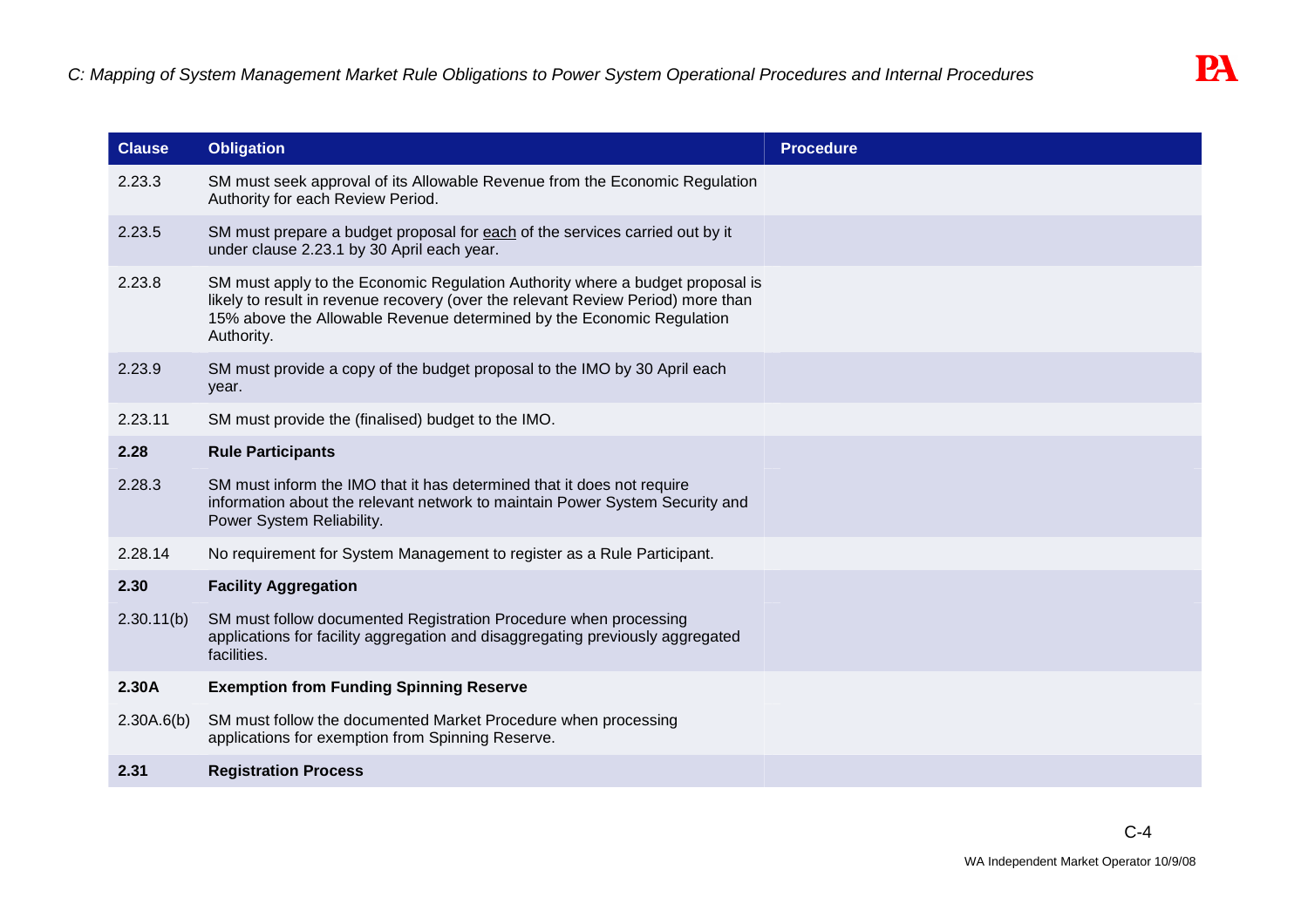| Clause | Obligation | Procedure |
|---|---|---|
| 2.23.3 | SM must seek approval of its Allowable Revenue from the Economic Regulation Authority for each Review Period. | |
| 2.23.5 | SM must prepare a budget proposal for <u>each</u> of the services carried out by it under clause 2.23.1 by 30 April each year. | |
| 2.23.8 | SM must apply to the Economic Regulation Authority where a budget proposal is likely to result in revenue recovery (over the relevant Review Period) more than 15% above the Allowable Revenue determined by the Economic Regulation Authority. | |
| 2.23.9 | SM must provide a copy of the budget proposal to the IMO by 30 April each year. | |
| 2.23.11 | SM must provide the (finalised) budget to the IMO. | |
| **2.28** | **Rule Participants** | |
| 2.28.3 | SM must inform the IMO that it has determined that it does not require information about the relevant network to maintain Power System Security and Power System Reliability. | |
| 2.28.14 | No requirement for System Management to register as a Rule Participant. | |
| **2.30** | **Facility Aggregation** | |
| 2.30.11(b) | SM must follow documented Registration Procedure when processing applications for facility aggregation and disaggregating previously aggregated facilities. | |
| **2.30A** | **Exemption from Funding Spinning Reserve** | |
| 2.30A.6(b) | SM must follow the documented Market Procedure when processing applications for exemption from Spinning Reserve. | |
| **2.31** | **Registration Process** | |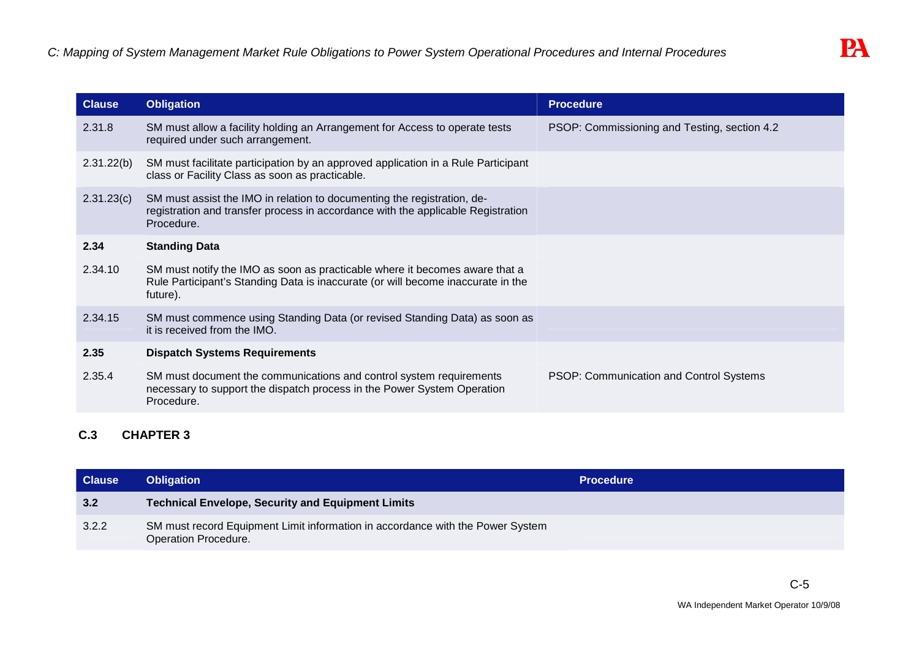| Clause | Obligation | Procedure |
|---|---|---|
| 2.31.8 | SM must allow a facility holding an Arrangement for Access to operate tests required under such arrangement. | PSOP: Commissioning and Testing, section 4.2 |
| 2.31.22(b) | SM must facilitate participation by an approved application in a Rule Participant class or Facility Class as soon as practicable. | |
| 2.31.23(c) | SM must assist the IMO in relation to documenting the registration, de-registration and transfer process in accordance with the applicable Registration Procedure. | |
| **2.34** | **Standing Data** | |
| 2.34.10 | SM must notify the IMO as soon as practicable where it becomes aware that a Rule Participant's Standing Data is inaccurate (or will become inaccurate in the future). | |
| 2.34.15 | SM must commence using Standing Data (or revised Standing Data) as soon as it is received from the IMO. | |
| **2.35** | **Dispatch Systems Requirements** | |
| 2.35.4 | SM must document the communications and control system requirements necessary to support the dispatch process in the Power System Operation Procedure. | PSOP: Communication and Control Systems |

## C.3 CHAPTER 3

| Clause | Obligation | Procedure |
|---|---|---|
| **3.2** | **Technical Envelope, Security and Equipment Limits** | |
| 3.2.2 | SM must record Equipment Limit information in accordance with the Power System Operation Procedure. | |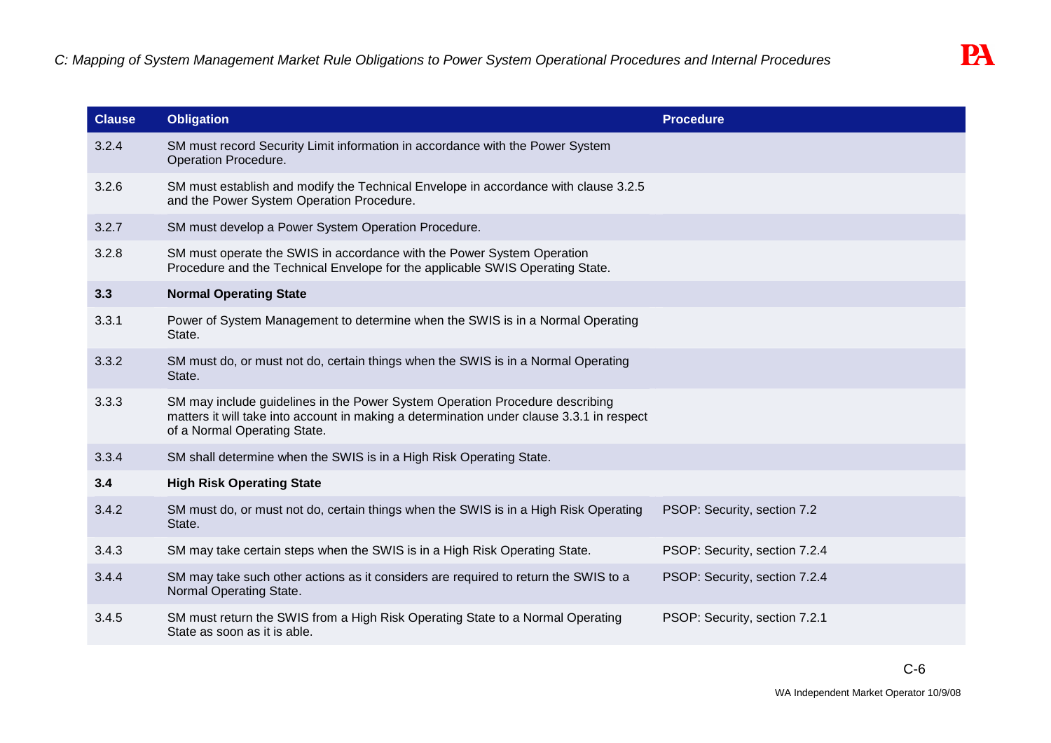| Clause | Obligation | Procedure |
|---|---|---|
| 3.2.4 | SM must record Security Limit information in accordance with the Power System Operation Procedure. | |
| 3.2.6 | SM must establish and modify the Technical Envelope in accordance with clause 3.2.5 and the Power System Operation Procedure. | |
| 3.2.7 | SM must develop a Power System Operation Procedure. | |
| 3.2.8 | SM must operate the SWIS in accordance with the Power System Operation Procedure and the Technical Envelope for the applicable SWIS Operating State. | |
| **3.3** | **Normal Operating State** | |
| 3.3.1 | Power of System Management to determine when the SWIS is in a Normal Operating State. | |
| 3.3.2 | SM must do, or must not do, certain things when the SWIS is in a Normal Operating State. | |
| 3.3.3 | SM may include guidelines in the Power System Operation Procedure describing matters it will take into account in making a determination under clause 3.3.1 in respect of a Normal Operating State. | |
| 3.3.4 | SM shall determine when the SWIS is in a High Risk Operating State. | |
| **3.4** | **High Risk Operating State** | |
| 3.4.2 | SM must do, or must not do, certain things when the SWIS is in a High Risk Operating State. | PSOP: Security, section 7.2 |
| 3.4.3 | SM may take certain steps when the SWIS is in a High Risk Operating State. | PSOP: Security, section 7.2.4 |
| 3.4.4 | SM may take such other actions as it considers are required to return the SWIS to a Normal Operating State. | PSOP: Security, section 7.2.4 |
| 3.4.5 | SM must return the SWIS from a High Risk Operating State to a Normal Operating State as soon as it is able. | PSOP: Security, section 7.2.1 |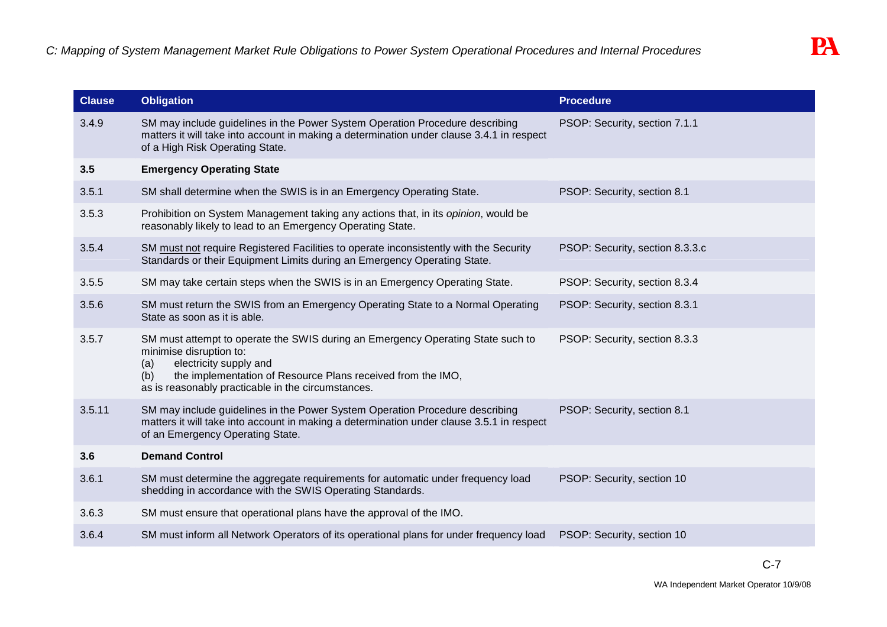| Clause | Obligation | Procedure |
|---|---|---|
| 3.4.9 | SM may include guidelines in the Power System Operation Procedure describing matters it will take into account in making a determination under clause 3.4.1 in respect of a High Risk Operating State. | PSOP: Security, section 7.1.1 |
| **3.5** | **Emergency Operating State** | |
| 3.5.1 | SM shall determine when the SWIS is in an Emergency Operating State. | PSOP: Security, section 8.1 |
| 3.5.3 | Prohibition on System Management taking any actions that, in its *opinion*, would be reasonably likely to lead to an Emergency Operating State. | |
| 3.5.4 | SM must not require Registered Facilities to operate inconsistently with the Security Standards or their Equipment Limits during an Emergency Operating State. | PSOP: Security, section 8.3.3.c |
| 3.5.5 | SM may take certain steps when the SWIS is in an Emergency Operating State. | PSOP: Security, section 8.3.4 |
| 3.5.6 | SM must return the SWIS from an Emergency Operating State to a Normal Operating State as soon as it is able. | PSOP: Security, section 8.3.1 |
| 3.5.7 | SM must attempt to operate the SWIS during an Emergency Operating State such to minimise disruption to: (a) electricity supply and (b) the implementation of Resource Plans received from the IMO, as is reasonably practicable in the circumstances. | PSOP: Security, section 8.3.3 |
| 3.5.11 | SM may include guidelines in the Power System Operation Procedure describing matters it will take into account in making a determination under clause 3.5.1 in respect of an Emergency Operating State. | PSOP: Security, section 8.1 |
| **3.6** | **Demand Control** | |
| 3.6.1 | SM must determine the aggregate requirements for automatic under frequency load shedding in accordance with the SWIS Operating Standards. | PSOP: Security, section 10 |
| 3.6.3 | SM must ensure that operational plans have the approval of the IMO. | |
| 3.6.4 | SM must inform all Network Operators of its operational plans for under frequency load | PSOP: Security, section 10 |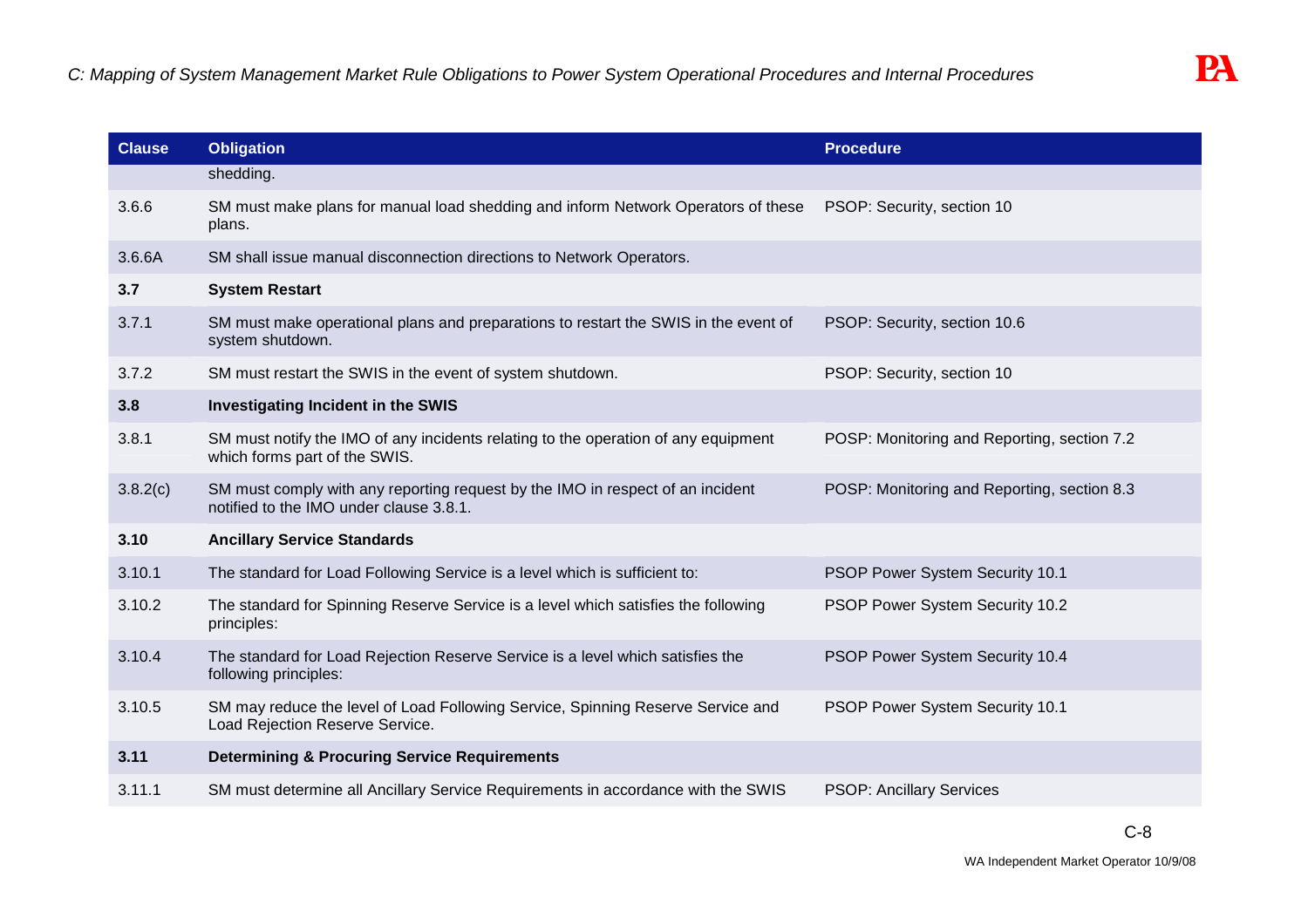| Clause | Obligation | Procedure |
|---|---|---|
| | shedding. | |
| 3.6.6 | SM must make plans for manual load shedding and inform Network Operators of these plans. | PSOP: Security, section 10 |
| 3.6.6A | SM shall issue manual disconnection directions to Network Operators. | |
| **3.7** | **System Restart** | |
| 3.7.1 | SM must make operational plans and preparations to restart the SWIS in the event of system shutdown. | PSOP: Security, section 10.6 |
| 3.7.2 | SM must restart the SWIS in the event of system shutdown. | PSOP: Security, section 10 |
| **3.8** | **Investigating Incident in the SWIS** | |
| 3.8.1 | SM must notify the IMO of any incidents relating to the operation of any equipment which forms part of the SWIS. | POSP: Monitoring and Reporting, section 7.2 |
| 3.8.2(c) | SM must comply with any reporting request by the IMO in respect of an incident notified to the IMO under clause 3.8.1. | POSP: Monitoring and Reporting, section 8.3 |
| **3.10** | **Ancillary Service Standards** | |
| 3.10.1 | The standard for Load Following Service is a level which is sufficient to: | PSOP Power System Security 10.1 |
| 3.10.2 | The standard for Spinning Reserve Service is a level which satisfies the following principles: | PSOP Power System Security 10.2 |
| 3.10.4 | The standard for Load Rejection Reserve Service is a level which satisfies the following principles: | PSOP Power System Security 10.4 |
| 3.10.5 | SM may reduce the level of Load Following Service, Spinning Reserve Service and Load Rejection Reserve Service. | PSOP Power System Security 10.1 |
| **3.11** | **Determining & Procuring Service Requirements** | |
| 3.11.1 | SM must determine all Ancillary Service Requirements in accordance with the SWIS | PSOP: Ancillary Services |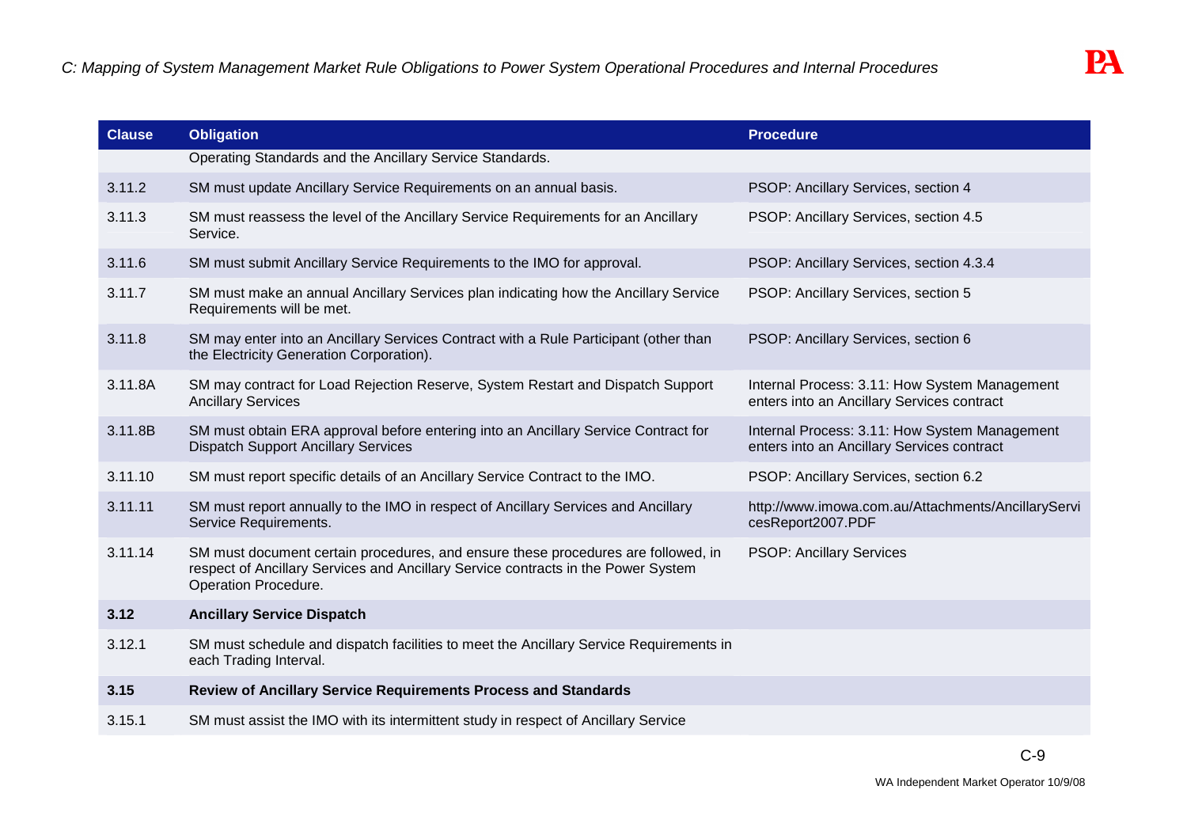| Clause | Obligation | Procedure |
|---|---|---|
| | Operating Standards and the Ancillary Service Standards. | |
| 3.11.2 | SM must update Ancillary Service Requirements on an annual basis. | PSOP: Ancillary Services, section 4 |
| 3.11.3 | SM must reassess the level of the Ancillary Service Requirements for an Ancillary Service. | PSOP: Ancillary Services, section 4.5 |
| 3.11.6 | SM must submit Ancillary Service Requirements to the IMO for approval. | PSOP: Ancillary Services, section 4.3.4 |
| 3.11.7 | SM must make an annual Ancillary Services plan indicating how the Ancillary Service Requirements will be met. | PSOP: Ancillary Services, section 5 |
| 3.11.8 | SM may enter into an Ancillary Services Contract with a Rule Participant (other than the Electricity Generation Corporation). | PSOP: Ancillary Services, section 6 |
| 3.11.8A | SM may contract for Load Rejection Reserve, System Restart and Dispatch Support Ancillary Services | Internal Process: 3.11: How System Management enters into an Ancillary Services contract |
| 3.11.8B | SM must obtain ERA approval before entering into an Ancillary Service Contract for Dispatch Support Ancillary Services | Internal Process: 3.11: How System Management enters into an Ancillary Services contract |
| 3.11.10 | SM must report specific details of an Ancillary Service Contract to the IMO. | PSOP: Ancillary Services, section 6.2 |
| 3.11.11 | SM must report annually to the IMO in respect of Ancillary Services and Ancillary Service Requirements. | http://www.imowa.com.au/Attachments/AncillaryServicesReport2007.PDF |
| 3.11.14 | SM must document certain procedures, and ensure these procedures are followed, in respect of Ancillary Services and Ancillary Service contracts in the Power System Operation Procedure. | PSOP: Ancillary Services |
| **3.12** | **Ancillary Service Dispatch** | |
| 3.12.1 | SM must schedule and dispatch facilities to meet the Ancillary Service Requirements in each Trading Interval. | |
| **3.15** | **Review of Ancillary Service Requirements Process and Standards** | |
| 3.15.1 | SM must assist the IMO with its intermittent study in respect of Ancillary Service | |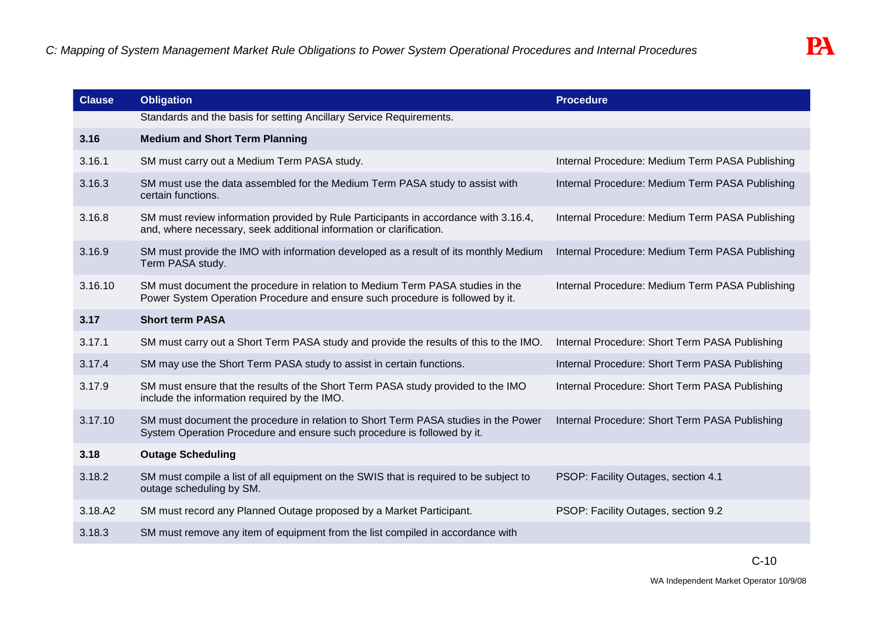| Clause | Obligation | Procedure |
| --- | --- | --- |
| | Standards and the basis for setting Ancillary Service Requirements. | |
| **3.16** | **Medium and Short Term Planning** | |
| 3.16.1 | SM must carry out a Medium Term PASA study. | Internal Procedure: Medium Term PASA Publishing |
| 3.16.3 | SM must use the data assembled for the Medium Term PASA study to assist with certain functions. | Internal Procedure: Medium Term PASA Publishing |
| 3.16.8 | SM must review information provided by Rule Participants in accordance with 3.16.4, and, where necessary, seek additional information or clarification. | Internal Procedure: Medium Term PASA Publishing |
| 3.16.9 | SM must provide the IMO with information developed as a result of its monthly Medium Term PASA study. | Internal Procedure: Medium Term PASA Publishing |
| 3.16.10 | SM must document the procedure in relation to Medium Term PASA studies in the Power System Operation Procedure and ensure such procedure is followed by it. | Internal Procedure: Medium Term PASA Publishing |
| **3.17** | **Short term PASA** | |
| 3.17.1 | SM must carry out a Short Term PASA study and provide the results of this to the IMO. | Internal Procedure: Short Term PASA Publishing |
| 3.17.4 | SM may use the Short Term PASA study to assist in certain functions. | Internal Procedure: Short Term PASA Publishing |
| 3.17.9 | SM must ensure that the results of the Short Term PASA study provided to the IMO include the information required by the IMO. | Internal Procedure: Short Term PASA Publishing |
| 3.17.10 | SM must document the procedure in relation to Short Term PASA studies in the Power System Operation Procedure and ensure such procedure is followed by it. | Internal Procedure: Short Term PASA Publishing |
| **3.18** | **Outage Scheduling** | |
| 3.18.2 | SM must compile a list of all equipment on the SWIS that is required to be subject to outage scheduling by SM. | PSOP: Facility Outages, section 4.1 |
| 3.18.A2 | SM must record any Planned Outage proposed by a Market Participant. | PSOP: Facility Outages, section 9.2 |
| 3.18.3 | SM must remove any item of equipment from the list compiled in accordance with | |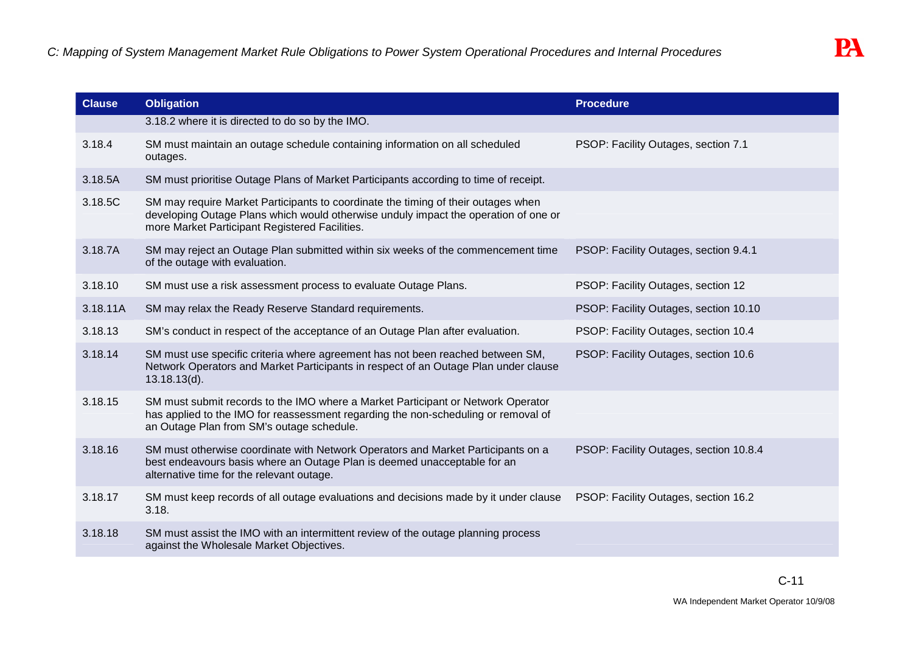| Clause | Obligation | Procedure |
|---|---|---|
| | 3.18.2 where it is directed to do so by the IMO. | |
| 3.18.4 | SM must maintain an outage schedule containing information on all scheduled outages. | PSOP: Facility Outages, section 7.1 |
| 3.18.5A | SM must prioritise Outage Plans of Market Participants according to time of receipt. | |
| 3.18.5C | SM may require Market Participants to coordinate the timing of their outages when developing Outage Plans which would otherwise unduly impact the operation of one or more Market Participant Registered Facilities. | |
| 3.18.7A | SM may reject an Outage Plan submitted within six weeks of the commencement time of the outage with evaluation. | PSOP: Facility Outages, section 9.4.1 |
| 3.18.10 | SM must use a risk assessment process to evaluate Outage Plans. | PSOP: Facility Outages, section 12 |
| 3.18.11A | SM may relax the Ready Reserve Standard requirements. | PSOP: Facility Outages, section 10.10 |
| 3.18.13 | SM's conduct in respect of the acceptance of an Outage Plan after evaluation. | PSOP: Facility Outages, section 10.4 |
| 3.18.14 | SM must use specific criteria where agreement has not been reached between SM, Network Operators and Market Participants in respect of an Outage Plan under clause 13.18.13(d). | PSOP: Facility Outages, section 10.6 |
| 3.18.15 | SM must submit records to the IMO where a Market Participant or Network Operator has applied to the IMO for reassessment regarding the non-scheduling or removal of an Outage Plan from SM's outage schedule. | |
| 3.18.16 | SM must otherwise coordinate with Network Operators and Market Participants on a best endeavours basis where an Outage Plan is deemed unacceptable for an alternative time for the relevant outage. | PSOP: Facility Outages, section 10.8.4 |
| 3.18.17 | SM must keep records of all outage evaluations and decisions made by it under clause 3.18. | PSOP: Facility Outages, section 16.2 |
| 3.18.18 | SM must assist the IMO with an intermittent review of the outage planning process against the Wholesale Market Objectives. | |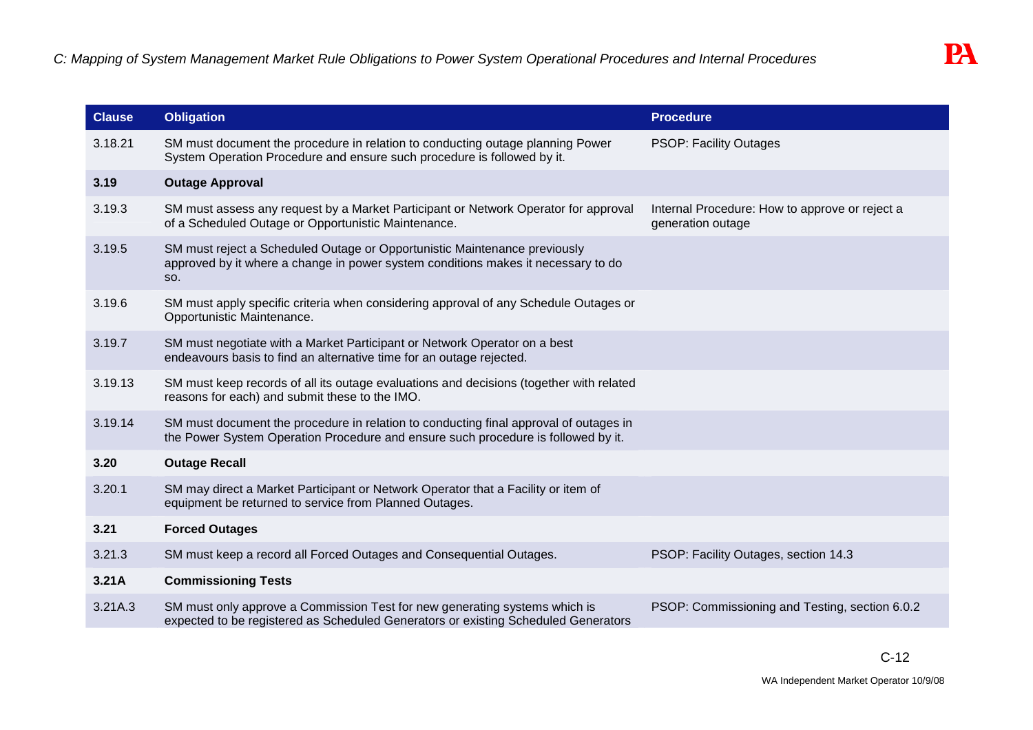| Clause | Obligation | Procedure |
|---|---|---|
| 3.18.21 | SM must document the procedure in relation to conducting outage planning Power System Operation Procedure and ensure such procedure is followed by it. | PSOP: Facility Outages |
| **3.19** | **Outage Approval** | |
| 3.19.3 | SM must assess any request by a Market Participant or Network Operator for approval of a Scheduled Outage or Opportunistic Maintenance. | Internal Procedure: How to approve or reject a generation outage |
| 3.19.5 | SM must reject a Scheduled Outage or Opportunistic Maintenance previously approved by it where a change in power system conditions makes it necessary to do so. | |
| 3.19.6 | SM must apply specific criteria when considering approval of any Schedule Outages or Opportunistic Maintenance. | |
| 3.19.7 | SM must negotiate with a Market Participant or Network Operator on a best endeavours basis to find an alternative time for an outage rejected. | |
| 3.19.13 | SM must keep records of all its outage evaluations and decisions (together with related reasons for each) and submit these to the IMO. | |
| 3.19.14 | SM must document the procedure in relation to conducting final approval of outages in the Power System Operation Procedure and ensure such procedure is followed by it. | |
| **3.20** | **Outage Recall** | |
| 3.20.1 | SM may direct a Market Participant or Network Operator that a Facility or item of equipment be returned to service from Planned Outages. | |
| **3.21** | **Forced Outages** | |
| 3.21.3 | SM must keep a record all Forced Outages and Consequential Outages. | PSOP: Facility Outages, section 14.3 |
| **3.21A** | **Commissioning Tests** | |
| 3.21A.3 | SM must only approve a Commission Test for new generating systems which is expected to be registered as Scheduled Generators or existing Scheduled Generators | PSOP: Commissioning and Testing, section 6.0.2 |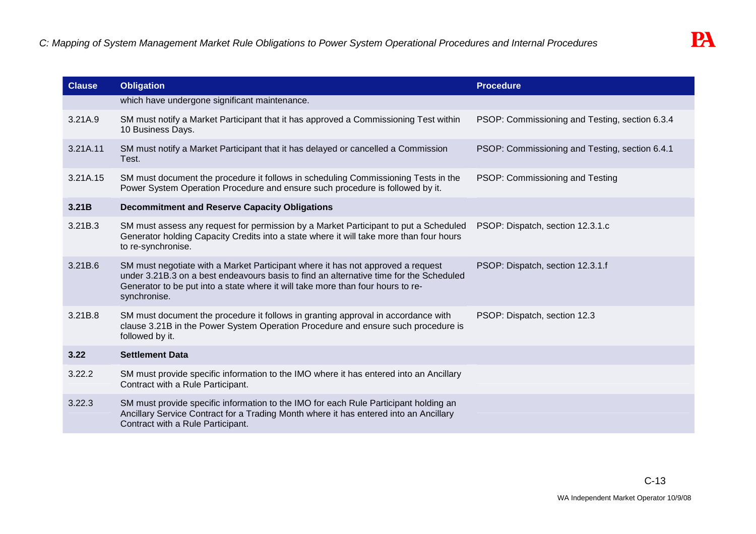| Clause | Obligation | Procedure |
|---|---|---|
| | which have undergone significant maintenance. | |
| 3.21A.9 | SM must notify a Market Participant that it has approved a Commissioning Test within 10 Business Days. | PSOP: Commissioning and Testing, section 6.3.4 |
| 3.21A.11 | SM must notify a Market Participant that it has delayed or cancelled a Commission Test. | PSOP: Commissioning and Testing, section 6.4.1 |
| 3.21A.15 | SM must document the procedure it follows in scheduling Commissioning Tests in the Power System Operation Procedure and ensure such procedure is followed by it. | PSOP: Commissioning and Testing |
| **3.21B** | **Decommitment and Reserve Capacity Obligations** | |
| 3.21B.3 | SM must assess any request for permission by a Market Participant to put a Scheduled Generator holding Capacity Credits into a state where it will take more than four hours to re-synchronise. | PSOP: Dispatch, section 12.3.1.c |
| 3.21B.6 | SM must negotiate with a Market Participant where it has not approved a request under 3.21B.3 on a best endeavours basis to find an alternative time for the Scheduled Generator to be put into a state where it will take more than four hours to re-synchronise. | PSOP: Dispatch, section 12.3.1.f |
| 3.21B.8 | SM must document the procedure it follows in granting approval in accordance with clause 3.21B in the Power System Operation Procedure and ensure such procedure is followed by it. | PSOP: Dispatch, section 12.3 |
| **3.22** | **Settlement Data** | |
| 3.22.2 | SM must provide specific information to the IMO where it has entered into an Ancillary Contract with a Rule Participant. | |
| 3.22.3 | SM must provide specific information to the IMO for each Rule Participant holding an Ancillary Service Contract for a Trading Month where it has entered into an Ancillary Contract with a Rule Participant. | |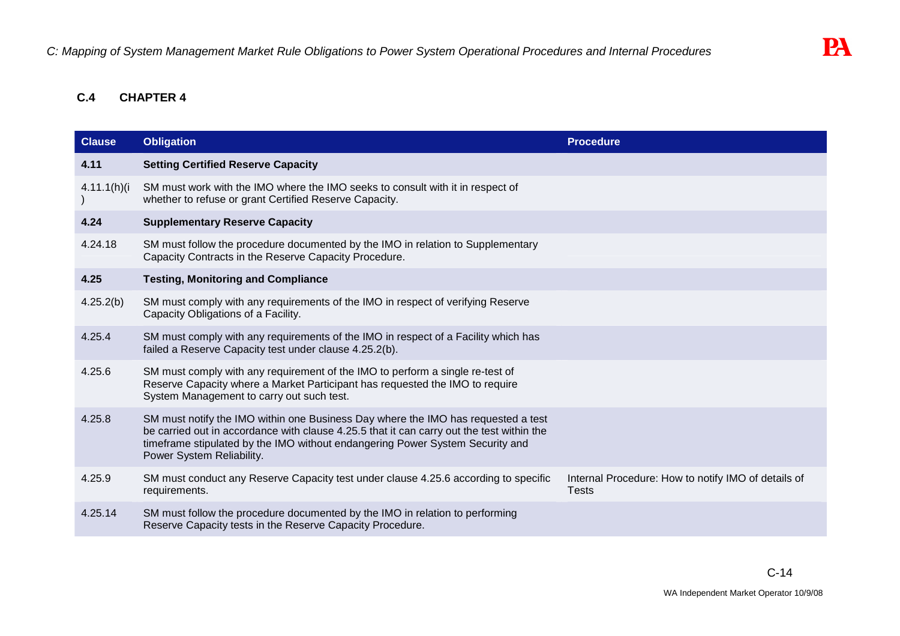### C.4 CHAPTER 4

| Clause | Obligation | Procedure |
|---|---|---|
| **4.11** | **Setting Certified Reserve Capacity** | |
| 4.11.1(h)(i) | SM must work with the IMO where the IMO seeks to consult with it in respect of whether to refuse or grant Certified Reserve Capacity. | |
| **4.24** | **Supplementary Reserve Capacity** | |
| 4.24.18 | SM must follow the procedure documented by the IMO in relation to Supplementary Capacity Contracts in the Reserve Capacity Procedure. | |
| **4.25** | **Testing, Monitoring and Compliance** | |
| 4.25.2(b) | SM must comply with any requirements of the IMO in respect of verifying Reserve Capacity Obligations of a Facility. | |
| 4.25.4 | SM must comply with any requirements of the IMO in respect of a Facility which has failed a Reserve Capacity test under clause 4.25.2(b). | |
| 4.25.6 | SM must comply with any requirement of the IMO to perform a single re-test of Reserve Capacity where a Market Participant has requested the IMO to require System Management to carry out such test. | |
| 4.25.8 | SM must notify the IMO within one Business Day where the IMO has requested a test be carried out in accordance with clause 4.25.5 that it can carry out the test within the timeframe stipulated by the IMO without endangering Power System Security and Power System Reliability. | |
| 4.25.9 | SM must conduct any Reserve Capacity test under clause 4.25.6 according to specific requirements. | Internal Procedure: How to notify IMO of details of Tests |
| 4.25.14 | SM must follow the procedure documented by the IMO in relation to performing Reserve Capacity tests in the Reserve Capacity Procedure. | |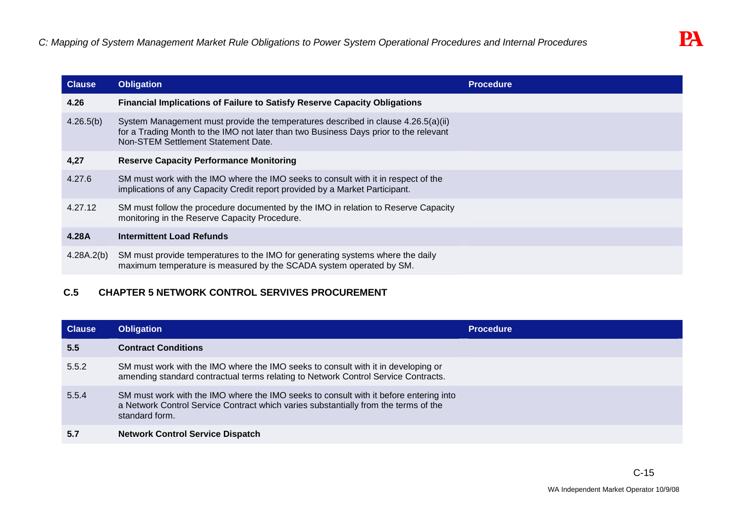| Clause | Obligation | Procedure |
|---|---|---|
| **4.26** | **Financial Implications of Failure to Satisfy Reserve Capacity Obligations** | |
| 4.26.5(b) | System Management must provide the temperatures described in clause 4.26.5(a)(ii) for a Trading Month to the IMO not later than two Business Days prior to the relevant Non-STEM Settlement Statement Date. | |
| **4,27** | **Reserve Capacity Performance Monitoring** | |
| 4.27.6 | SM must work with the IMO where the IMO seeks to consult with it in respect of the implications of any Capacity Credit report provided by a Market Participant. | |
| 4.27.12 | SM must follow the procedure documented by the IMO in relation to Reserve Capacity monitoring in the Reserve Capacity Procedure. | |
| **4.28A** | **Intermittent Load Refunds** | |
| 4.28A.2(b) | SM must provide temperatures to the IMO for generating systems where the daily maximum temperature is measured by the SCADA system operated by SM. | |

## C.5 CHAPTER 5 NETWORK CONTROL SERVIVES PROCUREMENT

| Clause | Obligation | Procedure |
|---|---|---|
| **5.5** | **Contract Conditions** | |
| 5.5.2 | SM must work with the IMO where the IMO seeks to consult with it in developing or amending standard contractual terms relating to Network Control Service Contracts. | |
| 5.5.4 | SM must work with the IMO where the IMO seeks to consult with it before entering into a Network Control Service Contract which varies substantially from the terms of the standard form. | |
| **5.7** | **Network Control Service Dispatch** | |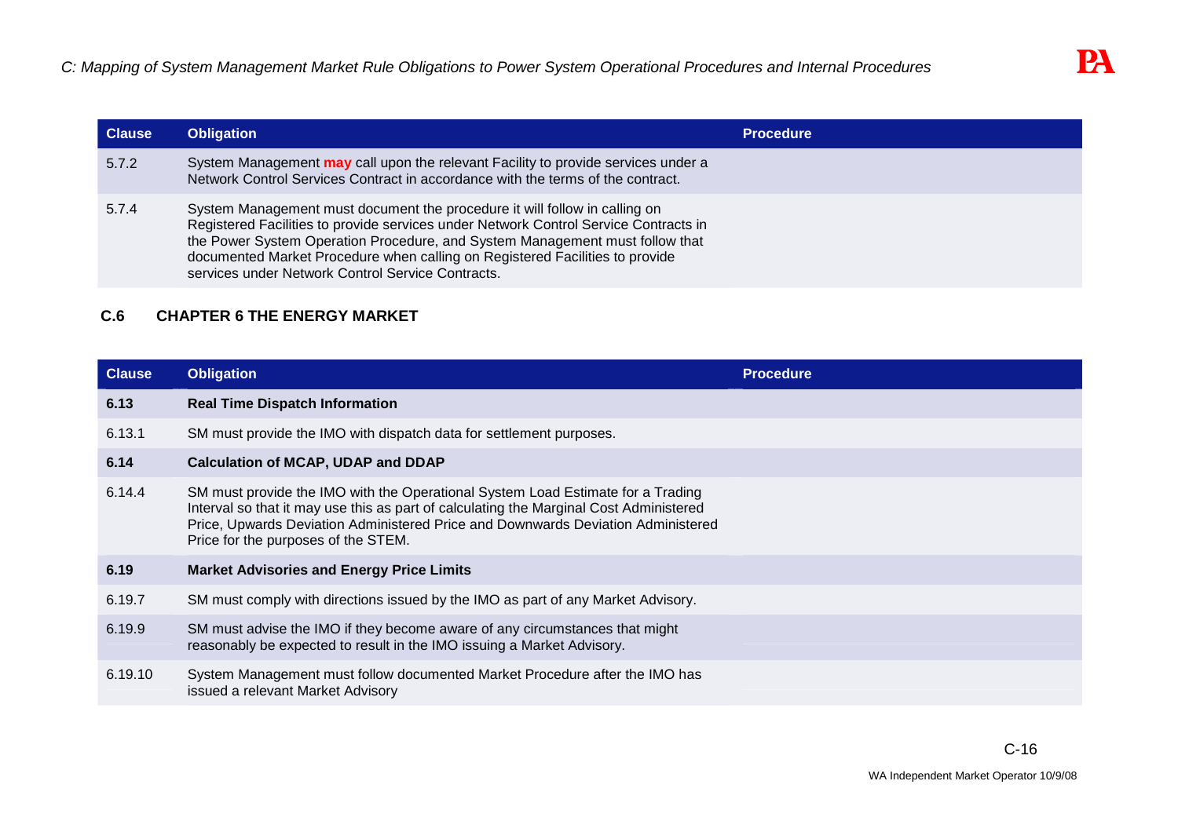| Clause | Obligation | Procedure |
|---|---|---|
| 5.7.2 | System Management **may** call upon the relevant Facility to provide services under a Network Control Services Contract in accordance with the terms of the contract. | |
| 5.7.4 | System Management must document the procedure it will follow in calling on Registered Facilities to provide services under Network Control Service Contracts in the Power System Operation Procedure, and System Management must follow that documented Market Procedure when calling on Registered Facilities to provide services under Network Control Service Contracts. | |

## C.6 CHAPTER 6 THE ENERGY MARKET

| Clause | Obligation | Procedure |
|---|---|---|
| **6.13** | **Real Time Dispatch Information** | |
| 6.13.1 | SM must provide the IMO with dispatch data for settlement purposes. | |
| **6.14** | **Calculation of MCAP, UDAP and DDAP** | |
| 6.14.4 | SM must provide the IMO with the Operational System Load Estimate for a Trading Interval so that it may use this as part of calculating the Marginal Cost Administered Price, Upwards Deviation Administered Price and Downwards Deviation Administered Price for the purposes of the STEM. | |
| **6.19** | **Market Advisories and Energy Price Limits** | |
| 6.19.7 | SM must comply with directions issued by the IMO as part of any Market Advisory. | |
| 6.19.9 | SM must advise the IMO if they become aware of any circumstances that might reasonably be expected to result in the IMO issuing a Market Advisory. | |
| 6.19.10 | System Management must follow documented Market Procedure after the IMO has issued a relevant Market Advisory | |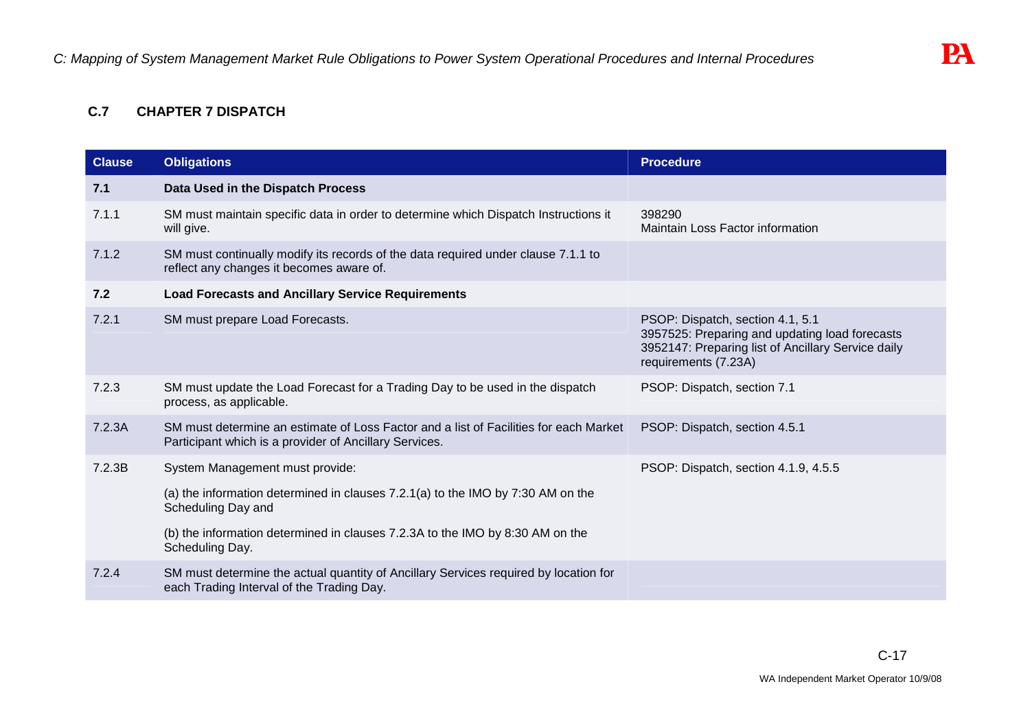### C.7 CHAPTER 7 DISPATCH

| Clause | Obligations | Procedure |
|---|---|---|
| **7.1** | **Data Used in the Dispatch Process** | |
| 7.1.1 | SM must maintain specific data in order to determine which Dispatch Instructions it will give. | 398290<br>Maintain Loss Factor information |
| 7.1.2 | SM must continually modify its records of the data required under clause 7.1.1 to reflect any changes it becomes aware of. | |
| **7.2** | **Load Forecasts and Ancillary Service Requirements** | |
| 7.2.1 | SM must prepare Load Forecasts. | PSOP: Dispatch, section 4.1, 5.1<br>3957525: Preparing and updating load forecasts<br>3952147: Preparing list of Ancillary Service daily requirements (7.23A) |
| 7.2.3 | SM must update the Load Forecast for a Trading Day to be used in the dispatch process, as applicable. | PSOP: Dispatch, section 7.1 |
| 7.2.3A | SM must determine an estimate of Loss Factor and a list of Facilities for each Market Participant which is a provider of Ancillary Services. | PSOP: Dispatch, section 4.5.1 |
| 7.2.3B | System Management must provide:<br>(a) the information determined in clauses 7.2.1(a) to the IMO by 7:30 AM on the Scheduling Day and<br>(b) the information determined in clauses 7.2.3A to the IMO by 8:30 AM on the Scheduling Day. | PSOP: Dispatch, section 4.1.9, 4.5.5 |
| 7.2.4 | SM must determine the actual quantity of Ancillary Services required by location for each Trading Interval of the Trading Day. | |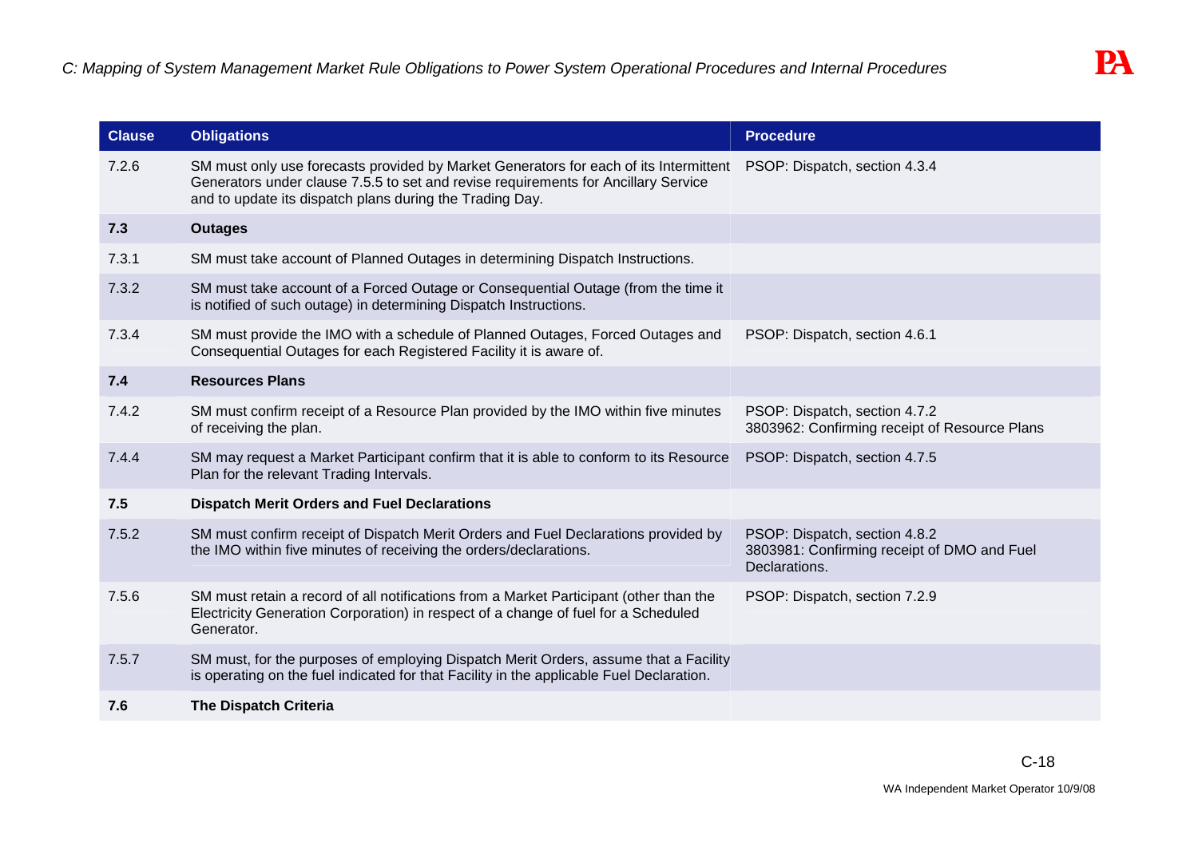| Clause | Obligations | Procedure |
|---|---|---|
| 7.2.6 | SM must only use forecasts provided by Market Generators for each of its Intermittent Generators under clause 7.5.5 to set and revise requirements for Ancillary Service and to update its dispatch plans during the Trading Day. | PSOP: Dispatch, section 4.3.4 |
| **7.3** | **Outages** | |
| 7.3.1 | SM must take account of Planned Outages in determining Dispatch Instructions. | |
| 7.3.2 | SM must take account of a Forced Outage or Consequential Outage (from the time it is notified of such outage) in determining Dispatch Instructions. | |
| 7.3.4 | SM must provide the IMO with a schedule of Planned Outages, Forced Outages and Consequential Outages for each Registered Facility it is aware of. | PSOP: Dispatch, section 4.6.1 |
| **7.4** | **Resources Plans** | |
| 7.4.2 | SM must confirm receipt of a Resource Plan provided by the IMO within five minutes of receiving the plan. | PSOP: Dispatch, section 4.7.2<br>3803962: Confirming receipt of Resource Plans |
| 7.4.4 | SM may request a Market Participant confirm that it is able to conform to its Resource Plan for the relevant Trading Intervals. | PSOP: Dispatch, section 4.7.5 |
| **7.5** | **Dispatch Merit Orders and Fuel Declarations** | |
| 7.5.2 | SM must confirm receipt of Dispatch Merit Orders and Fuel Declarations provided by the IMO within five minutes of receiving the orders/declarations. | PSOP: Dispatch, section 4.8.2<br>3803981: Confirming receipt of DMO and Fuel Declarations. |
| 7.5.6 | SM must retain a record of all notifications from a Market Participant (other than the Electricity Generation Corporation) in respect of a change of fuel for a Scheduled Generator. | PSOP: Dispatch, section 7.2.9 |
| 7.5.7 | SM must, for the purposes of employing Dispatch Merit Orders, assume that a Facility is operating on the fuel indicated for that Facility in the applicable Fuel Declaration. | |
| **7.6** | **The Dispatch Criteria** | |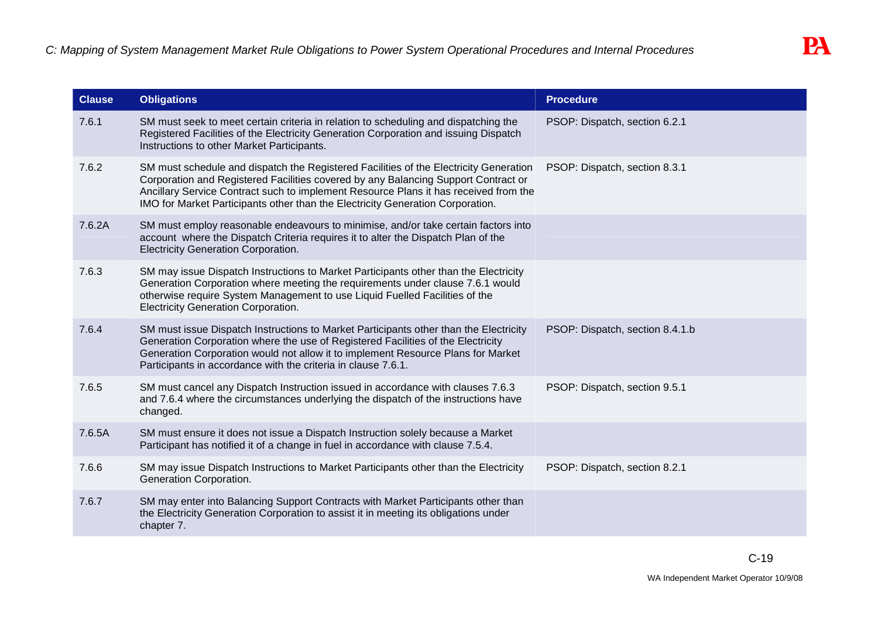| Clause | Obligations | Procedure |
|---|---|---|
| 7.6.1 | SM must seek to meet certain criteria in relation to scheduling and dispatching the Registered Facilities of the Electricity Generation Corporation and issuing Dispatch Instructions to other Market Participants. | PSOP: Dispatch, section 6.2.1 |
| 7.6.2 | SM must schedule and dispatch the Registered Facilities of the Electricity Generation Corporation and Registered Facilities covered by any Balancing Support Contract or Ancillary Service Contract such to implement Resource Plans it has received from the IMO for Market Participants other than the Electricity Generation Corporation. | PSOP: Dispatch, section 8.3.1 |
| 7.6.2A | SM must employ reasonable endeavours to minimise, and/or take certain factors into account where the Dispatch Criteria requires it to alter the Dispatch Plan of the Electricity Generation Corporation. | |
| 7.6.3 | SM may issue Dispatch Instructions to Market Participants other than the Electricity Generation Corporation where meeting the requirements under clause 7.6.1 would otherwise require System Management to use Liquid Fuelled Facilities of the Electricity Generation Corporation. | |
| 7.6.4 | SM must issue Dispatch Instructions to Market Participants other than the Electricity Generation Corporation where the use of Registered Facilities of the Electricity Generation Corporation would not allow it to implement Resource Plans for Market Participants in accordance with the criteria in clause 7.6.1. | PSOP: Dispatch, section 8.4.1.b |
| 7.6.5 | SM must cancel any Dispatch Instruction issued in accordance with clauses 7.6.3 and 7.6.4 where the circumstances underlying the dispatch of the instructions have changed. | PSOP: Dispatch, section 9.5.1 |
| 7.6.5A | SM must ensure it does not issue a Dispatch Instruction solely because a Market Participant has notified it of a change in fuel in accordance with clause 7.5.4. | |
| 7.6.6 | SM may issue Dispatch Instructions to Market Participants other than the Electricity Generation Corporation. | PSOP: Dispatch, section 8.2.1 |
| 7.6.7 | SM may enter into Balancing Support Contracts with Market Participants other than the Electricity Generation Corporation to assist it in meeting its obligations under chapter 7. | |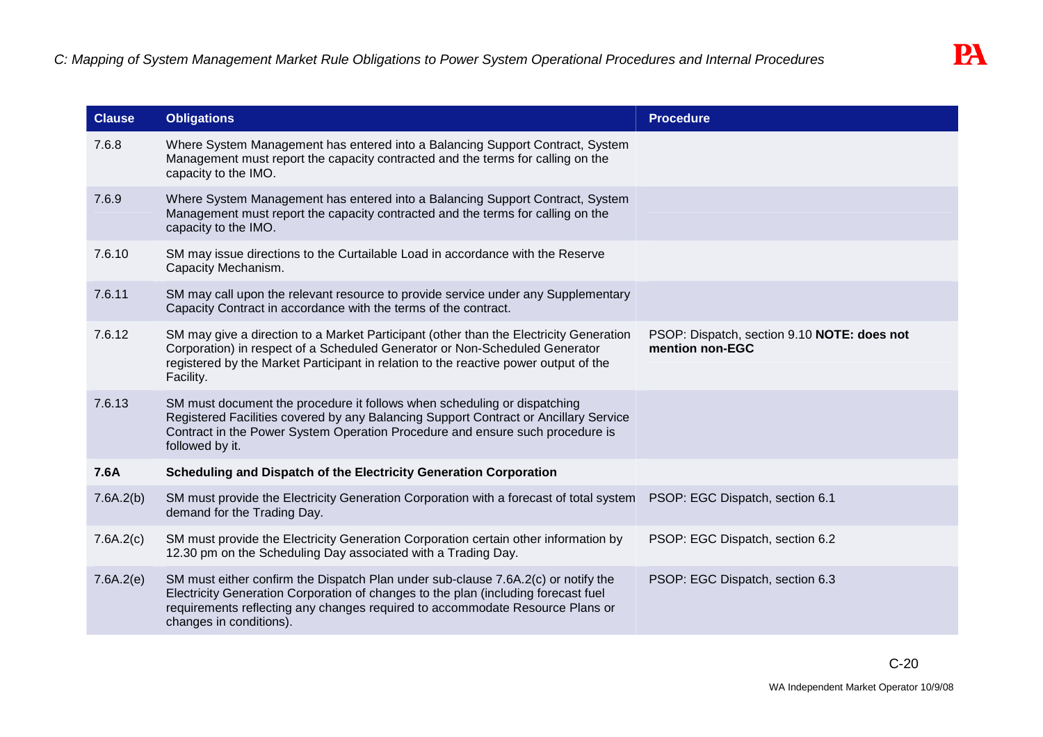| Clause | Obligations | Procedure |
|---|---|---|
| 7.6.8 | Where System Management has entered into a Balancing Support Contract, System Management must report the capacity contracted and the terms for calling on the capacity to the IMO. | |
| 7.6.9 | Where System Management has entered into a Balancing Support Contract, System Management must report the capacity contracted and the terms for calling on the capacity to the IMO. | |
| 7.6.10 | SM may issue directions to the Curtailable Load in accordance with the Reserve Capacity Mechanism. | |
| 7.6.11 | SM may call upon the relevant resource to provide service under any Supplementary Capacity Contract in accordance with the terms of the contract. | |
| 7.6.12 | SM may give a direction to a Market Participant (other than the Electricity Generation Corporation) in respect of a Scheduled Generator or Non-Scheduled Generator registered by the Market Participant in relation to the reactive power output of the Facility. | PSOP: Dispatch, section 9.10 **NOTE: does not mention non-EGC** |
| 7.6.13 | SM must document the procedure it follows when scheduling or dispatching Registered Facilities covered by any Balancing Support Contract or Ancillary Service Contract in the Power System Operation Procedure and ensure such procedure is followed by it. | |
| **7.6A** | **Scheduling and Dispatch of the Electricity Generation Corporation** | |
| 7.6A.2(b) | SM must provide the Electricity Generation Corporation with a forecast of total system demand for the Trading Day. | PSOP: EGC Dispatch, section 6.1 |
| 7.6A.2(c) | SM must provide the Electricity Generation Corporation certain other information by 12.30 pm on the Scheduling Day associated with a Trading Day. | PSOP: EGC Dispatch, section 6.2 |
| 7.6A.2(e) | SM must either confirm the Dispatch Plan under sub-clause 7.6A.2(c) or notify the Electricity Generation Corporation of changes to the plan (including forecast fuel requirements reflecting any changes required to accommodate Resource Plans or changes in conditions). | PSOP: EGC Dispatch, section 6.3 |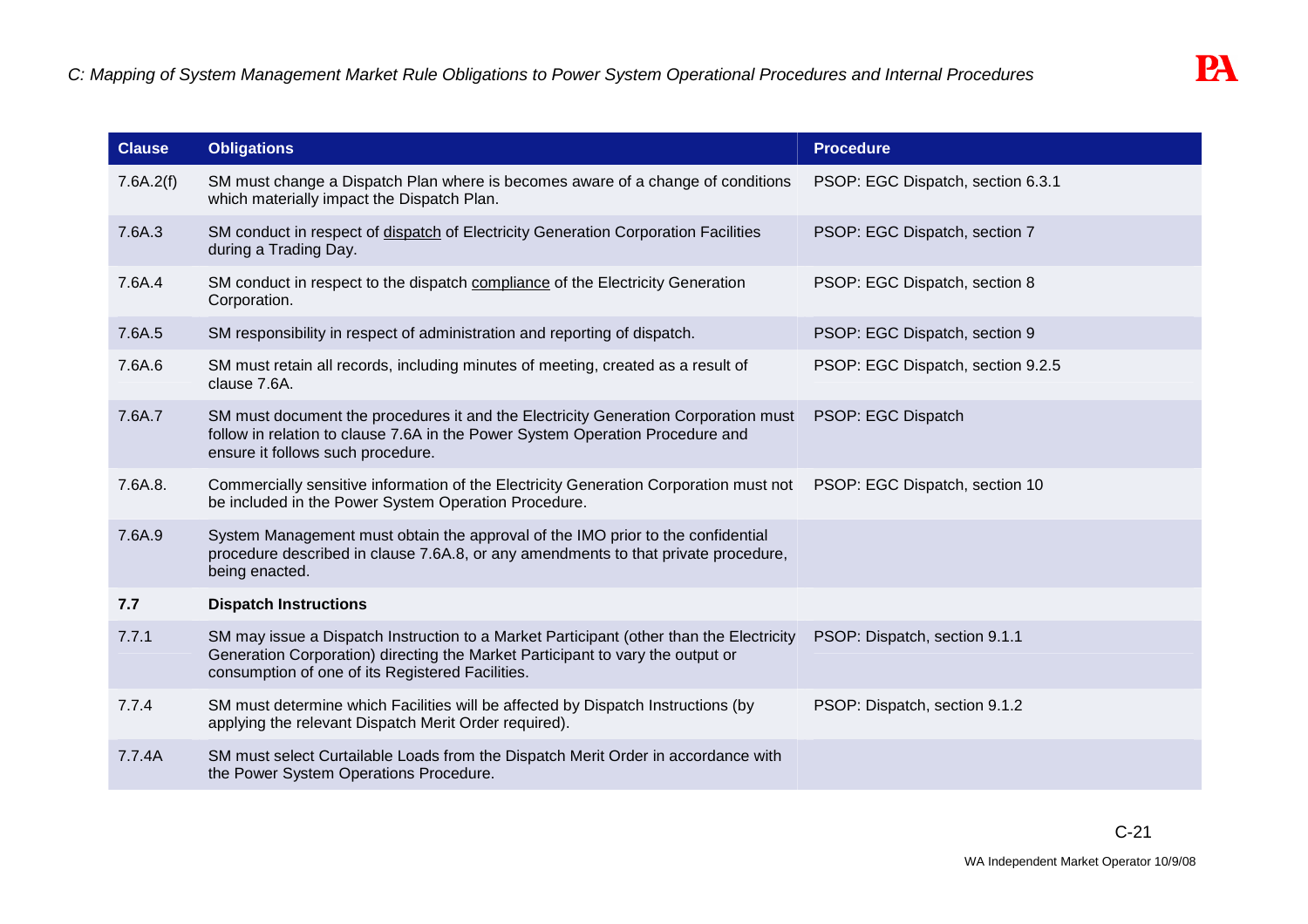| Clause | Obligations | Procedure |
|---|---|---|
| 7.6A.2(f) | SM must change a Dispatch Plan where is becomes aware of a change of conditions which materially impact the Dispatch Plan. | PSOP: EGC Dispatch, section 6.3.1 |
| 7.6A.3 | SM conduct in respect of dispatch of Electricity Generation Corporation Facilities during a Trading Day. | PSOP: EGC Dispatch, section 7 |
| 7.6A.4 | SM conduct in respect to the dispatch compliance of the Electricity Generation Corporation. | PSOP: EGC Dispatch, section 8 |
| 7.6A.5 | SM responsibility in respect of administration and reporting of dispatch. | PSOP: EGC Dispatch, section 9 |
| 7.6A.6 | SM must retain all records, including minutes of meeting, created as a result of clause 7.6A. | PSOP: EGC Dispatch, section 9.2.5 |
| 7.6A.7 | SM must document the procedures it and the Electricity Generation Corporation must follow in relation to clause 7.6A in the Power System Operation Procedure and ensure it follows such procedure. | PSOP: EGC Dispatch |
| 7.6A.8. | Commercially sensitive information of the Electricity Generation Corporation must not be included in the Power System Operation Procedure. | PSOP: EGC Dispatch, section 10 |
| 7.6A.9 | System Management must obtain the approval of the IMO prior to the confidential procedure described in clause 7.6A.8, or any amendments to that private procedure, being enacted. | |
| **7.7** | **Dispatch Instructions** | |
| 7.7.1 | SM may issue a Dispatch Instruction to a Market Participant (other than the Electricity Generation Corporation) directing the Market Participant to vary the output or consumption of one of its Registered Facilities. | PSOP: Dispatch, section 9.1.1 |
| 7.7.4 | SM must determine which Facilities will be affected by Dispatch Instructions (by applying the relevant Dispatch Merit Order required). | PSOP: Dispatch, section 9.1.2 |
| 7.7.4A | SM must select Curtailable Loads from the Dispatch Merit Order in accordance with the Power System Operations Procedure. | |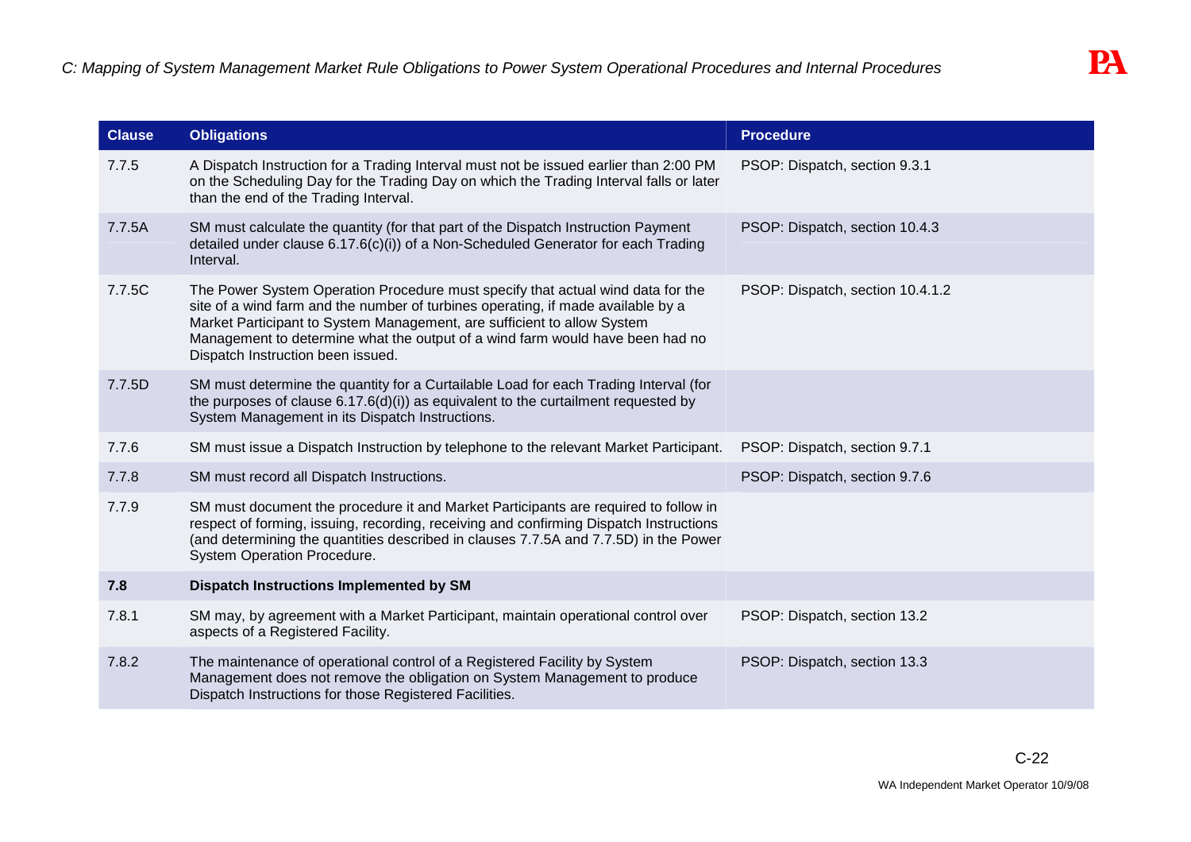| Clause | Obligations | Procedure |
|---|---|---|
| 7.7.5 | A Dispatch Instruction for a Trading Interval must not be issued earlier than 2:00 PM on the Scheduling Day for the Trading Day on which the Trading Interval falls or later than the end of the Trading Interval. | PSOP: Dispatch, section 9.3.1 |
| 7.7.5A | SM must calculate the quantity (for that part of the Dispatch Instruction Payment detailed under clause 6.17.6(c)(i)) of a Non-Scheduled Generator for each Trading Interval. | PSOP: Dispatch, section 10.4.3 |
| 7.7.5C | The Power System Operation Procedure must specify that actual wind data for the site of a wind farm and the number of turbines operating, if made available by a Market Participant to System Management, are sufficient to allow System Management to determine what the output of a wind farm would have been had no Dispatch Instruction been issued. | PSOP: Dispatch, section 10.4.1.2 |
| 7.7.5D | SM must determine the quantity for a Curtailable Load for each Trading Interval (for the purposes of clause 6.17.6(d)(i)) as equivalent to the curtailment requested by System Management in its Dispatch Instructions. | |
| 7.7.6 | SM must issue a Dispatch Instruction by telephone to the relevant Market Participant. | PSOP: Dispatch, section 9.7.1 |
| 7.7.8 | SM must record all Dispatch Instructions. | PSOP: Dispatch, section 9.7.6 |
| 7.7.9 | SM must document the procedure it and Market Participants are required to follow in respect of forming, issuing, recording, receiving and confirming Dispatch Instructions (and determining the quantities described in clauses 7.7.5A and 7.7.5D) in the Power System Operation Procedure. | |
| **7.8** | **Dispatch Instructions Implemented by SM** | |
| 7.8.1 | SM may, by agreement with a Market Participant, maintain operational control over aspects of a Registered Facility. | PSOP: Dispatch, section 13.2 |
| 7.8.2 | The maintenance of operational control of a Registered Facility by System Management does not remove the obligation on System Management to produce Dispatch Instructions for those Registered Facilities. | PSOP: Dispatch, section 13.3 |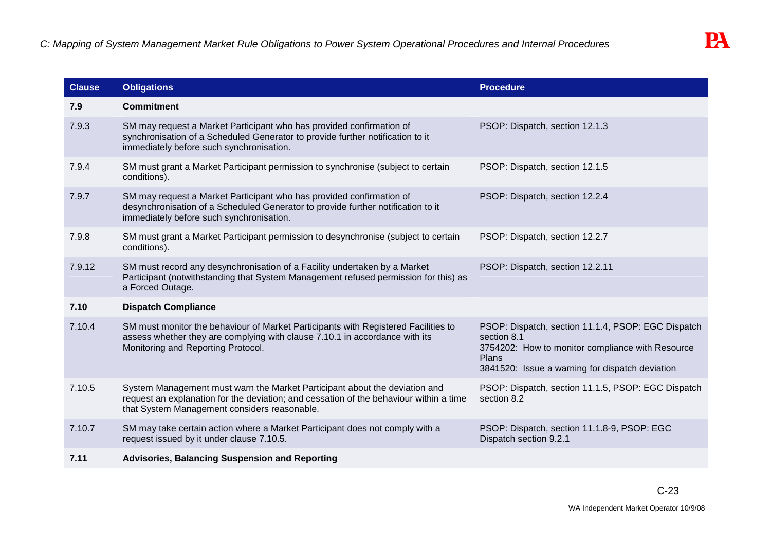| Clause | Obligations | Procedure |
|---|---|---|
| **7.9** | **Commitment** | |
| 7.9.3 | SM may request a Market Participant who has provided confirmation of synchronisation of a Scheduled Generator to provide further notification to it immediately before such synchronisation. | PSOP: Dispatch, section 12.1.3 |
| 7.9.4 | SM must grant a Market Participant permission to synchronise (subject to certain conditions). | PSOP: Dispatch, section 12.1.5 |
| 7.9.7 | SM may request a Market Participant who has provided confirmation of desynchronisation of a Scheduled Generator to provide further notification to it immediately before such synchronisation. | PSOP: Dispatch, section 12.2.4 |
| 7.9.8 | SM must grant a Market Participant permission to desynchronise (subject to certain conditions). | PSOP: Dispatch, section 12.2.7 |
| 7.9.12 | SM must record any desynchronisation of a Facility undertaken by a Market Participant (notwithstanding that System Management refused permission for this) as a Forced Outage. | PSOP: Dispatch, section 12.2.11 |
| **7.10** | **Dispatch Compliance** | |
| 7.10.4 | SM must monitor the behaviour of Market Participants with Registered Facilities to assess whether they are complying with clause 7.10.1 in accordance with its Monitoring and Reporting Protocol. | PSOP: Dispatch, section 11.1.4, PSOP: EGC Dispatch section 8.1<br>3754202: How to monitor compliance with Resource Plans<br>3841520: Issue a warning for dispatch deviation |
| 7.10.5 | System Management must warn the Market Participant about the deviation and request an explanation for the deviation; and cessation of the behaviour within a time that System Management considers reasonable. | PSOP: Dispatch, section 11.1.5, PSOP: EGC Dispatch section 8.2 |
| 7.10.7 | SM may take certain action where a Market Participant does not comply with a request issued by it under clause 7.10.5. | PSOP: Dispatch, section 11.1.8-9, PSOP: EGC Dispatch section 9.2.1 |
| **7.11** | **Advisories, Balancing Suspension and Reporting** | |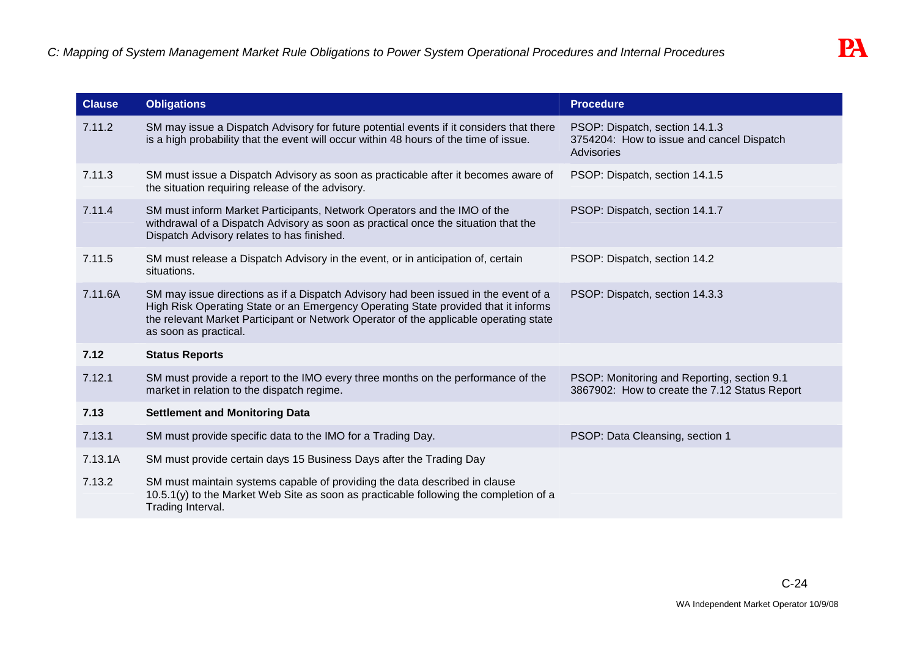| Clause | Obligations | Procedure |
|---|---|---|
| 7.11.2 | SM may issue a Dispatch Advisory for future potential events if it considers that there is a high probability that the event will occur within 48 hours of the time of issue. | PSOP: Dispatch, section 14.1.3<br>3754204: How to issue and cancel Dispatch Advisories |
| 7.11.3 | SM must issue a Dispatch Advisory as soon as practicable after it becomes aware of the situation requiring release of the advisory. | PSOP: Dispatch, section 14.1.5 |
| 7.11.4 | SM must inform Market Participants, Network Operators and the IMO of the withdrawal of a Dispatch Advisory as soon as practical once the situation that the Dispatch Advisory relates to has finished. | PSOP: Dispatch, section 14.1.7 |
| 7.11.5 | SM must release a Dispatch Advisory in the event, or in anticipation of, certain situations. | PSOP: Dispatch, section 14.2 |
| 7.11.6A | SM may issue directions as if a Dispatch Advisory had been issued in the event of a High Risk Operating State or an Emergency Operating State provided that it informs the relevant Market Participant or Network Operator of the applicable operating state as soon as practical. | PSOP: Dispatch, section 14.3.3 |
| **7.12** | **Status Reports** | |
| 7.12.1 | SM must provide a report to the IMO every three months on the performance of the market in relation to the dispatch regime. | PSOP: Monitoring and Reporting, section 9.1<br>3867902: How to create the 7.12 Status Report |
| **7.13** | **Settlement and Monitoring Data** | |
| 7.13.1 | SM must provide specific data to the IMO for a Trading Day. | PSOP: Data Cleansing, section 1 |
| 7.13.1A | SM must provide certain days 15 Business Days after the Trading Day | |
| 7.13.2 | SM must maintain systems capable of providing the data described in clause 10.5.1(y) to the Market Web Site as soon as practicable following the completion of a Trading Interval. | |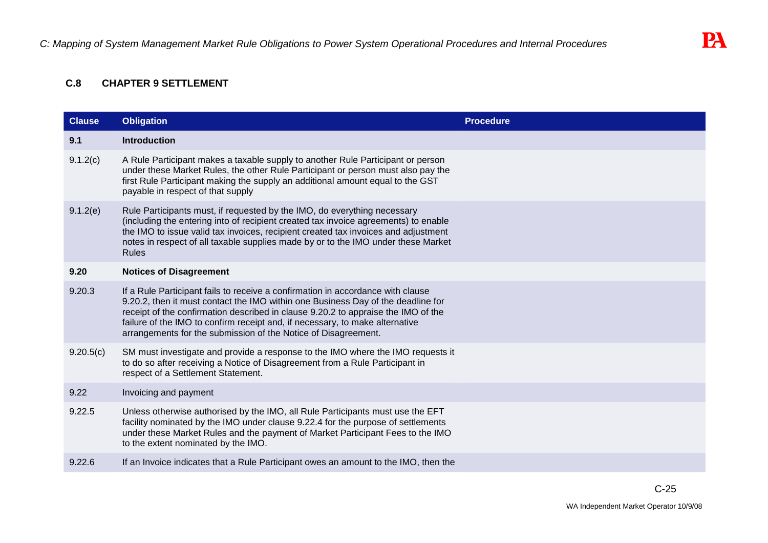### C.8 CHAPTER 9 SETTLEMENT

| Clause | Obligation | Procedure |
|---|---|---|
| **9.1** | **Introduction** | |
| 9.1.2(c) | A Rule Participant makes a taxable supply to another Rule Participant or person under these Market Rules, the other Rule Participant or person must also pay the first Rule Participant making the supply an additional amount equal to the GST payable in respect of that supply | |
| 9.1.2(e) | Rule Participants must, if requested by the IMO, do everything necessary (including the entering into of recipient created tax invoice agreements) to enable the IMO to issue valid tax invoices, recipient created tax invoices and adjustment notes in respect of all taxable supplies made by or to the IMO under these Market Rules | |
| **9.20** | **Notices of Disagreement** | |
| 9.20.3 | If a Rule Participant fails to receive a confirmation in accordance with clause 9.20.2, then it must contact the IMO within one Business Day of the deadline for receipt of the confirmation described in clause 9.20.2 to appraise the IMO of the failure of the IMO to confirm receipt and, if necessary, to make alternative arrangements for the submission of the Notice of Disagreement. | |
| 9.20.5(c) | SM must investigate and provide a response to the IMO where the IMO requests it to do so after receiving a Notice of Disagreement from a Rule Participant in respect of a Settlement Statement. | |
| 9.22 | Invoicing and payment | |
| 9.22.5 | Unless otherwise authorised by the IMO, all Rule Participants must use the EFT facility nominated by the IMO under clause 9.22.4 for the purpose of settlements under these Market Rules and the payment of Market Participant Fees to the IMO to the extent nominated by the IMO. | |
| 9.22.6 | If an Invoice indicates that a Rule Participant owes an amount to the IMO, then the | |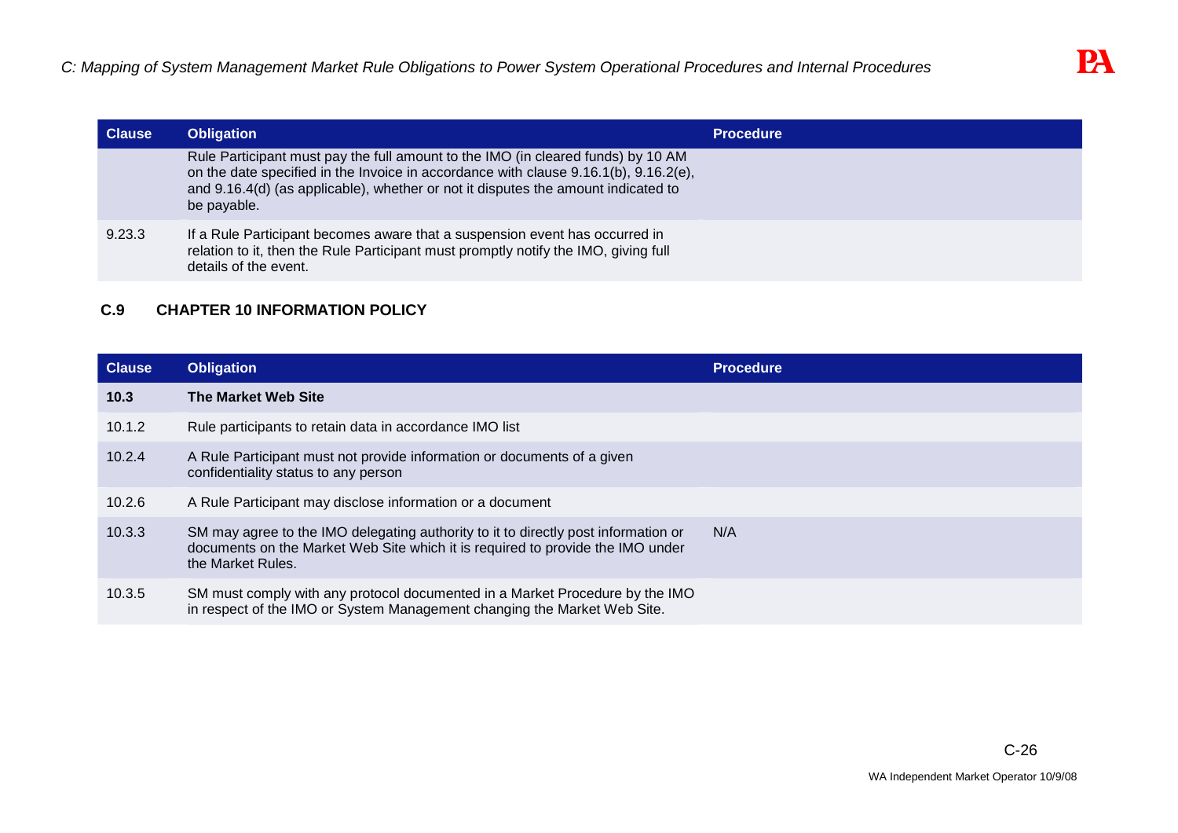| Clause | Obligation | Procedure |
|---|---|---|
| | Rule Participant must pay the full amount to the IMO (in cleared funds) by 10 AM on the date specified in the Invoice in accordance with clause 9.16.1(b), 9.16.2(e), and 9.16.4(d) (as applicable), whether or not it disputes the amount indicated to be payable. | |
| 9.23.3 | If a Rule Participant becomes aware that a suspension event has occurred in relation to it, then the Rule Participant must promptly notify the IMO, giving full details of the event. | |

### C.9 CHAPTER 10 INFORMATION POLICY

| Clause | Obligation | Procedure |
|---|---|---|
| **10.3** | **The Market Web Site** | |
| 10.1.2 | Rule participants to retain data in accordance IMO list | |
| 10.2.4 | A Rule Participant must not provide information or documents of a given confidentiality status to any person | |
| 10.2.6 | A Rule Participant may disclose information or a document | |
| 10.3.3 | SM may agree to the IMO delegating authority to it to directly post information or documents on the Market Web Site which it is required to provide the IMO under the Market Rules. | N/A |
| 10.3.5 | SM must comply with any protocol documented in a Market Procedure by the IMO in respect of the IMO or System Management changing the Market Web Site. | |